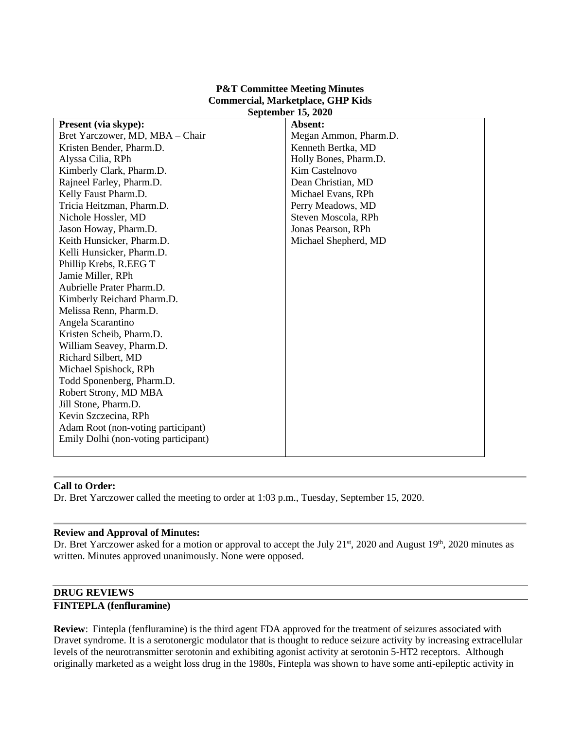**P&T Committee Meeting Minutes**
**Commercial, Marketplace, GHP Kids**
**September 15, 2020**

| **Present (via skype):** | **Absent:** |
|---|---|
| Bret Yarczower, MD, MBA – Chair | Megan Ammon, Pharm.D. |
| Kristen Bender, Pharm.D. | Kenneth Bertka, MD |
| Alyssa Cilia, RPh | Holly Bones, Pharm.D. |
| Kimberly Clark, Pharm.D. | Kim Castelnovo |
| Rajneel Farley, Pharm.D. | Dean Christian, MD |
| Kelly Faust Pharm.D. | Michael Evans, RPh |
| Tricia Heitzman, Pharm.D. | Perry Meadows, MD |
| Nichole Hossler, MD | Steven Moscola, RPh |
| Jason Howay, Pharm.D. | Jonas Pearson, RPh |
| Keith Hunsicker, Pharm.D. | Michael Shepherd, MD |
| Kelli Hunsicker, Pharm.D. | |
| Phillip Krebs, R.EEG T | |
| Jamie Miller, RPh | |
| Aubrielle Prater Pharm.D. | |
| Kimberly Reichard Pharm.D. | |
| Melissa Renn, Pharm.D. | |
| Angela Scarantino | |
| Kristen Scheib, Pharm.D. | |
| William Seavey, Pharm.D. | |
| Richard Silbert, MD | |
| Michael Spishock, RPh | |
| Todd Sponenberg, Pharm.D. | |
| Robert Strony, MD MBA | |
| Jill Stone, Pharm.D. | |
| Kevin Szczecina, RPh | |
| Adam Root (non-voting participant) | |
| Emily Dolhi (non-voting participant) | |

**Call to Order:**
Dr. Bret Yarczower called the meeting to order at 1:03 p.m., Tuesday, September 15, 2020.

**Review and Approval of Minutes:**
Dr. Bret Yarczower asked for a motion or approval to accept the July 21st, 2020 and August 19th, 2020 minutes as written. Minutes approved unanimously. None were opposed.

**DRUG REVIEWS**

**FINTEPLA (fenfluramine)**

**Review**: Fintepla (fenfluramine) is the third agent FDA approved for the treatment of seizures associated with Dravet syndrome. It is a serotonergic modulator that is thought to reduce seizure activity by increasing extracellular levels of the neurotransmitter serotonin and exhibiting agonist activity at serotonin 5-HT2 receptors. Although originally marketed as a weight loss drug in the 1980s, Fintepla was shown to have some anti-epileptic activity in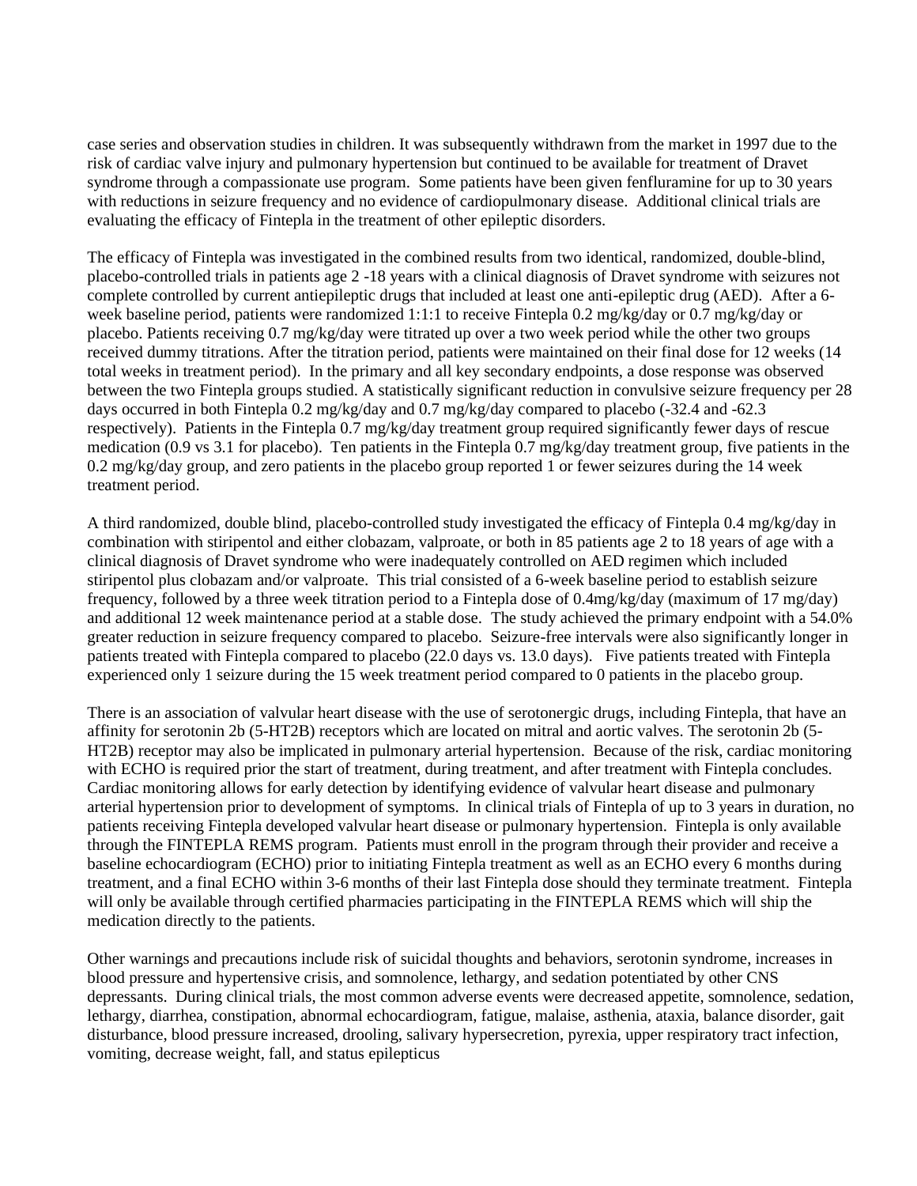case series and observation studies in children. It was subsequently withdrawn from the market in 1997 due to the risk of cardiac valve injury and pulmonary hypertension but continued to be available for treatment of Dravet syndrome through a compassionate use program. Some patients have been given fenfluramine for up to 30 years with reductions in seizure frequency and no evidence of cardiopulmonary disease. Additional clinical trials are evaluating the efficacy of Fintepla in the treatment of other epileptic disorders.

The efficacy of Fintepla was investigated in the combined results from two identical, randomized, double-blind, placebo-controlled trials in patients age 2 -18 years with a clinical diagnosis of Dravet syndrome with seizures not complete controlled by current antiepileptic drugs that included at least one anti-epileptic drug (AED). After a 6-week baseline period, patients were randomized 1:1:1 to receive Fintepla 0.2 mg/kg/day or 0.7 mg/kg/day or placebo. Patients receiving 0.7 mg/kg/day were titrated up over a two week period while the other two groups received dummy titrations. After the titration period, patients were maintained on their final dose for 12 weeks (14 total weeks in treatment period). In the primary and all key secondary endpoints, a dose response was observed between the two Fintepla groups studied. A statistically significant reduction in convulsive seizure frequency per 28 days occurred in both Fintepla 0.2 mg/kg/day and 0.7 mg/kg/day compared to placebo (-32.4 and -62.3 respectively). Patients in the Fintepla 0.7 mg/kg/day treatment group required significantly fewer days of rescue medication (0.9 vs 3.1 for placebo). Ten patients in the Fintepla 0.7 mg/kg/day treatment group, five patients in the 0.2 mg/kg/day group, and zero patients in the placebo group reported 1 or fewer seizures during the 14 week treatment period.

A third randomized, double blind, placebo-controlled study investigated the efficacy of Fintepla 0.4 mg/kg/day in combination with stiripentol and either clobazam, valproate, or both in 85 patients age 2 to 18 years of age with a clinical diagnosis of Dravet syndrome who were inadequately controlled on AED regimen which included stiripentol plus clobazam and/or valproate. This trial consisted of a 6-week baseline period to establish seizure frequency, followed by a three week titration period to a Fintepla dose of 0.4mg/kg/day (maximum of 17 mg/day) and additional 12 week maintenance period at a stable dose. The study achieved the primary endpoint with a 54.0% greater reduction in seizure frequency compared to placebo. Seizure-free intervals were also significantly longer in patients treated with Fintepla compared to placebo (22.0 days vs. 13.0 days). Five patients treated with Fintepla experienced only 1 seizure during the 15 week treatment period compared to 0 patients in the placebo group.

There is an association of valvular heart disease with the use of serotonergic drugs, including Fintepla, that have an affinity for serotonin 2b (5-HT2B) receptors which are located on mitral and aortic valves. The serotonin 2b (5-HT2B) receptor may also be implicated in pulmonary arterial hypertension. Because of the risk, cardiac monitoring with ECHO is required prior the start of treatment, during treatment, and after treatment with Fintepla concludes. Cardiac monitoring allows for early detection by identifying evidence of valvular heart disease and pulmonary arterial hypertension prior to development of symptoms. In clinical trials of Fintepla of up to 3 years in duration, no patients receiving Fintepla developed valvular heart disease or pulmonary hypertension. Fintepla is only available through the FINTEPLA REMS program. Patients must enroll in the program through their provider and receive a baseline echocardiogram (ECHO) prior to initiating Fintepla treatment as well as an ECHO every 6 months during treatment, and a final ECHO within 3-6 months of their last Fintepla dose should they terminate treatment. Fintepla will only be available through certified pharmacies participating in the FINTEPLA REMS which will ship the medication directly to the patients.

Other warnings and precautions include risk of suicidal thoughts and behaviors, serotonin syndrome, increases in blood pressure and hypertensive crisis, and somnolence, lethargy, and sedation potentiated by other CNS depressants. During clinical trials, the most common adverse events were decreased appetite, somnolence, sedation, lethargy, diarrhea, constipation, abnormal echocardiogram, fatigue, malaise, asthenia, ataxia, balance disorder, gait disturbance, blood pressure increased, drooling, salivary hypersecretion, pyrexia, upper respiratory tract infection, vomiting, decrease weight, fall, and status epilepticus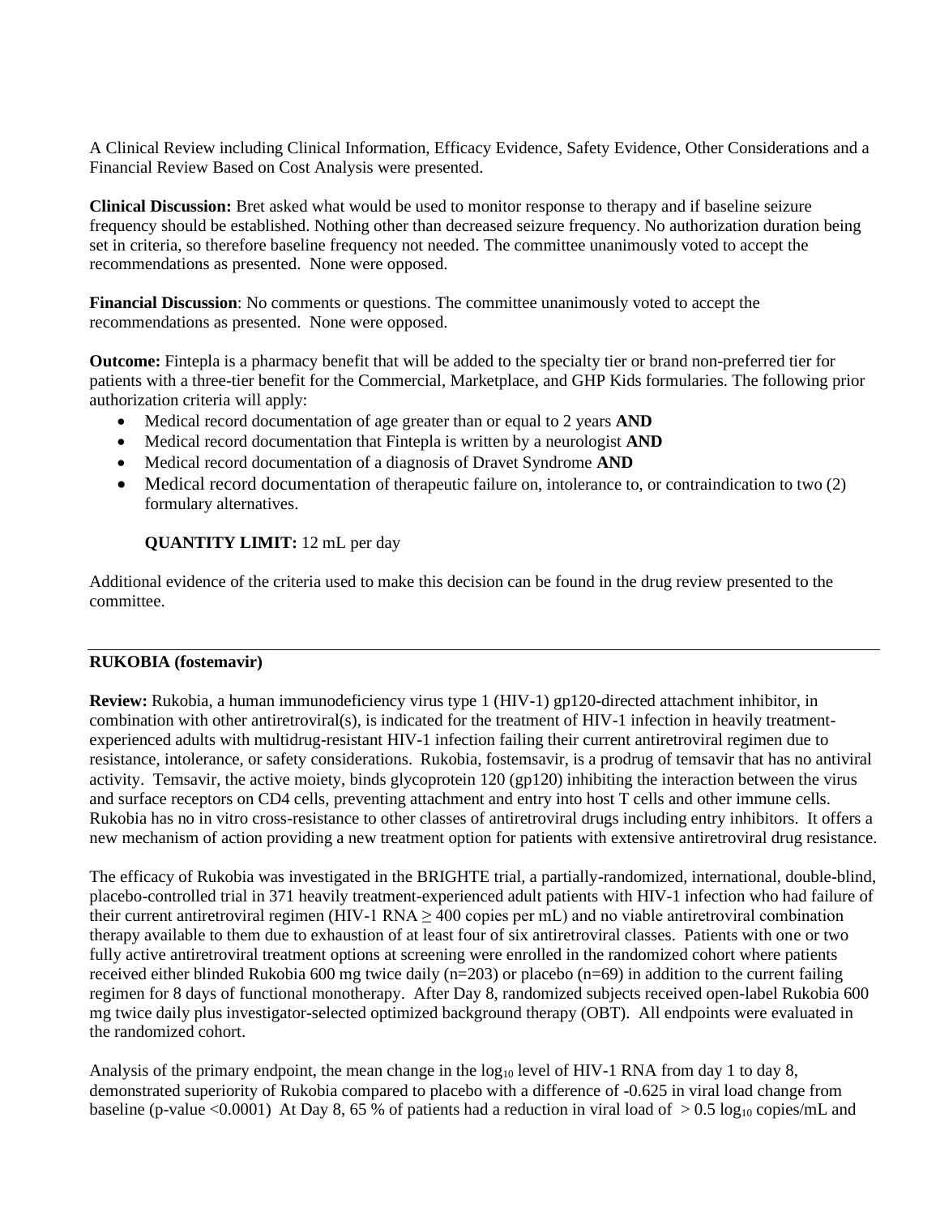A Clinical Review including Clinical Information, Efficacy Evidence, Safety Evidence, Other Considerations and a Financial Review Based on Cost Analysis were presented.

**Clinical Discussion:** Bret asked what would be used to monitor response to therapy and if baseline seizure frequency should be established. Nothing other than decreased seizure frequency. No authorization duration being set in criteria, so therefore baseline frequency not needed. The committee unanimously voted to accept the recommendations as presented. None were opposed.

**Financial Discussion**: No comments or questions. The committee unanimously voted to accept the recommendations as presented. None were opposed.

**Outcome:** Fintepla is a pharmacy benefit that will be added to the specialty tier or brand non-preferred tier for patients with a three-tier benefit for the Commercial, Marketplace, and GHP Kids formularies. The following prior authorization criteria will apply:

- Medical record documentation of age greater than or equal to 2 years **AND**
- Medical record documentation that Fintepla is written by a neurologist **AND**
- Medical record documentation of a diagnosis of Dravet Syndrome **AND**
- Medical record documentation of therapeutic failure on, intolerance to, or contraindication to two (2) formulary alternatives.

  **QUANTITY LIMIT:** 12 mL per day

Additional evidence of the criteria used to make this decision can be found in the drug review presented to the committee.

---

**RUKOBIA (fostemavir)**

**Review:** Rukobia, a human immunodeficiency virus type 1 (HIV-1) gp120-directed attachment inhibitor, in combination with other antiretroviral(s), is indicated for the treatment of HIV-1 infection in heavily treatment-experienced adults with multidrug-resistant HIV-1 infection failing their current antiretroviral regimen due to resistance, intolerance, or safety considerations. Rukobia, fostemsavir, is a prodrug of temsavir that has no antiviral activity. Temsavir, the active moiety, binds glycoprotein 120 (gp120) inhibiting the interaction between the virus and surface receptors on CD4 cells, preventing attachment and entry into host T cells and other immune cells. Rukobia has no in vitro cross-resistance to other classes of antiretroviral drugs including entry inhibitors. It offers a new mechanism of action providing a new treatment option for patients with extensive antiretroviral drug resistance.

The efficacy of Rukobia was investigated in the BRIGHTE trial, a partially-randomized, international, double-blind, placebo-controlled trial in 371 heavily treatment-experienced adult patients with HIV-1 infection who had failure of their current antiretroviral regimen (HIV-1 RNA $\geq$ 400 copies per mL) and no viable antiretroviral combination therapy available to them due to exhaustion of at least four of six antiretroviral classes. Patients with one or two fully active antiretroviral treatment options at screening were enrolled in the randomized cohort where patients received either blinded Rukobia 600 mg twice daily (n=203) or placebo (n=69) in addition to the current failing regimen for 8 days of functional monotherapy. After Day 8, randomized subjects received open-label Rukobia 600 mg twice daily plus investigator-selected optimized background therapy (OBT). All endpoints were evaluated in the randomized cohort.

Analysis of the primary endpoint, the mean change in the $\log_{10}$ level of HIV-1 RNA from day 1 to day 8, demonstrated superiority of Rukobia compared to placebo with a difference of -0.625 in viral load change from baseline (p-value <0.0001) At Day 8, 65 % of patients had a reduction in viral load of $> 0.5 \log_{10}$ copies/mL and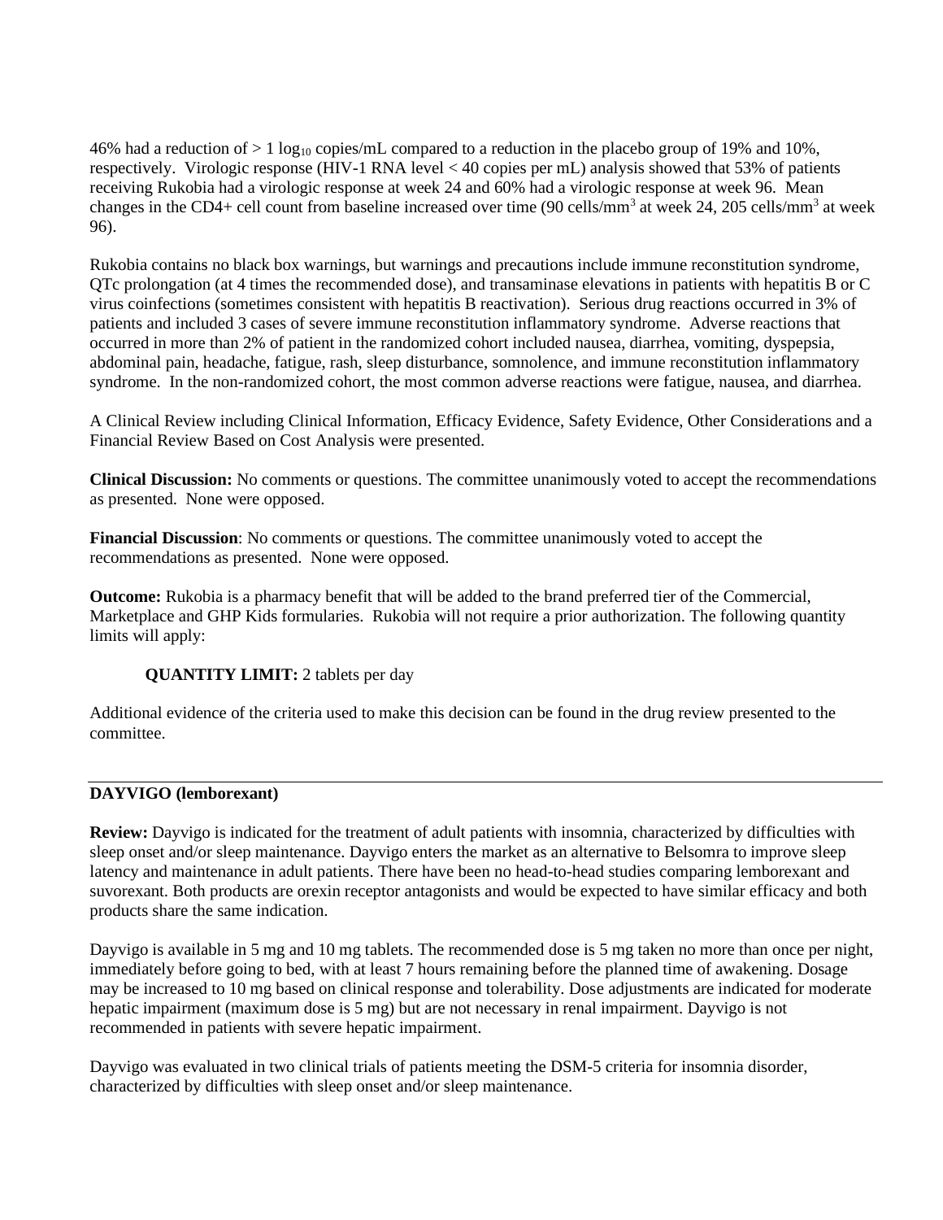46% had a reduction of > 1 $\log_{10}$ copies/mL compared to a reduction in the placebo group of 19% and 10%, respectively. Virologic response (HIV-1 RNA level < 40 copies per mL) analysis showed that 53% of patients receiving Rukobia had a virologic response at week 24 and 60% had a virologic response at week 96. Mean changes in the CD4+ cell count from baseline increased over time (90 cells/$mm^3$ at week 24, 205 cells/$mm^3$ at week 96).

Rukobia contains no black box warnings, but warnings and precautions include immune reconstitution syndrome, QTc prolongation (at 4 times the recommended dose), and transaminase elevations in patients with hepatitis B or C virus coinfections (sometimes consistent with hepatitis B reactivation). Serious drug reactions occurred in 3% of patients and included 3 cases of severe immune reconstitution inflammatory syndrome. Adverse reactions that occurred in more than 2% of patient in the randomized cohort included nausea, diarrhea, vomiting, dyspepsia, abdominal pain, headache, fatigue, rash, sleep disturbance, somnolence, and immune reconstitution inflammatory syndrome. In the non-randomized cohort, the most common adverse reactions were fatigue, nausea, and diarrhea.

A Clinical Review including Clinical Information, Efficacy Evidence, Safety Evidence, Other Considerations and a Financial Review Based on Cost Analysis were presented.

**Clinical Discussion:** No comments or questions. The committee unanimously voted to accept the recommendations as presented. None were opposed.

**Financial Discussion**: No comments or questions. The committee unanimously voted to accept the recommendations as presented. None were opposed.

**Outcome:** Rukobia is a pharmacy benefit that will be added to the brand preferred tier of the Commercial, Marketplace and GHP Kids formularies. Rukobia will not require a prior authorization. The following quantity limits will apply:

**QUANTITY LIMIT:** 2 tablets per day

Additional evidence of the criteria used to make this decision can be found in the drug review presented to the committee.

---

**DAYVIGO (lemborexant)**

**Review:** Dayvigo is indicated for the treatment of adult patients with insomnia, characterized by difficulties with sleep onset and/or sleep maintenance. Dayvigo enters the market as an alternative to Belsomra to improve sleep latency and maintenance in adult patients. There have been no head-to-head studies comparing lemborexant and suvorexant. Both products are orexin receptor antagonists and would be expected to have similar efficacy and both products share the same indication.

Dayvigo is available in 5 mg and 10 mg tablets. The recommended dose is 5 mg taken no more than once per night, immediately before going to bed, with at least 7 hours remaining before the planned time of awakening. Dosage may be increased to 10 mg based on clinical response and tolerability. Dose adjustments are indicated for moderate hepatic impairment (maximum dose is 5 mg) but are not necessary in renal impairment. Dayvigo is not recommended in patients with severe hepatic impairment.

Dayvigo was evaluated in two clinical trials of patients meeting the DSM-5 criteria for insomnia disorder, characterized by difficulties with sleep onset and/or sleep maintenance.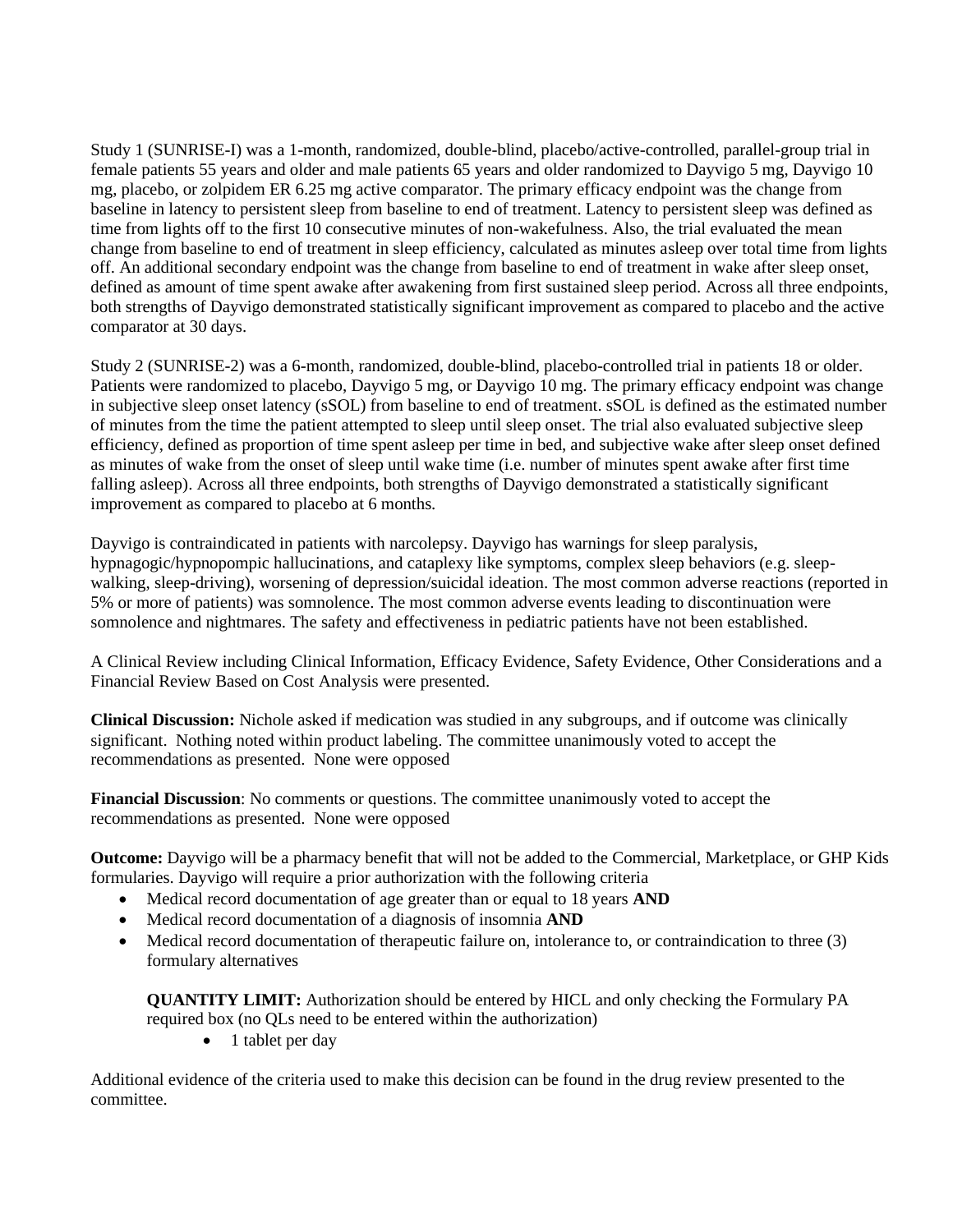Study 1 (SUNRISE-I) was a 1-month, randomized, double-blind, placebo/active-controlled, parallel-group trial in female patients 55 years and older and male patients 65 years and older randomized to Dayvigo 5 mg, Dayvigo 10 mg, placebo, or zolpidem ER 6.25 mg active comparator. The primary efficacy endpoint was the change from baseline in latency to persistent sleep from baseline to end of treatment. Latency to persistent sleep was defined as time from lights off to the first 10 consecutive minutes of non-wakefulness. Also, the trial evaluated the mean change from baseline to end of treatment in sleep efficiency, calculated as minutes asleep over total time from lights off. An additional secondary endpoint was the change from baseline to end of treatment in wake after sleep onset, defined as amount of time spent awake after awakening from first sustained sleep period. Across all three endpoints, both strengths of Dayvigo demonstrated statistically significant improvement as compared to placebo and the active comparator at 30 days.

Study 2 (SUNRISE-2) was a 6-month, randomized, double-blind, placebo-controlled trial in patients 18 or older. Patients were randomized to placebo, Dayvigo 5 mg, or Dayvigo 10 mg. The primary efficacy endpoint was change in subjective sleep onset latency (sSOL) from baseline to end of treatment. sSOL is defined as the estimated number of minutes from the time the patient attempted to sleep until sleep onset. The trial also evaluated subjective sleep efficiency, defined as proportion of time spent asleep per time in bed, and subjective wake after sleep onset defined as minutes of wake from the onset of sleep until wake time (i.e. number of minutes spent awake after first time falling asleep). Across all three endpoints, both strengths of Dayvigo demonstrated a statistically significant improvement as compared to placebo at 6 months.

Dayvigo is contraindicated in patients with narcolepsy. Dayvigo has warnings for sleep paralysis, hypnagogic/hypnopompic hallucinations, and cataplexy like symptoms, complex sleep behaviors (e.g. sleep-walking, sleep-driving), worsening of depression/suicidal ideation. The most common adverse reactions (reported in 5% or more of patients) was somnolence. The most common adverse events leading to discontinuation were somnolence and nightmares. The safety and effectiveness in pediatric patients have not been established.

A Clinical Review including Clinical Information, Efficacy Evidence, Safety Evidence, Other Considerations and a Financial Review Based on Cost Analysis were presented.

**Clinical Discussion:** Nichole asked if medication was studied in any subgroups, and if outcome was clinically significant. Nothing noted within product labeling. The committee unanimously voted to accept the recommendations as presented. None were opposed

**Financial Discussion**: No comments or questions. The committee unanimously voted to accept the recommendations as presented. None were opposed

**Outcome:** Dayvigo will be a pharmacy benefit that will not be added to the Commercial, Marketplace, or GHP Kids formularies. Dayvigo will require a prior authorization with the following criteria

- Medical record documentation of age greater than or equal to 18 years **AND**
- Medical record documentation of a diagnosis of insomnia **AND**
- Medical record documentation of therapeutic failure on, intolerance to, or contraindication to three (3) formulary alternatives

  **QUANTITY LIMIT:** Authorization should be entered by HICL and only checking the Formulary PA required box (no QLs need to be entered within the authorization)

  - 1 tablet per day

Additional evidence of the criteria used to make this decision can be found in the drug review presented to the committee.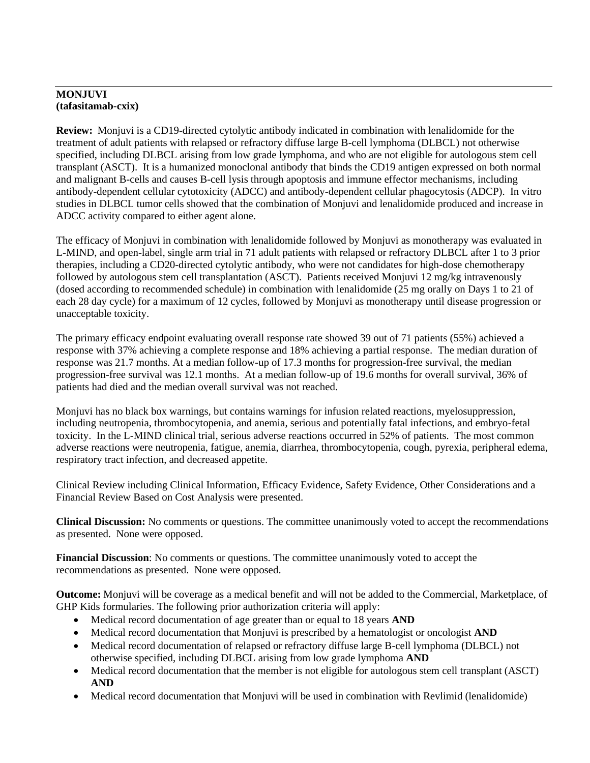**MONJUVI**
**(tafasitamab-cxix)**

**Review:** Monjuvi is a CD19-directed cytolytic antibody indicated in combination with lenalidomide for the treatment of adult patients with relapsed or refractory diffuse large B-cell lymphoma (DLBCL) not otherwise specified, including DLBCL arising from low grade lymphoma, and who are not eligible for autologous stem cell transplant (ASCT). It is a humanized monoclonal antibody that binds the CD19 antigen expressed on both normal and malignant B-cells and causes B-cell lysis through apoptosis and immune effector mechanisms, including antibody-dependent cellular cytotoxicity (ADCC) and antibody-dependent cellular phagocytosis (ADCP). In vitro studies in DLBCL tumor cells showed that the combination of Monjuvi and lenalidomide produced and increase in ADCC activity compared to either agent alone.

The efficacy of Monjuvi in combination with lenalidomide followed by Monjuvi as monotherapy was evaluated in L-MIND, and open-label, single arm trial in 71 adult patients with relapsed or refractory DLBCL after 1 to 3 prior therapies, including a CD20-directed cytolytic antibody, who were not candidates for high-dose chemotherapy followed by autologous stem cell transplantation (ASCT). Patients received Monjuvi 12 mg/kg intravenously (dosed according to recommended schedule) in combination with lenalidomide (25 mg orally on Days 1 to 21 of each 28 day cycle) for a maximum of 12 cycles, followed by Monjuvi as monotherapy until disease progression or unacceptable toxicity.

The primary efficacy endpoint evaluating overall response rate showed 39 out of 71 patients (55%) achieved a response with 37% achieving a complete response and 18% achieving a partial response. The median duration of response was 21.7 months. At a median follow-up of 17.3 months for progression-free survival, the median progression-free survival was 12.1 months. At a median follow-up of 19.6 months for overall survival, 36% of patients had died and the median overall survival was not reached.

Monjuvi has no black box warnings, but contains warnings for infusion related reactions, myelosuppression, including neutropenia, thrombocytopenia, and anemia, serious and potentially fatal infections, and embryo-fetal toxicity. In the L-MIND clinical trial, serious adverse reactions occurred in 52% of patients. The most common adverse reactions were neutropenia, fatigue, anemia, diarrhea, thrombocytopenia, cough, pyrexia, peripheral edema, respiratory tract infection, and decreased appetite.

Clinical Review including Clinical Information, Efficacy Evidence, Safety Evidence, Other Considerations and a Financial Review Based on Cost Analysis were presented.

**Clinical Discussion:** No comments or questions. The committee unanimously voted to accept the recommendations as presented. None were opposed.

**Financial Discussion**: No comments or questions. The committee unanimously voted to accept the recommendations as presented. None were opposed.

**Outcome:** Monjuvi will be coverage as a medical benefit and will not be added to the Commercial, Marketplace, of GHP Kids formularies. The following prior authorization criteria will apply:

- Medical record documentation of age greater than or equal to 18 years **AND**
- Medical record documentation that Monjuvi is prescribed by a hematologist or oncologist **AND**
- Medical record documentation of relapsed or refractory diffuse large B-cell lymphoma (DLBCL) not otherwise specified, including DLBCL arising from low grade lymphoma **AND**
- Medical record documentation that the member is not eligible for autologous stem cell transplant (ASCT) **AND**
- Medical record documentation that Monjuvi will be used in combination with Revlimid (lenalidomide)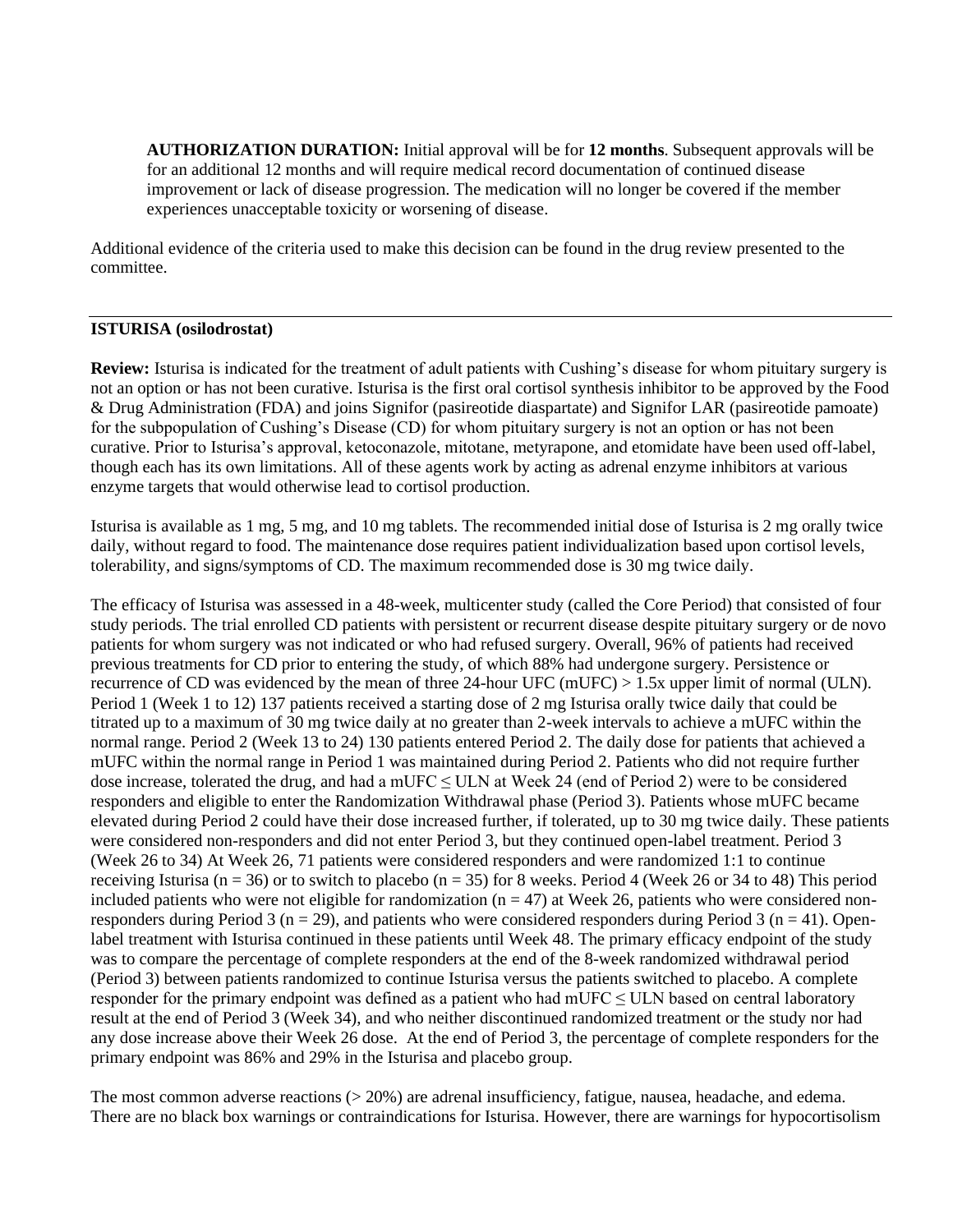**AUTHORIZATION DURATION:** Initial approval will be for **12 months**. Subsequent approvals will be for an additional 12 months and will require medical record documentation of continued disease improvement or lack of disease progression. The medication will no longer be covered if the member experiences unacceptable toxicity or worsening of disease.

Additional evidence of the criteria used to make this decision can be found in the drug review presented to the committee.

---

**ISTURISA (osilodrostat)**

**Review:** Isturisa is indicated for the treatment of adult patients with Cushing's disease for whom pituitary surgery is not an option or has not been curative. Isturisa is the first oral cortisol synthesis inhibitor to be approved by the Food & Drug Administration (FDA) and joins Signifor (pasireotide diaspartate) and Signifor LAR (pasireotide pamoate) for the subpopulation of Cushing's Disease (CD) for whom pituitary surgery is not an option or has not been curative. Prior to Isturisa's approval, ketoconazole, mitotane, metyrapone, and etomidate have been used off-label, though each has its own limitations. All of these agents work by acting as adrenal enzyme inhibitors at various enzyme targets that would otherwise lead to cortisol production.

Isturisa is available as 1 mg, 5 mg, and 10 mg tablets. The recommended initial dose of Isturisa is 2 mg orally twice daily, without regard to food. The maintenance dose requires patient individualization based upon cortisol levels, tolerability, and signs/symptoms of CD. The maximum recommended dose is 30 mg twice daily.

The efficacy of Isturisa was assessed in a 48-week, multicenter study (called the Core Period) that consisted of four study periods. The trial enrolled CD patients with persistent or recurrent disease despite pituitary surgery or de novo patients for whom surgery was not indicated or who had refused surgery. Overall, 96% of patients had received previous treatments for CD prior to entering the study, of which 88% had undergone surgery. Persistence or recurrence of CD was evidenced by the mean of three 24-hour UFC (mUFC) > 1.5x upper limit of normal (ULN). Period 1 (Week 1 to 12) 137 patients received a starting dose of 2 mg Isturisa orally twice daily that could be titrated up to a maximum of 30 mg twice daily at no greater than 2-week intervals to achieve a mUFC within the normal range. Period 2 (Week 13 to 24) 130 patients entered Period 2. The daily dose for patients that achieved a mUFC within the normal range in Period 1 was maintained during Period 2. Patients who did not require further dose increase, tolerated the drug, and had a mUFC ≤ ULN at Week 24 (end of Period 2) were to be considered responders and eligible to enter the Randomization Withdrawal phase (Period 3). Patients whose mUFC became elevated during Period 2 could have their dose increased further, if tolerated, up to 30 mg twice daily. These patients were considered non-responders and did not enter Period 3, but they continued open-label treatment. Period 3 (Week 26 to 34) At Week 26, 71 patients were considered responders and were randomized 1:1 to continue receiving Isturisa (n = 36) or to switch to placebo (n = 35) for 8 weeks. Period 4 (Week 26 or 34 to 48) This period included patients who were not eligible for randomization (n = 47) at Week 26, patients who were considered non-responders during Period 3 (n = 29), and patients who were considered responders during Period 3 (n = 41). Open-label treatment with Isturisa continued in these patients until Week 48. The primary efficacy endpoint of the study was to compare the percentage of complete responders at the end of the 8-week randomized withdrawal period (Period 3) between patients randomized to continue Isturisa versus the patients switched to placebo. A complete responder for the primary endpoint was defined as a patient who had mUFC ≤ ULN based on central laboratory result at the end of Period 3 (Week 34), and who neither discontinued randomized treatment or the study nor had any dose increase above their Week 26 dose. At the end of Period 3, the percentage of complete responders for the primary endpoint was 86% and 29% in the Isturisa and placebo group.

The most common adverse reactions (> 20%) are adrenal insufficiency, fatigue, nausea, headache, and edema. There are no black box warnings or contraindications for Isturisa. However, there are warnings for hypocortisolism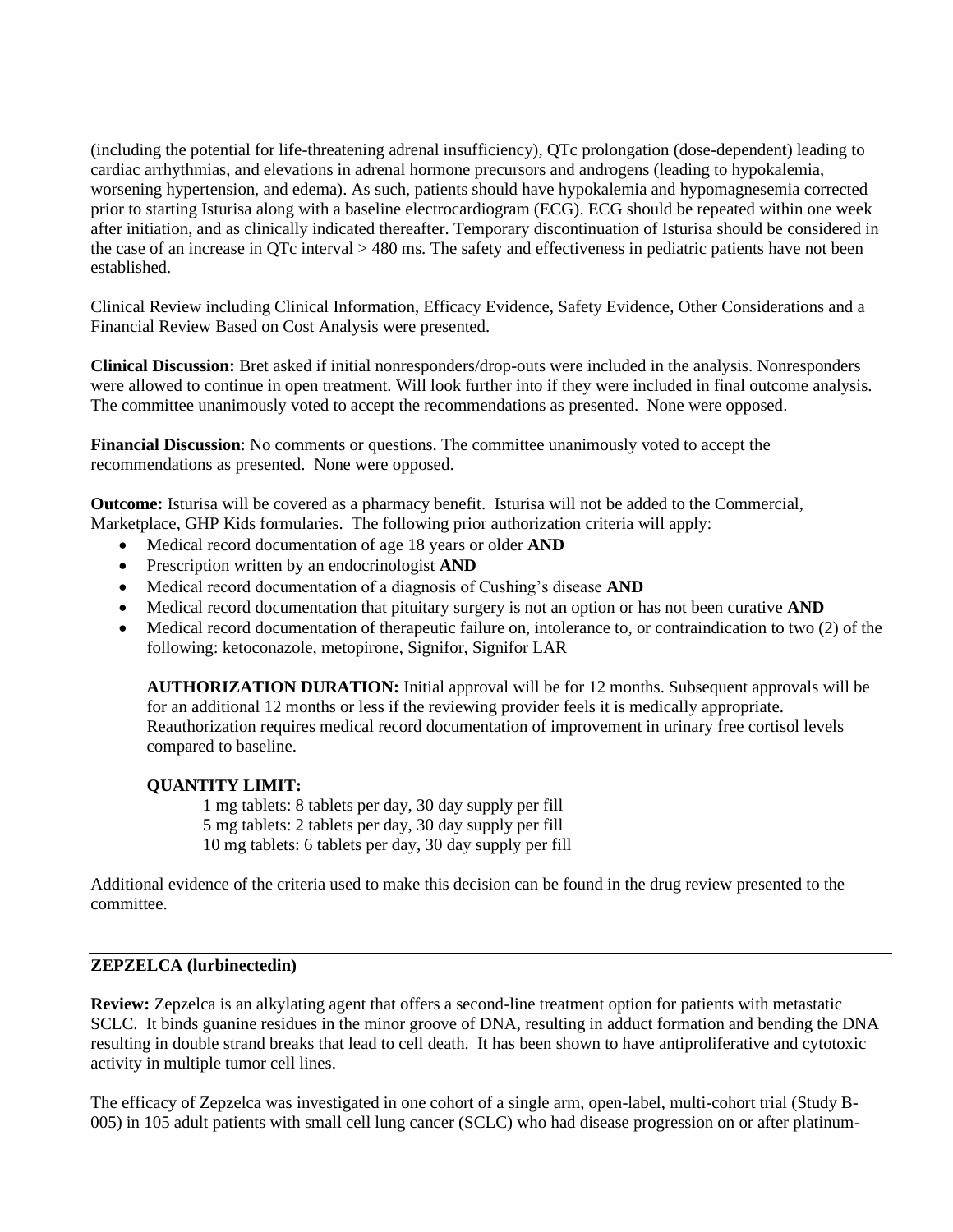(including the potential for life-threatening adrenal insufficiency), QTc prolongation (dose-dependent) leading to cardiac arrhythmias, and elevations in adrenal hormone precursors and androgens (leading to hypokalemia, worsening hypertension, and edema). As such, patients should have hypokalemia and hypomagnesemia corrected prior to starting Isturisa along with a baseline electrocardiogram (ECG). ECG should be repeated within one week after initiation, and as clinically indicated thereafter. Temporary discontinuation of Isturisa should be considered in the case of an increase in QTc interval > 480 ms. The safety and effectiveness in pediatric patients have not been established.

Clinical Review including Clinical Information, Efficacy Evidence, Safety Evidence, Other Considerations and a Financial Review Based on Cost Analysis were presented.

**Clinical Discussion:** Bret asked if initial nonresponders/drop-outs were included in the analysis. Nonresponders were allowed to continue in open treatment. Will look further into if they were included in final outcome analysis. The committee unanimously voted to accept the recommendations as presented. None were opposed.

**Financial Discussion**: No comments or questions. The committee unanimously voted to accept the recommendations as presented. None were opposed.

**Outcome:** Isturisa will be covered as a pharmacy benefit. Isturisa will not be added to the Commercial, Marketplace, GHP Kids formularies. The following prior authorization criteria will apply:

- Medical record documentation of age 18 years or older **AND**
- Prescription written by an endocrinologist **AND**
- Medical record documentation of a diagnosis of Cushing's disease **AND**
- Medical record documentation that pituitary surgery is not an option or has not been curative **AND**
- Medical record documentation of therapeutic failure on, intolerance to, or contraindication to two (2) of the following: ketoconazole, metopirone, Signifor, Signifor LAR

**AUTHORIZATION DURATION:** Initial approval will be for 12 months. Subsequent approvals will be for an additional 12 months or less if the reviewing provider feels it is medically appropriate. Reauthorization requires medical record documentation of improvement in urinary free cortisol levels compared to baseline.

**QUANTITY LIMIT:**

1 mg tablets: 8 tablets per day, 30 day supply per fill
5 mg tablets: 2 tablets per day, 30 day supply per fill
10 mg tablets: 6 tablets per day, 30 day supply per fill

Additional evidence of the criteria used to make this decision can be found in the drug review presented to the committee.

---

**ZEPZELCA (lurbinectedin)**

**Review:** Zepzelca is an alkylating agent that offers a second-line treatment option for patients with metastatic SCLC. It binds guanine residues in the minor groove of DNA, resulting in adduct formation and bending the DNA resulting in double strand breaks that lead to cell death. It has been shown to have antiproliferative and cytotoxic activity in multiple tumor cell lines.

The efficacy of Zepzelca was investigated in one cohort of a single arm, open-label, multi-cohort trial (Study B-005) in 105 adult patients with small cell lung cancer (SCLC) who had disease progression on or after platinum-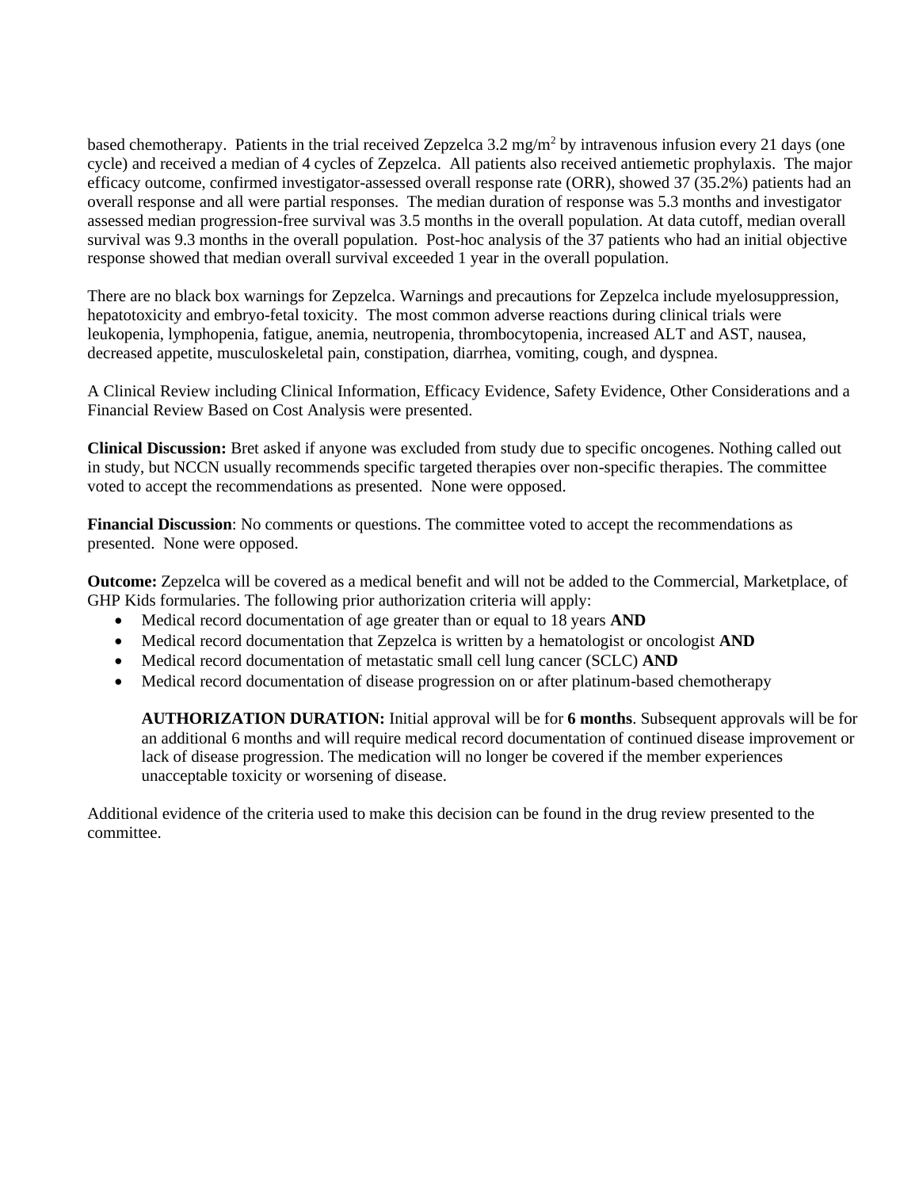based chemotherapy. Patients in the trial received Zepzelca 3.2 mg/m$^2$ by intravenous infusion every 21 days (one cycle) and received a median of 4 cycles of Zepzelca. All patients also received antiemetic prophylaxis. The major efficacy outcome, confirmed investigator-assessed overall response rate (ORR), showed 37 (35.2%) patients had an overall response and all were partial responses. The median duration of response was 5.3 months and investigator assessed median progression-free survival was 3.5 months in the overall population. At data cutoff, median overall survival was 9.3 months in the overall population. Post-hoc analysis of the 37 patients who had an initial objective response showed that median overall survival exceeded 1 year in the overall population.

There are no black box warnings for Zepzelca. Warnings and precautions for Zepzelca include myelosuppression, hepatotoxicity and embryo-fetal toxicity. The most common adverse reactions during clinical trials were leukopenia, lymphopenia, fatigue, anemia, neutropenia, thrombocytopenia, increased ALT and AST, nausea, decreased appetite, musculoskeletal pain, constipation, diarrhea, vomiting, cough, and dyspnea.

A Clinical Review including Clinical Information, Efficacy Evidence, Safety Evidence, Other Considerations and a Financial Review Based on Cost Analysis were presented.

**Clinical Discussion:** Bret asked if anyone was excluded from study due to specific oncogenes. Nothing called out in study, but NCCN usually recommends specific targeted therapies over non-specific therapies. The committee voted to accept the recommendations as presented. None were opposed.

**Financial Discussion**: No comments or questions. The committee voted to accept the recommendations as presented. None were opposed.

**Outcome:** Zepzelca will be covered as a medical benefit and will not be added to the Commercial, Marketplace, of GHP Kids formularies. The following prior authorization criteria will apply:

- Medical record documentation of age greater than or equal to 18 years **AND**
- Medical record documentation that Zepzelca is written by a hematologist or oncologist **AND**
- Medical record documentation of metastatic small cell lung cancer (SCLC) **AND**
- Medical record documentation of disease progression on or after platinum-based chemotherapy

  **AUTHORIZATION DURATION:** Initial approval will be for **6 months**. Subsequent approvals will be for an additional 6 months and will require medical record documentation of continued disease improvement or lack of disease progression. The medication will no longer be covered if the member experiences unacceptable toxicity or worsening of disease.

Additional evidence of the criteria used to make this decision can be found in the drug review presented to the committee.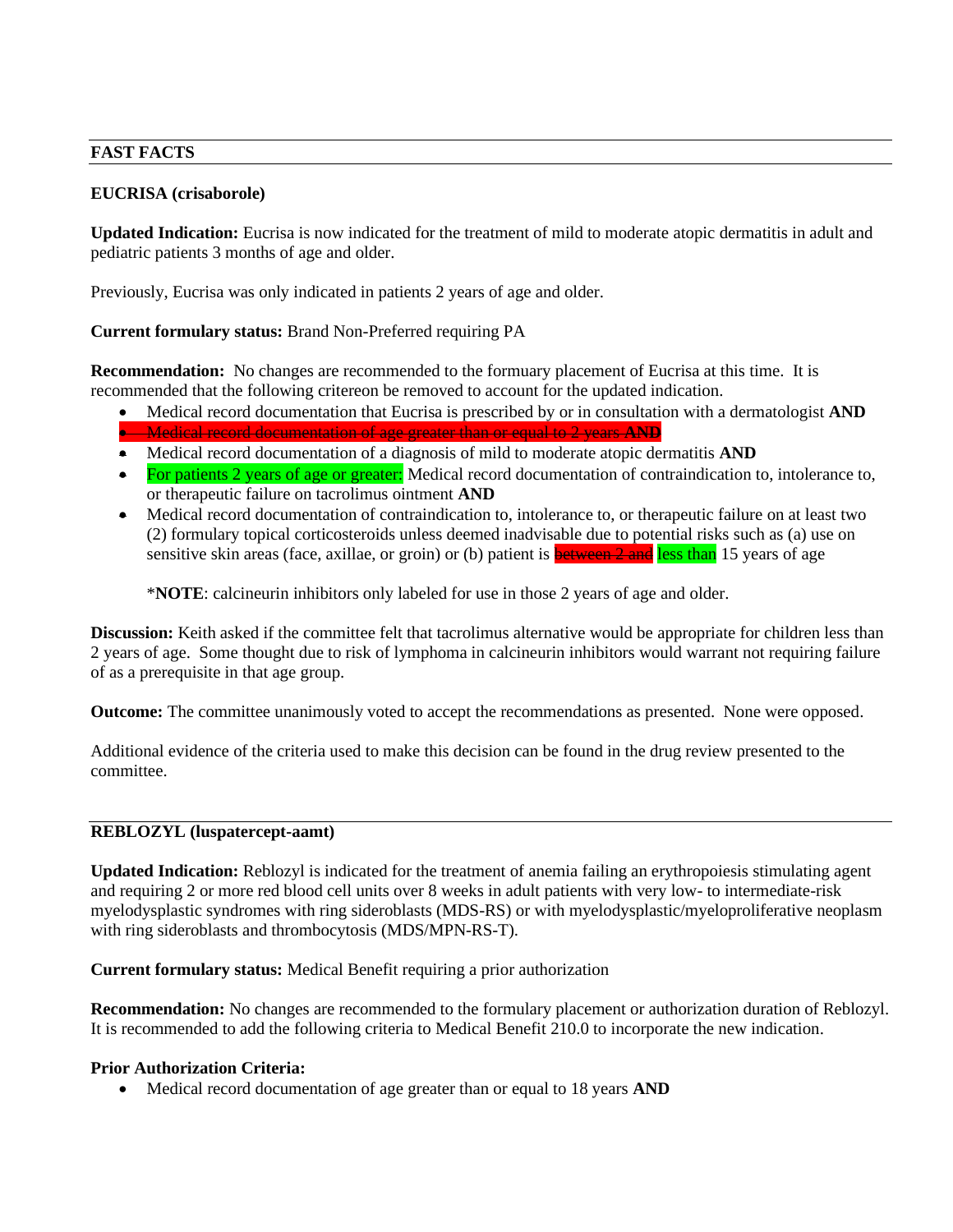## FAST FACTS

### EUCRISA (crisaborole)

**Updated Indication:** Eucrisa is now indicated for the treatment of mild to moderate atopic dermatitis in adult and pediatric patients 3 months of age and older.

Previously, Eucrisa was only indicated in patients 2 years of age and older.

**Current formulary status:** Brand Non-Preferred requiring PA

**Recommendation:** No changes are recommended to the formuary placement of Eucrisa at this time. It is recommended that the following critereon be removed to account for the updated indication.

- Medical record documentation that Eucrisa is prescribed by or in consultation with a dermatologist **AND**
- ~~Medical record documentation of age greater than or equal to 2 years **AND**~~
- Medical record documentation of a diagnosis of mild to moderate atopic dermatitis **AND**
- For patients 2 years of age or greater: Medical record documentation of contraindication to, intolerance to, or therapeutic failure on tacrolimus ointment **AND**
- Medical record documentation of contraindication to, intolerance to, or therapeutic failure on at least two (2) formulary topical corticosteroids unless deemed inadvisable due to potential risks such as (a) use on sensitive skin areas (face, axillae, or groin) or (b) patient is ~~between 2 and~~ less than 15 years of age

  \***NOTE**: calcineurin inhibitors only labeled for use in those 2 years of age and older.

**Discussion:** Keith asked if the committee felt that tacrolimus alternative would be appropriate for children less than 2 years of age. Some thought due to risk of lymphoma in calcineurin inhibitors would warrant not requiring failure of as a prerequisite in that age group.

**Outcome:** The committee unanimously voted to accept the recommendations as presented. None were opposed.

Additional evidence of the criteria used to make this decision can be found in the drug review presented to the committee.

### REBLOZYL (luspatercept-aamt)

**Updated Indication:** Reblozyl is indicated for the treatment of anemia failing an erythropoiesis stimulating agent and requiring 2 or more red blood cell units over 8 weeks in adult patients with very low- to intermediate-risk myelodysplastic syndromes with ring sideroblasts (MDS-RS) or with myelodysplastic/myeloproliferative neoplasm with ring sideroblasts and thrombocytosis (MDS/MPN-RS-T).

**Current formulary status:** Medical Benefit requiring a prior authorization

**Recommendation:** No changes are recommended to the formulary placement or authorization duration of Reblozyl. It is recommended to add the following criteria to Medical Benefit 210.0 to incorporate the new indication.

**Prior Authorization Criteria:**

- Medical record documentation of age greater than or equal to 18 years **AND**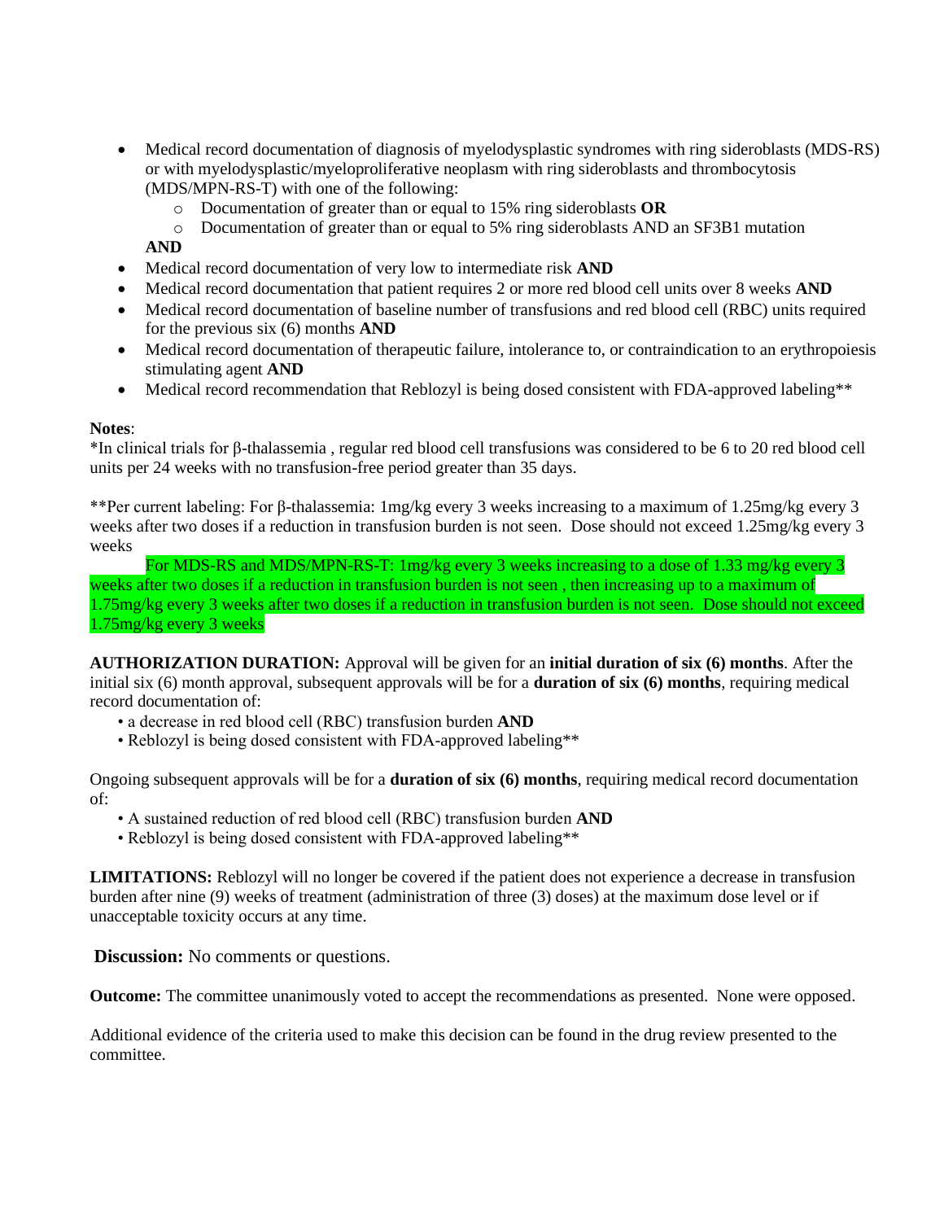- Medical record documentation of diagnosis of myelodysplastic syndromes with ring sideroblasts (MDS-RS) or with myelodysplastic/myeloproliferative neoplasm with ring sideroblasts and thrombocytosis (MDS/MPN-RS-T) with one of the following:
  - Documentation of greater than or equal to 15% ring sideroblasts **OR**
  - Documentation of greater than or equal to 5% ring sideroblasts AND an SF3B1 mutation

  **AND**
- Medical record documentation of very low to intermediate risk **AND**
- Medical record documentation that patient requires 2 or more red blood cell units over 8 weeks **AND**
- Medical record documentation of baseline number of transfusions and red blood cell (RBC) units required for the previous six (6) months **AND**
- Medical record documentation of therapeutic failure, intolerance to, or contraindication to an erythropoiesis stimulating agent **AND**
- Medical record recommendation that Reblozyl is being dosed consistent with FDA-approved labeling**

**Notes**:
*In clinical trials for β-thalassemia , regular red blood cell transfusions was considered to be 6 to 20 red blood cell units per 24 weeks with no transfusion-free period greater than 35 days.

**Per current labeling: For β-thalassemia: 1mg/kg every 3 weeks increasing to a maximum of 1.25mg/kg every 3 weeks after two doses if a reduction in transfusion burden is not seen. Dose should not exceed 1.25mg/kg every 3 weeks

For MDS-RS and MDS/MPN-RS-T: 1mg/kg every 3 weeks increasing to a dose of 1.33 mg/kg every 3 weeks after two doses if a reduction in transfusion burden is not seen , then increasing up to a maximum of 1.75mg/kg every 3 weeks after two doses if a reduction in transfusion burden is not seen. Dose should not exceed 1.75mg/kg every 3 weeks

**AUTHORIZATION DURATION:** Approval will be given for an **initial duration of six (6) months**. After the initial six (6) month approval, subsequent approvals will be for a **duration of six (6) months**, requiring medical record documentation of:

- a decrease in red blood cell (RBC) transfusion burden **AND**
- Reblozyl is being dosed consistent with FDA-approved labeling**

Ongoing subsequent approvals will be for a **duration of six (6) months**, requiring medical record documentation of:

- A sustained reduction of red blood cell (RBC) transfusion burden **AND**
- Reblozyl is being dosed consistent with FDA-approved labeling**

**LIMITATIONS:** Reblozyl will no longer be covered if the patient does not experience a decrease in transfusion burden after nine (9) weeks of treatment (administration of three (3) doses) at the maximum dose level or if unacceptable toxicity occurs at any time.

**Discussion:** No comments or questions.

**Outcome:** The committee unanimously voted to accept the recommendations as presented. None were opposed.

Additional evidence of the criteria used to make this decision can be found in the drug review presented to the committee.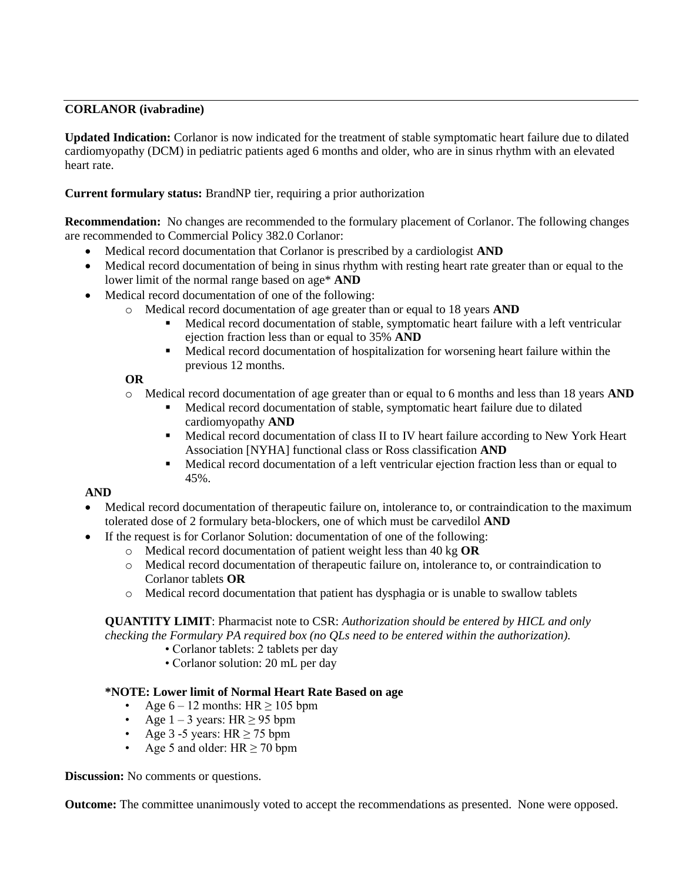**CORLANOR (ivabradine)**

**Updated Indication:** Corlanor is now indicated for the treatment of stable symptomatic heart failure due to dilated cardiomyopathy (DCM) in pediatric patients aged 6 months and older, who are in sinus rhythm with an elevated heart rate.

**Current formulary status:** BrandNP tier, requiring a prior authorization

**Recommendation:** No changes are recommended to the formulary placement of Corlanor. The following changes are recommended to Commercial Policy 382.0 Corlanor:

- Medical record documentation that Corlanor is prescribed by a cardiologist **AND**
- Medical record documentation of being in sinus rhythm with resting heart rate greater than or equal to the lower limit of the normal range based on age* **AND**
- Medical record documentation of one of the following:
  - Medical record documentation of age greater than or equal to 18 years **AND**
    - Medical record documentation of stable, symptomatic heart failure with a left ventricular ejection fraction less than or equal to 35% **AND**
    - Medical record documentation of hospitalization for worsening heart failure within the previous 12 months.

  **OR**
  - Medical record documentation of age greater than or equal to 6 months and less than 18 years **AND**
    - Medical record documentation of stable, symptomatic heart failure due to dilated cardiomyopathy **AND**
    - Medical record documentation of class II to IV heart failure according to New York Heart Association [NYHA] functional class or Ross classification **AND**
    - Medical record documentation of a left ventricular ejection fraction less than or equal to 45%.

**AND**

- Medical record documentation of therapeutic failure on, intolerance to, or contraindication to the maximum tolerated dose of 2 formulary beta-blockers, one of which must be carvedilol **AND**
- If the request is for Corlanor Solution: documentation of one of the following:
  - Medical record documentation of patient weight less than 40 kg **OR**
  - Medical record documentation of therapeutic failure on, intolerance to, or contraindication to Corlanor tablets **OR**
  - Medical record documentation that patient has dysphagia or is unable to swallow tablets

**QUANTITY LIMIT**: Pharmacist note to CSR: *Authorization should be entered by HICL and only checking the Formulary PA required box (no QLs need to be entered within the authorization).*

- Corlanor tablets: 2 tablets per day
- Corlanor solution: 20 mL per day

**\*NOTE: Lower limit of Normal Heart Rate Based on age**

- Age 6 – 12 months: HR ≥ 105 bpm
- Age 1 – 3 years: HR ≥ 95 bpm
- Age 3 -5 years: HR ≥ 75 bpm
- Age 5 and older: HR ≥ 70 bpm

**Discussion:** No comments or questions.

**Outcome:** The committee unanimously voted to accept the recommendations as presented. None were opposed.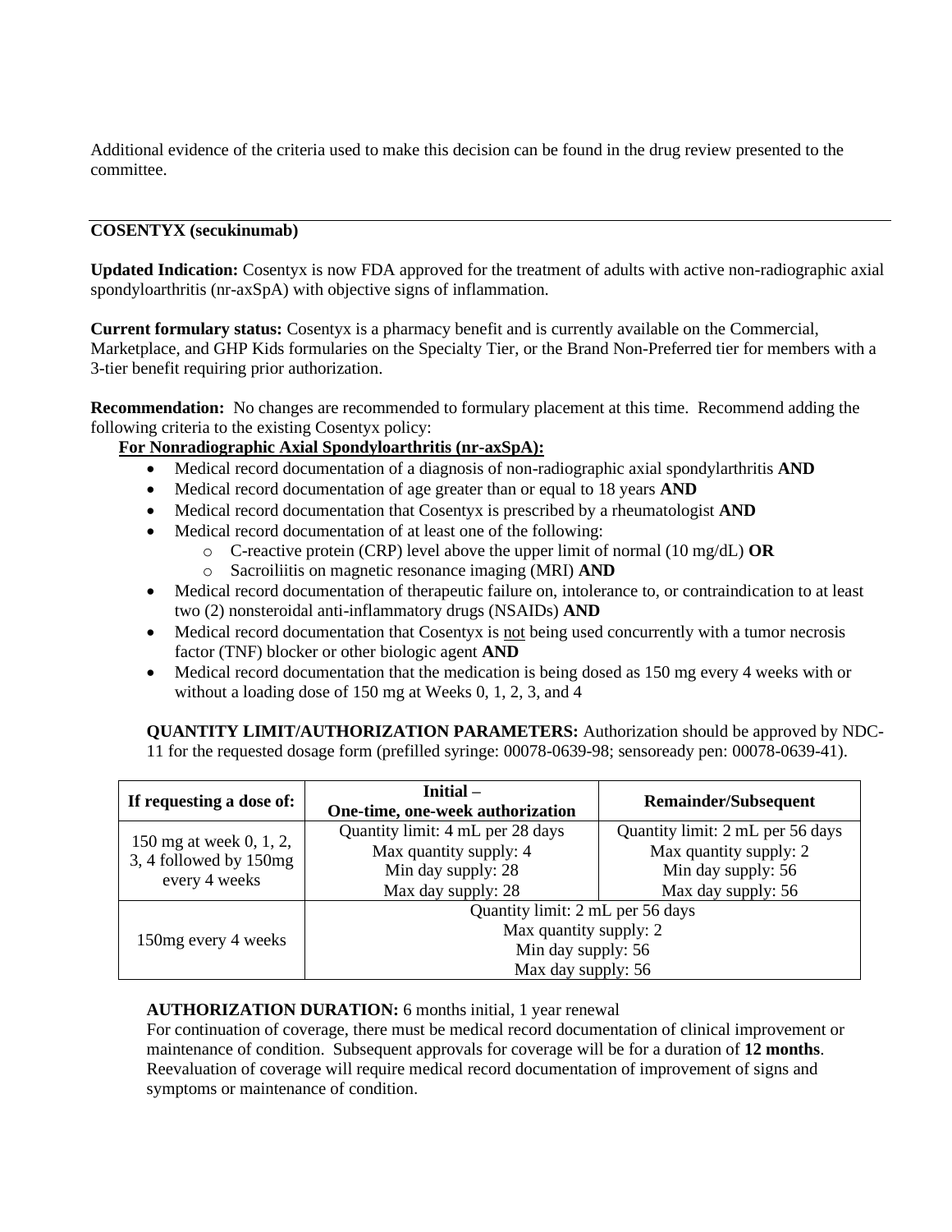Additional evidence of the criteria used to make this decision can be found in the drug review presented to the committee.

---

**COSENTYX (secukinumab)**

**Updated Indication:** Cosentyx is now FDA approved for the treatment of adults with active non-radiographic axial spondyloarthritis (nr-axSpA) with objective signs of inflammation.

**Current formulary status:** Cosentyx is a pharmacy benefit and is currently available on the Commercial, Marketplace, and GHP Kids formularies on the Specialty Tier, or the Brand Non-Preferred tier for members with a 3-tier benefit requiring prior authorization.

**Recommendation:** No changes are recommended to formulary placement at this time. Recommend adding the following criteria to the existing Cosentyx policy:

**For Nonradiographic Axial Spondyloarthritis (nr-axSpA):**

- Medical record documentation of a diagnosis of non-radiographic axial spondylarthritis **AND**
- Medical record documentation of age greater than or equal to 18 years **AND**
- Medical record documentation that Cosentyx is prescribed by a rheumatologist **AND**
- Medical record documentation of at least one of the following:
  - C-reactive protein (CRP) level above the upper limit of normal (10 mg/dL) **OR**
  - Sacroiliitis on magnetic resonance imaging (MRI) **AND**
- Medical record documentation of therapeutic failure on, intolerance to, or contraindication to at least two (2) nonsteroidal anti-inflammatory drugs (NSAIDs) **AND**
- Medical record documentation that Cosentyx is not being used concurrently with a tumor necrosis factor (TNF) blocker or other biologic agent **AND**
- Medical record documentation that the medication is being dosed as 150 mg every 4 weeks with or without a loading dose of 150 mg at Weeks 0, 1, 2, 3, and 4

**QUANTITY LIMIT/AUTHORIZATION PARAMETERS:** Authorization should be approved by NDC-11 for the requested dosage form (prefilled syringe: 00078-0639-98; sensoready pen: 00078-0639-41).

| If requesting a dose of: | Initial – One-time, one-week authorization | Remainder/Subsequent |
|---|---|---|
| 150 mg at week 0, 1, 2, 3, 4 followed by 150mg every 4 weeks | Quantity limit: 4 mL per 28 days<br>Max quantity supply: 4<br>Min day supply: 28<br>Max day supply: 28 | Quantity limit: 2 mL per 56 days<br>Max quantity supply: 2<br>Min day supply: 56<br>Max day supply: 56 |
| 150mg every 4 weeks | Quantity limit: 2 mL per 56 days<br>Max quantity supply: 2<br>Min day supply: 56<br>Max day supply: 56 | |

**AUTHORIZATION DURATION:** 6 months initial, 1 year renewal
For continuation of coverage, there must be medical record documentation of clinical improvement or maintenance of condition. Subsequent approvals for coverage will be for a duration of **12 months**. Reevaluation of coverage will require medical record documentation of improvement of signs and symptoms or maintenance of condition.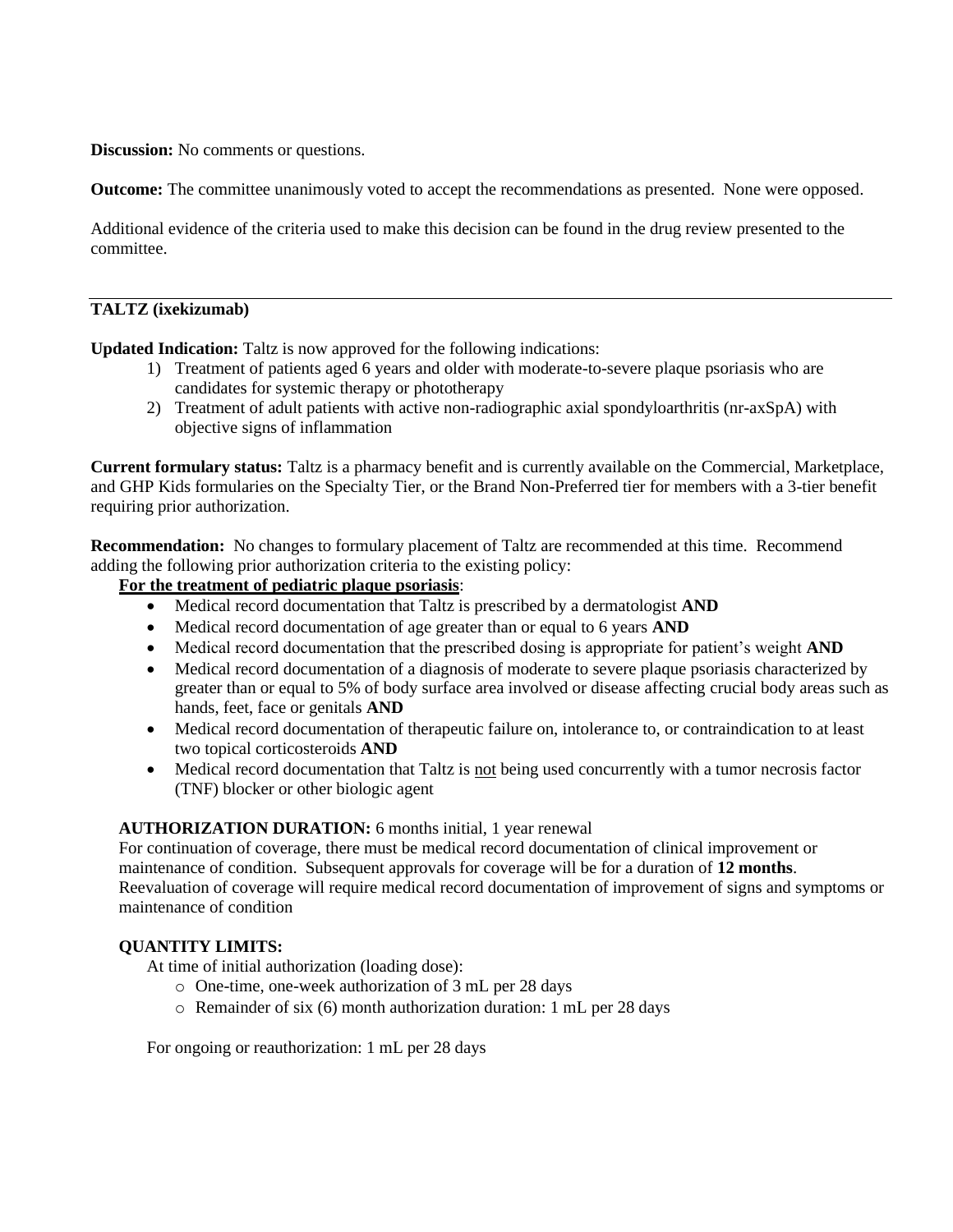**Discussion:** No comments or questions.

**Outcome:** The committee unanimously voted to accept the recommendations as presented. None were opposed.

Additional evidence of the criteria used to make this decision can be found in the drug review presented to the committee.

---

**TALTZ (ixekizumab)**

**Updated Indication:** Taltz is now approved for the following indications:

1) Treatment of patients aged 6 years and older with moderate-to-severe plaque psoriasis who are candidates for systemic therapy or phototherapy
2) Treatment of adult patients with active non-radiographic axial spondyloarthritis (nr-axSpA) with objective signs of inflammation

**Current formulary status:** Taltz is a pharmacy benefit and is currently available on the Commercial, Marketplace, and GHP Kids formularies on the Specialty Tier, or the Brand Non-Preferred tier for members with a 3-tier benefit requiring prior authorization.

**Recommendation:** No changes to formulary placement of Taltz are recommended at this time. Recommend adding the following prior authorization criteria to the existing policy:

**For the treatment of pediatric plaque psoriasis**:

- Medical record documentation that Taltz is prescribed by a dermatologist **AND**
- Medical record documentation of age greater than or equal to 6 years **AND**
- Medical record documentation that the prescribed dosing is appropriate for patient's weight **AND**
- Medical record documentation of a diagnosis of moderate to severe plaque psoriasis characterized by greater than or equal to 5% of body surface area involved or disease affecting crucial body areas such as hands, feet, face or genitals **AND**
- Medical record documentation of therapeutic failure on, intolerance to, or contraindication to at least two topical corticosteroids **AND**
- Medical record documentation that Taltz is not being used concurrently with a tumor necrosis factor (TNF) blocker or other biologic agent

**AUTHORIZATION DURATION:** 6 months initial, 1 year renewal
For continuation of coverage, there must be medical record documentation of clinical improvement or maintenance of condition. Subsequent approvals for coverage will be for a duration of **12 months**. Reevaluation of coverage will require medical record documentation of improvement of signs and symptoms or maintenance of condition

**QUANTITY LIMITS:**

At time of initial authorization (loading dose):

- One-time, one-week authorization of 3 mL per 28 days
- Remainder of six (6) month authorization duration: 1 mL per 28 days

For ongoing or reauthorization: 1 mL per 28 days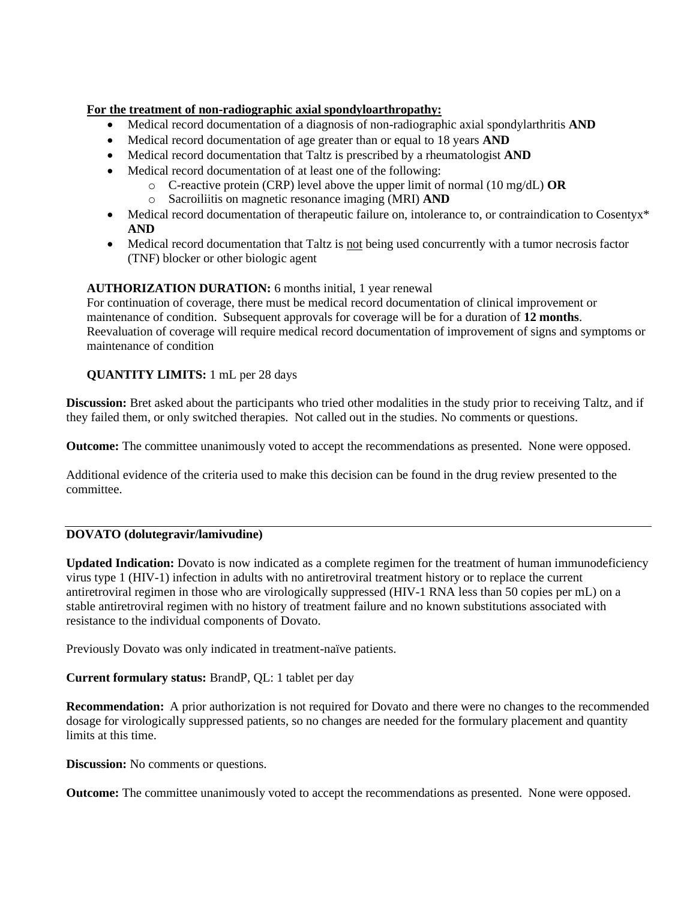**<u>For the treatment of non-radiographic axial spondyloarthropathy:</u>**

- Medical record documentation of a diagnosis of non-radiographic axial spondylarthritis **AND**
- Medical record documentation of age greater than or equal to 18 years **AND**
- Medical record documentation that Taltz is prescribed by a rheumatologist **AND**
- Medical record documentation of at least one of the following:
    - C-reactive protein (CRP) level above the upper limit of normal (10 mg/dL) **OR**
    - Sacroiliitis on magnetic resonance imaging (MRI) **AND**
- Medical record documentation of therapeutic failure on, intolerance to, or contraindication to Cosentyx* **AND**
- Medical record documentation that Taltz is <u>not</u> being used concurrently with a tumor necrosis factor (TNF) blocker or other biologic agent

**AUTHORIZATION DURATION:** 6 months initial, 1 year renewal
For continuation of coverage, there must be medical record documentation of clinical improvement or maintenance of condition. Subsequent approvals for coverage will be for a duration of **12 months**. Reevaluation of coverage will require medical record documentation of improvement of signs and symptoms or maintenance of condition

**QUANTITY LIMITS:** 1 mL per 28 days

**Discussion:** Bret asked about the participants who tried other modalities in the study prior to receiving Taltz, and if they failed them, or only switched therapies. Not called out in the studies. No comments or questions.

**Outcome:** The committee unanimously voted to accept the recommendations as presented. None were opposed.

Additional evidence of the criteria used to make this decision can be found in the drug review presented to the committee.

---

**DOVATO (dolutegravir/lamivudine)**

**Updated Indication:** Dovato is now indicated as a complete regimen for the treatment of human immunodeficiency virus type 1 (HIV-1) infection in adults with no antiretroviral treatment history or to replace the current antiretroviral regimen in those who are virologically suppressed (HIV-1 RNA less than 50 copies per mL) on a stable antiretroviral regimen with no history of treatment failure and no known substitutions associated with resistance to the individual components of Dovato.

Previously Dovato was only indicated in treatment-naïve patients.

**Current formulary status:** BrandP, QL: 1 tablet per day

**Recommendation:** A prior authorization is not required for Dovato and there were no changes to the recommended dosage for virologically suppressed patients, so no changes are needed for the formulary placement and quantity limits at this time.

**Discussion:** No comments or questions.

**Outcome:** The committee unanimously voted to accept the recommendations as presented. None were opposed.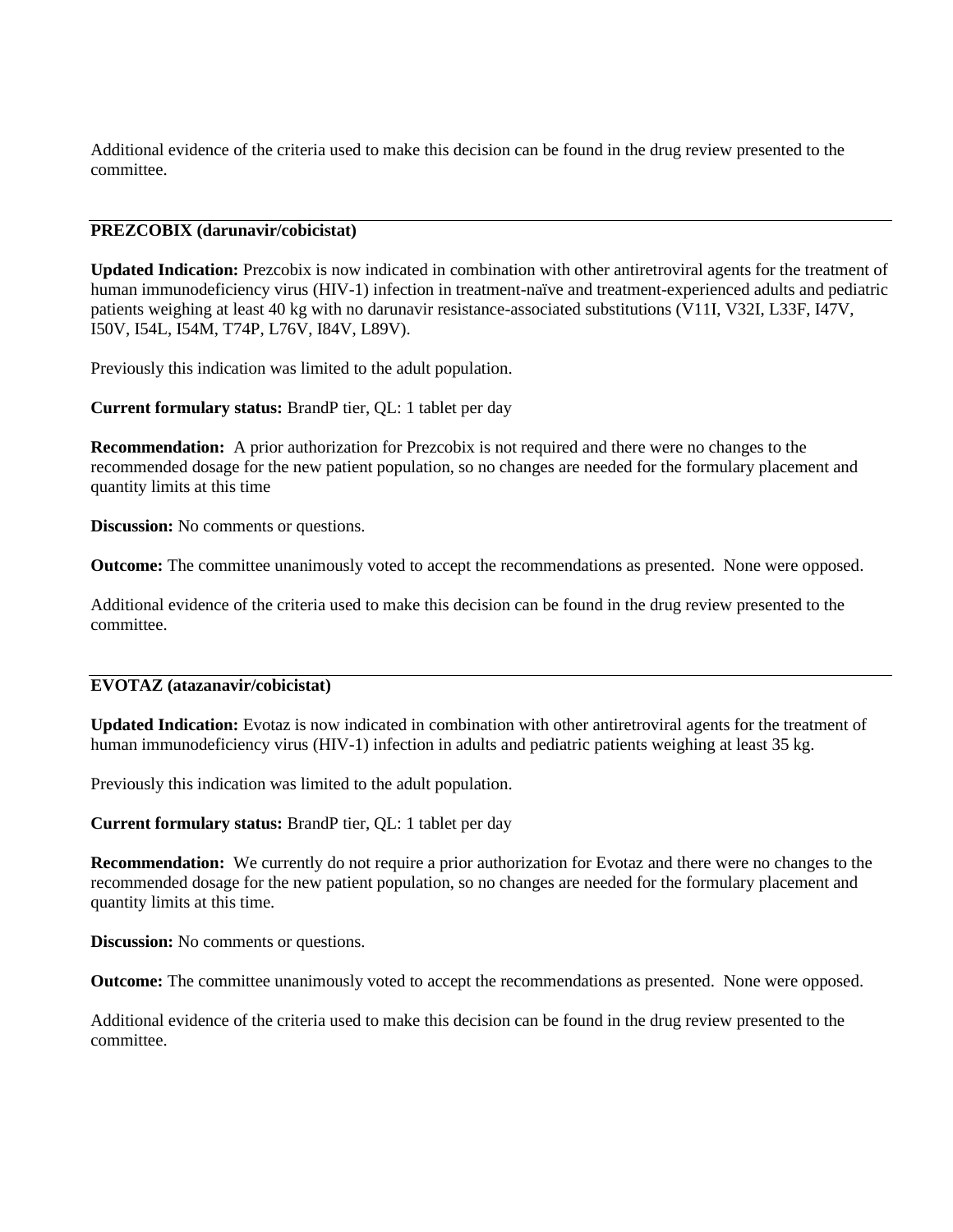Additional evidence of the criteria used to make this decision can be found in the drug review presented to the committee.

---

**PREZCOBIX (darunavir/cobicistat)**

**Updated Indication:** Prezcobix is now indicated in combination with other antiretroviral agents for the treatment of human immunodeficiency virus (HIV-1) infection in treatment-naïve and treatment-experienced adults and pediatric patients weighing at least 40 kg with no darunavir resistance-associated substitutions (V11I, V32I, L33F, I47V, I50V, I54L, I54M, T74P, L76V, I84V, L89V).

Previously this indication was limited to the adult population.

**Current formulary status:** BrandP tier, QL: 1 tablet per day

**Recommendation:** A prior authorization for Prezcobix is not required and there were no changes to the recommended dosage for the new patient population, so no changes are needed for the formulary placement and quantity limits at this time

**Discussion:** No comments or questions.

**Outcome:** The committee unanimously voted to accept the recommendations as presented. None were opposed.

Additional evidence of the criteria used to make this decision can be found in the drug review presented to the committee.

---

**EVOTAZ (atazanavir/cobicistat)**

**Updated Indication:** Evotaz is now indicated in combination with other antiretroviral agents for the treatment of human immunodeficiency virus (HIV-1) infection in adults and pediatric patients weighing at least 35 kg.

Previously this indication was limited to the adult population.

**Current formulary status:** BrandP tier, QL: 1 tablet per day

**Recommendation:** We currently do not require a prior authorization for Evotaz and there were no changes to the recommended dosage for the new patient population, so no changes are needed for the formulary placement and quantity limits at this time.

**Discussion:** No comments or questions.

**Outcome:** The committee unanimously voted to accept the recommendations as presented. None were opposed.

Additional evidence of the criteria used to make this decision can be found in the drug review presented to the committee.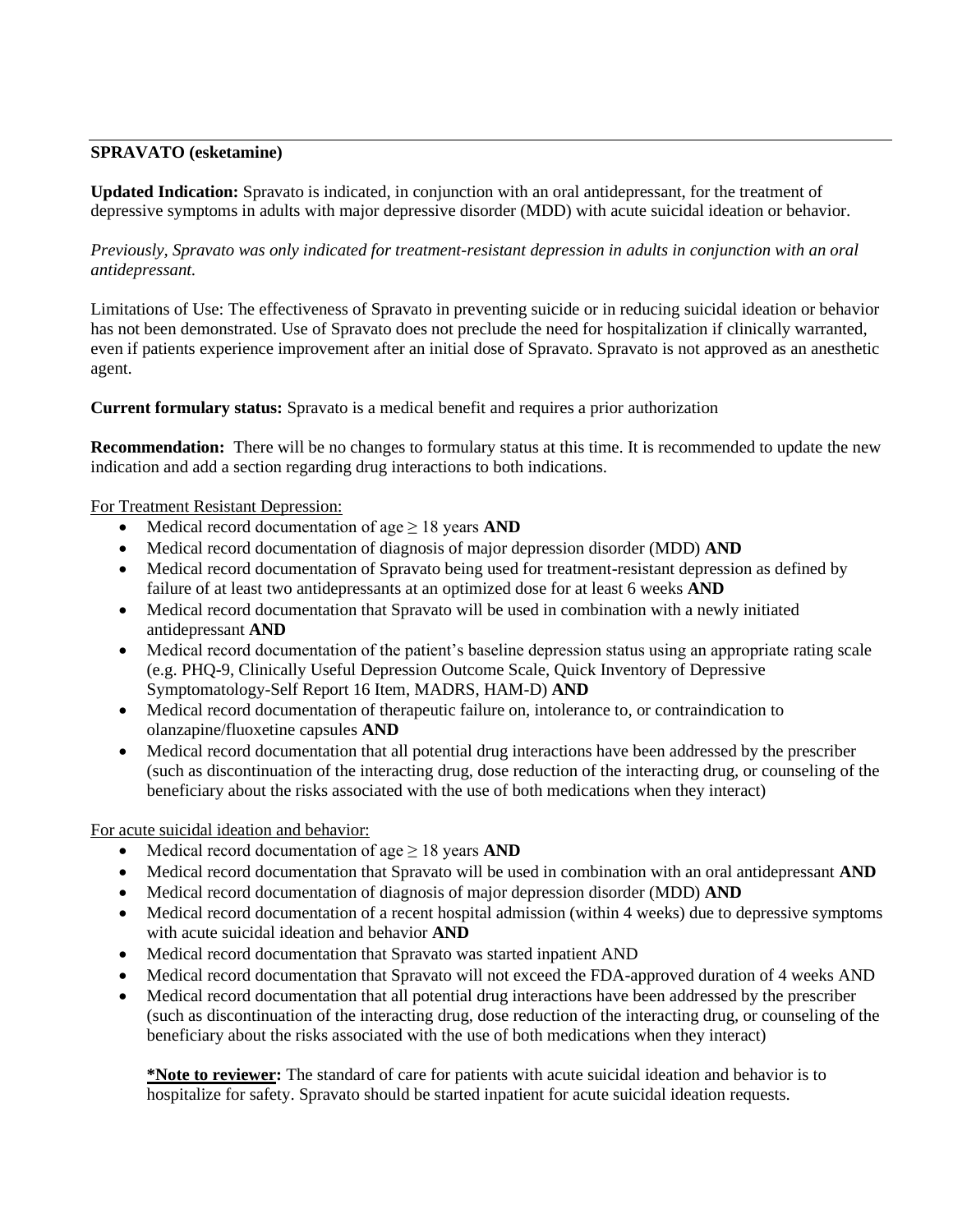**SPRAVATO (esketamine)**

**Updated Indication:** Spravato is indicated, in conjunction with an oral antidepressant, for the treatment of depressive symptoms in adults with major depressive disorder (MDD) with acute suicidal ideation or behavior.

*Previously, Spravato was only indicated for treatment-resistant depression in adults in conjunction with an oral antidepressant.*

Limitations of Use: The effectiveness of Spravato in preventing suicide or in reducing suicidal ideation or behavior has not been demonstrated. Use of Spravato does not preclude the need for hospitalization if clinically warranted, even if patients experience improvement after an initial dose of Spravato. Spravato is not approved as an anesthetic agent.

**Current formulary status:** Spravato is a medical benefit and requires a prior authorization

**Recommendation:** There will be no changes to formulary status at this time. It is recommended to update the new indication and add a section regarding drug interactions to both indications.

<u>For Treatment Resistant Depression:</u>

- Medical record documentation of age ≥ 18 years **AND**
- Medical record documentation of diagnosis of major depression disorder (MDD) **AND**
- Medical record documentation of Spravato being used for treatment-resistant depression as defined by failure of at least two antidepressants at an optimized dose for at least 6 weeks **AND**
- Medical record documentation that Spravato will be used in combination with a newly initiated antidepressant **AND**
- Medical record documentation of the patient's baseline depression status using an appropriate rating scale (e.g. PHQ-9, Clinically Useful Depression Outcome Scale, Quick Inventory of Depressive Symptomatology-Self Report 16 Item, MADRS, HAM-D) **AND**
- Medical record documentation of therapeutic failure on, intolerance to, or contraindication to olanzapine/fluoxetine capsules **AND**
- Medical record documentation that all potential drug interactions have been addressed by the prescriber (such as discontinuation of the interacting drug, dose reduction of the interacting drug, or counseling of the beneficiary about the risks associated with the use of both medications when they interact)

<u>For acute suicidal ideation and behavior:</u>

- Medical record documentation of age ≥ 18 years **AND**
- Medical record documentation that Spravato will be used in combination with an oral antidepressant **AND**
- Medical record documentation of diagnosis of major depression disorder (MDD) **AND**
- Medical record documentation of a recent hospital admission (within 4 weeks) due to depressive symptoms with acute suicidal ideation and behavior **AND**
- Medical record documentation that Spravato was started inpatient AND
- Medical record documentation that Spravato will not exceed the FDA-approved duration of 4 weeks AND
- Medical record documentation that all potential drug interactions have been addressed by the prescriber (such as discontinuation of the interacting drug, dose reduction of the interacting drug, or counseling of the beneficiary about the risks associated with the use of both medications when they interact)

**<u>*Note to reviewer</u>:** The standard of care for patients with acute suicidal ideation and behavior is to hospitalize for safety. Spravato should be started inpatient for acute suicidal ideation requests.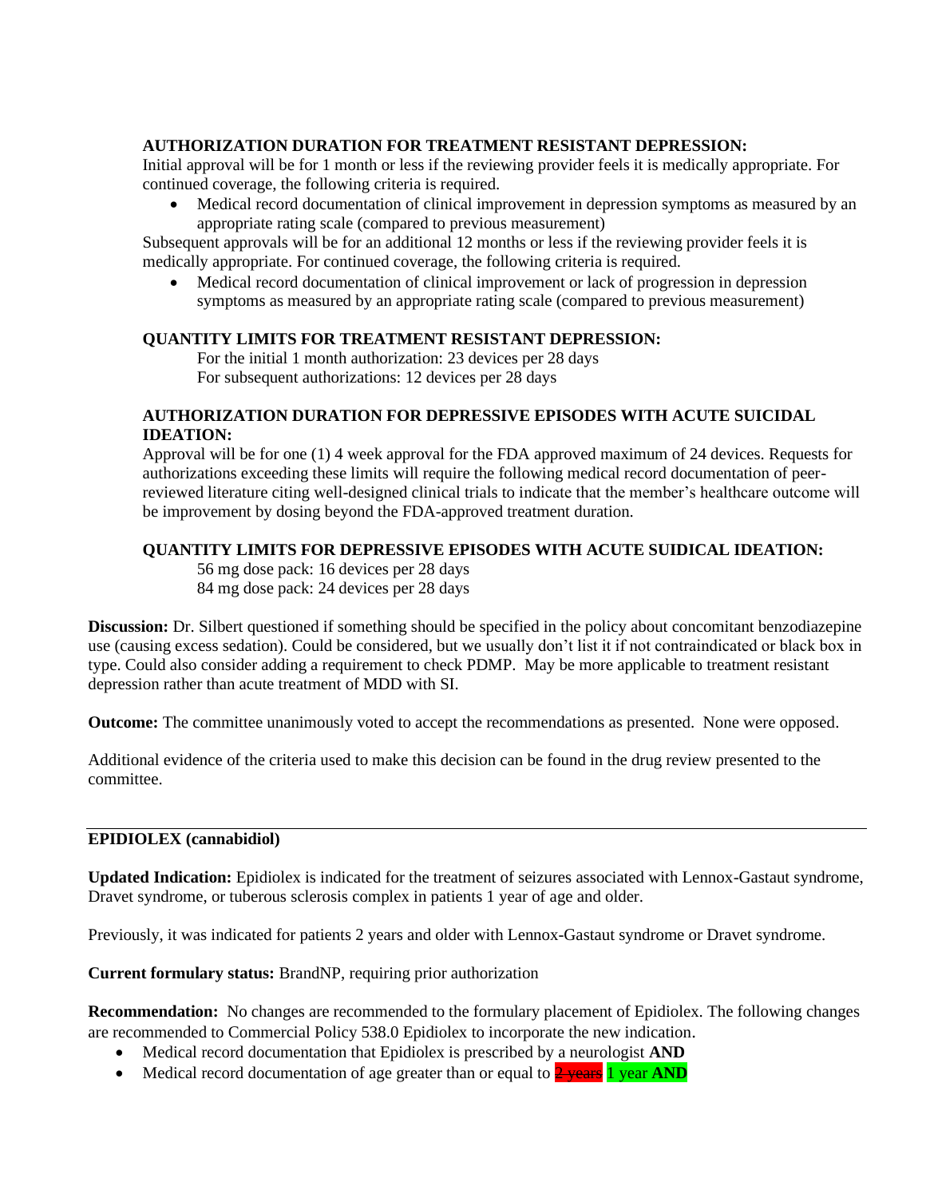**AUTHORIZATION DURATION FOR TREATMENT RESISTANT DEPRESSION:**

Initial approval will be for 1 month or less if the reviewing provider feels it is medically appropriate. For continued coverage, the following criteria is required.

- Medical record documentation of clinical improvement in depression symptoms as measured by an appropriate rating scale (compared to previous measurement)

Subsequent approvals will be for an additional 12 months or less if the reviewing provider feels it is medically appropriate. For continued coverage, the following criteria is required.

- Medical record documentation of clinical improvement or lack of progression in depression symptoms as measured by an appropriate rating scale (compared to previous measurement)

**QUANTITY LIMITS FOR TREATMENT RESISTANT DEPRESSION:**

For the initial 1 month authorization: 23 devices per 28 days
For subsequent authorizations: 12 devices per 28 days

**AUTHORIZATION DURATION FOR DEPRESSIVE EPISODES WITH ACUTE SUICIDAL IDEATION:**

Approval will be for one (1) 4 week approval for the FDA approved maximum of 24 devices. Requests for authorizations exceeding these limits will require the following medical record documentation of peer-reviewed literature citing well-designed clinical trials to indicate that the member's healthcare outcome will be improvement by dosing beyond the FDA-approved treatment duration.

**QUANTITY LIMITS FOR DEPRESSIVE EPISODES WITH ACUTE SUIDICAL IDEATION:**

56 mg dose pack: 16 devices per 28 days
84 mg dose pack: 24 devices per 28 days

**Discussion:** Dr. Silbert questioned if something should be specified in the policy about concomitant benzodiazepine use (causing excess sedation). Could be considered, but we usually don't list it if not contraindicated or black box in type. Could also consider adding a requirement to check PDMP. May be more applicable to treatment resistant depression rather than acute treatment of MDD with SI.

**Outcome:** The committee unanimously voted to accept the recommendations as presented. None were opposed.

Additional evidence of the criteria used to make this decision can be found in the drug review presented to the committee.

---

**EPIDIOLEX (cannabidiol)**

**Updated Indication:** Epidiolex is indicated for the treatment of seizures associated with Lennox-Gastaut syndrome, Dravet syndrome, or tuberous sclerosis complex in patients 1 year of age and older.

Previously, it was indicated for patients 2 years and older with Lennox-Gastaut syndrome or Dravet syndrome.

**Current formulary status:** BrandNP, requiring prior authorization

**Recommendation:** No changes are recommended to the formulary placement of Epidiolex. The following changes are recommended to Commercial Policy 538.0 Epidiolex to incorporate the new indication.

- Medical record documentation that Epidiolex is prescribed by a neurologist **AND**
- Medical record documentation of age greater than or equal to ~~2 years~~ 1 year **AND**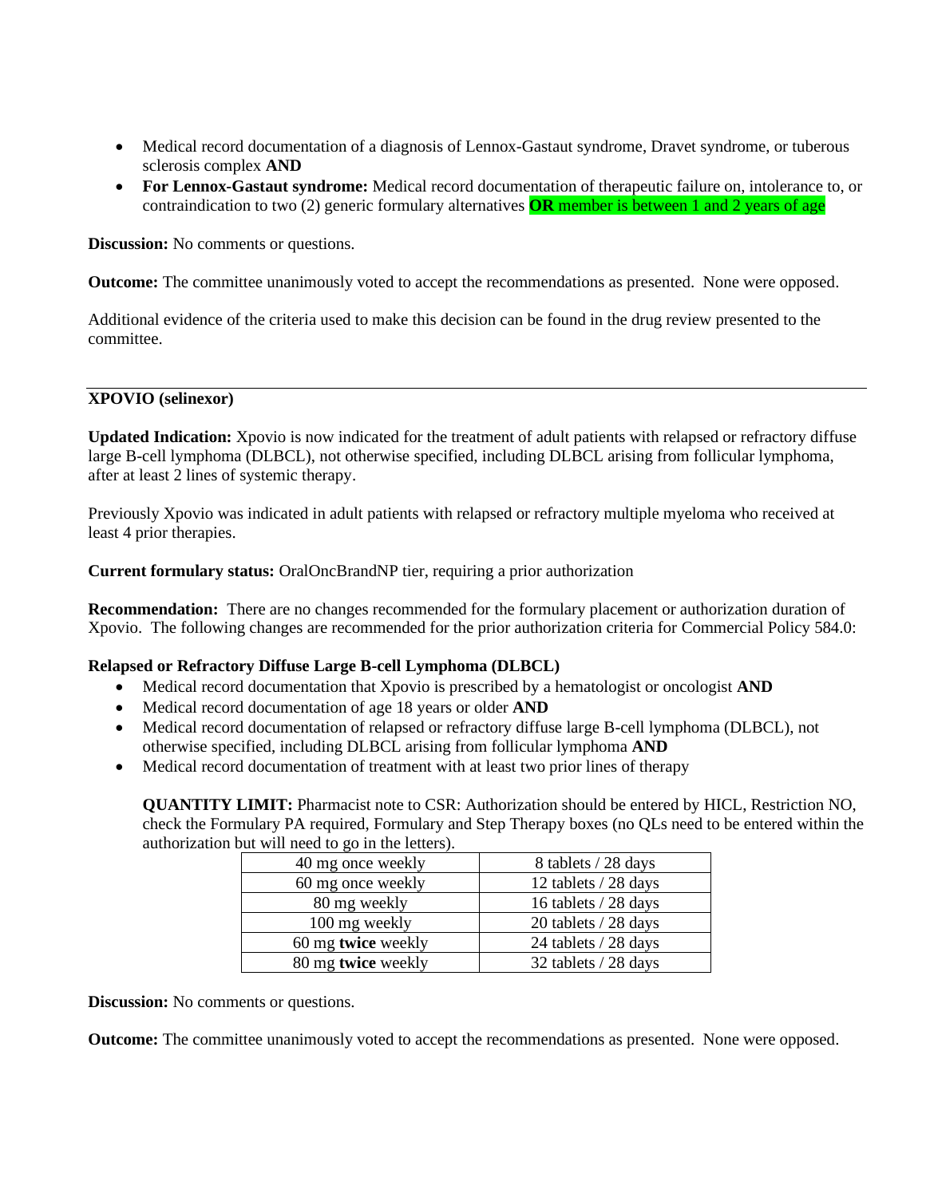- Medical record documentation of a diagnosis of Lennox-Gastaut syndrome, Dravet syndrome, or tuberous sclerosis complex **AND**
- **For Lennox-Gastaut syndrome:** Medical record documentation of therapeutic failure on, intolerance to, or contraindication to two (2) generic formulary alternatives **OR** member is between 1 and 2 years of age

**Discussion:** No comments or questions.

**Outcome:** The committee unanimously voted to accept the recommendations as presented. None were opposed.

Additional evidence of the criteria used to make this decision can be found in the drug review presented to the committee.

---

**XPOVIO (selinexor)**

**Updated Indication:** Xpovio is now indicated for the treatment of adult patients with relapsed or refractory diffuse large B-cell lymphoma (DLBCL), not otherwise specified, including DLBCL arising from follicular lymphoma, after at least 2 lines of systemic therapy.

Previously Xpovio was indicated in adult patients with relapsed or refractory multiple myeloma who received at least 4 prior therapies.

**Current formulary status:** OralOncBrandNP tier, requiring a prior authorization

**Recommendation:** There are no changes recommended for the formulary placement or authorization duration of Xpovio. The following changes are recommended for the prior authorization criteria for Commercial Policy 584.0:

**Relapsed or Refractory Diffuse Large B-cell Lymphoma (DLBCL)**

- Medical record documentation that Xpovio is prescribed by a hematologist or oncologist **AND**
- Medical record documentation of age 18 years or older **AND**
- Medical record documentation of relapsed or refractory diffuse large B-cell lymphoma (DLBCL), not otherwise specified, including DLBCL arising from follicular lymphoma **AND**
- Medical record documentation of treatment with at least two prior lines of therapy

**QUANTITY LIMIT:** Pharmacist note to CSR: Authorization should be entered by HICL, Restriction NO, check the Formulary PA required, Formulary and Step Therapy boxes (no QLs need to be entered within the authorization but will need to go in the letters).

| | |
|---|---|
| 40 mg once weekly | 8 tablets / 28 days |
| 60 mg once weekly | 12 tablets / 28 days |
| 80 mg weekly | 16 tablets / 28 days |
| 100 mg weekly | 20 tablets / 28 days |
| 60 mg **twice** weekly | 24 tablets / 28 days |
| 80 mg **twice** weekly | 32 tablets / 28 days |

**Discussion:** No comments or questions.

**Outcome:** The committee unanimously voted to accept the recommendations as presented. None were opposed.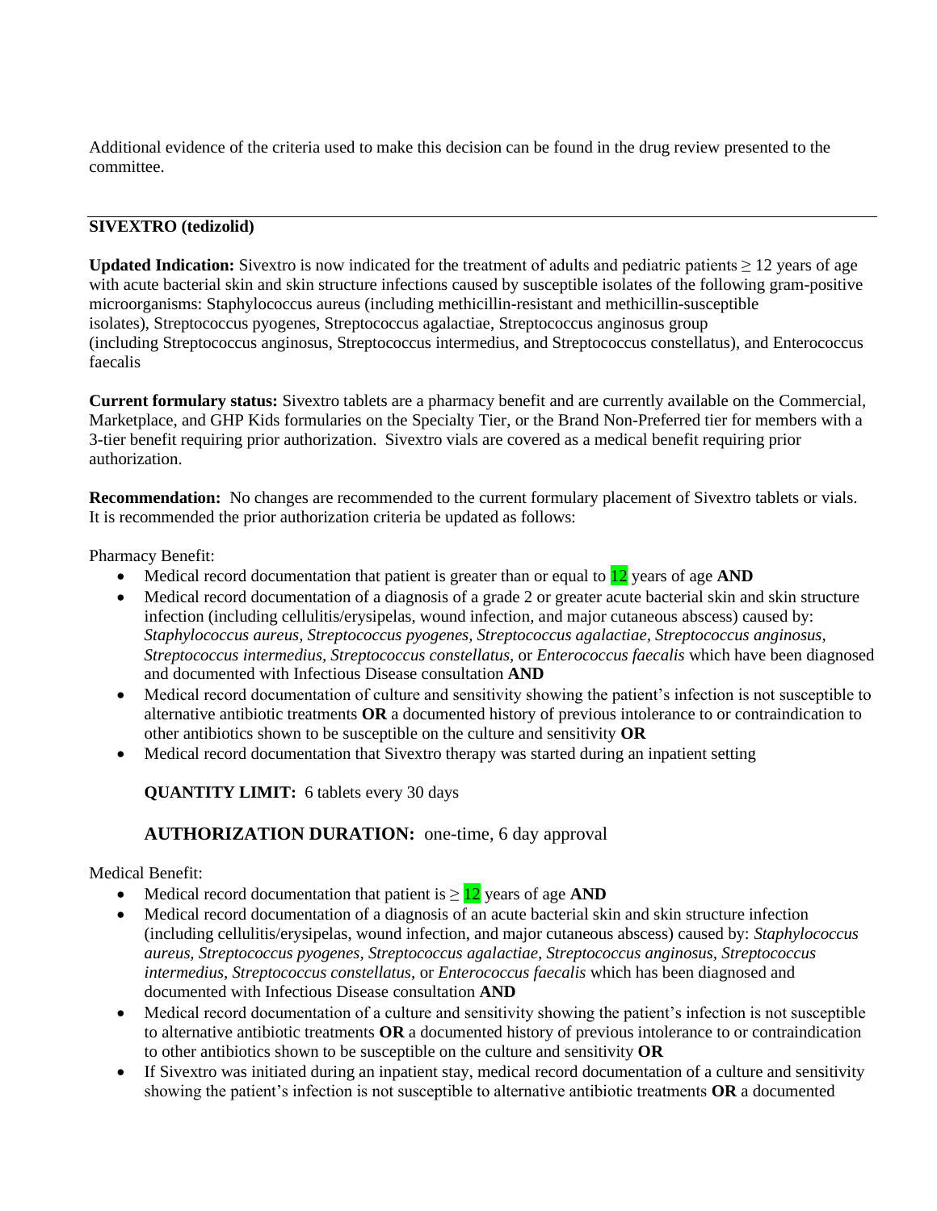Additional evidence of the criteria used to make this decision can be found in the drug review presented to the committee.

---

**SIVEXTRO (tedizolid)**

**Updated Indication:** Sivextro is now indicated for the treatment of adults and pediatric patients ≥ 12 years of age with acute bacterial skin and skin structure infections caused by susceptible isolates of the following gram-positive microorganisms: Staphylococcus aureus (including methicillin-resistant and methicillin-susceptible isolates), Streptococcus pyogenes, Streptococcus agalactiae, Streptococcus anginosus group (including Streptococcus anginosus, Streptococcus intermedius, and Streptococcus constellatus), and Enterococcus faecalis

**Current formulary status:** Sivextro tablets are a pharmacy benefit and are currently available on the Commercial, Marketplace, and GHP Kids formularies on the Specialty Tier, or the Brand Non-Preferred tier for members with a 3-tier benefit requiring prior authorization. Sivextro vials are covered as a medical benefit requiring prior authorization.

**Recommendation:** No changes are recommended to the current formulary placement of Sivextro tablets or vials. It is recommended the prior authorization criteria be updated as follows:

Pharmacy Benefit:

- Medical record documentation that patient is greater than or equal to 12 years of age **AND**
- Medical record documentation of a diagnosis of a grade 2 or greater acute bacterial skin and skin structure infection (including cellulitis/erysipelas, wound infection, and major cutaneous abscess) caused by: *Staphylococcus aureus, Streptococcus pyogenes, Streptococcus agalactiae, Streptococcus anginosus, Streptococcus intermedius, Streptococcus constellatus,* or *Enterococcus faecalis* which have been diagnosed and documented with Infectious Disease consultation **AND**
- Medical record documentation of culture and sensitivity showing the patient's infection is not susceptible to alternative antibiotic treatments **OR** a documented history of previous intolerance to or contraindication to other antibiotics shown to be susceptible on the culture and sensitivity **OR**
- Medical record documentation that Sivextro therapy was started during an inpatient setting

**QUANTITY LIMIT:** 6 tablets every 30 days

**AUTHORIZATION DURATION:** one-time, 6 day approval

Medical Benefit:

- Medical record documentation that patient is ≥ 12 years of age **AND**
- Medical record documentation of a diagnosis of an acute bacterial skin and skin structure infection (including cellulitis/erysipelas, wound infection, and major cutaneous abscess) caused by: *Staphylococcus aureus, Streptococcus pyogenes, Streptococcus agalactiae, Streptococcus anginosus, Streptococcus intermedius, Streptococcus constellatus,* or *Enterococcus faecalis* which has been diagnosed and documented with Infectious Disease consultation **AND**
- Medical record documentation of a culture and sensitivity showing the patient's infection is not susceptible to alternative antibiotic treatments **OR** a documented history of previous intolerance to or contraindication to other antibiotics shown to be susceptible on the culture and sensitivity **OR**
- If Sivextro was initiated during an inpatient stay, medical record documentation of a culture and sensitivity showing the patient's infection is not susceptible to alternative antibiotic treatments **OR** a documented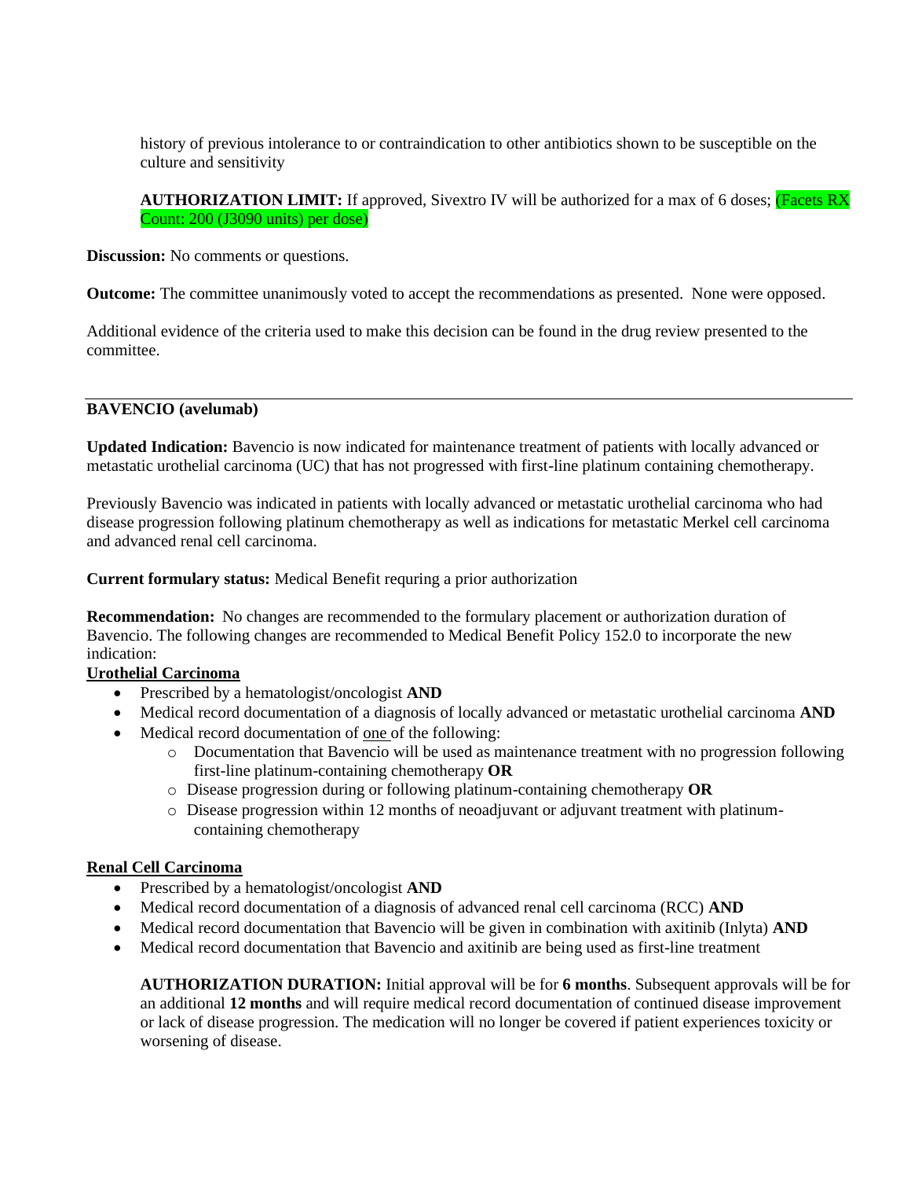history of previous intolerance to or contraindication to other antibiotics shown to be susceptible on the culture and sensitivity

**AUTHORIZATION LIMIT:** If approved, Sivextro IV will be authorized for a max of 6 doses; (Facets RX Count: 200 (J3090 units) per dose)

**Discussion:** No comments or questions.

**Outcome:** The committee unanimously voted to accept the recommendations as presented. None were opposed.

Additional evidence of the criteria used to make this decision can be found in the drug review presented to the committee.

---

**BAVENCIO (avelumab)**

**Updated Indication:** Bavencio is now indicated for maintenance treatment of patients with locally advanced or metastatic urothelial carcinoma (UC) that has not progressed with first-line platinum containing chemotherapy.

Previously Bavencio was indicated in patients with locally advanced or metastatic urothelial carcinoma who had disease progression following platinum chemotherapy as well as indications for metastatic Merkel cell carcinoma and advanced renal cell carcinoma.

**Current formulary status:** Medical Benefit requring a prior authorization

**Recommendation:** No changes are recommended to the formulary placement or authorization duration of Bavencio. The following changes are recommended to Medical Benefit Policy 152.0 to incorporate the new indication:

**Urothelial Carcinoma**

- Prescribed by a hematologist/oncologist **AND**
- Medical record documentation of a diagnosis of locally advanced or metastatic urothelial carcinoma **AND**
- Medical record documentation of one of the following:
  - Documentation that Bavencio will be used as maintenance treatment with no progression following first-line platinum-containing chemotherapy **OR**
  - Disease progression during or following platinum-containing chemotherapy **OR**
  - Disease progression within 12 months of neoadjuvant or adjuvant treatment with platinum-containing chemotherapy

**Renal Cell Carcinoma**

- Prescribed by a hematologist/oncologist **AND**
- Medical record documentation of a diagnosis of advanced renal cell carcinoma (RCC) **AND**
- Medical record documentation that Bavencio will be given in combination with axitinib (Inlyta) **AND**
- Medical record documentation that Bavencio and axitinib are being used as first-line treatment

**AUTHORIZATION DURATION:** Initial approval will be for **6 months**. Subsequent approvals will be for an additional **12 months** and will require medical record documentation of continued disease improvement or lack of disease progression. The medication will no longer be covered if patient experiences toxicity or worsening of disease.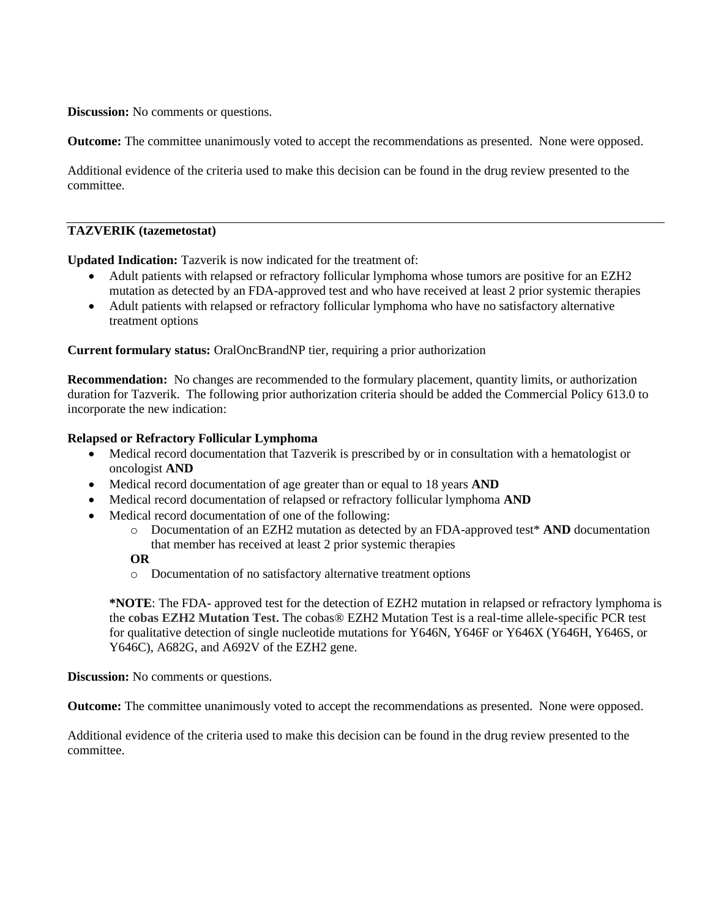**Discussion:** No comments or questions.

**Outcome:** The committee unanimously voted to accept the recommendations as presented. None were opposed.

Additional evidence of the criteria used to make this decision can be found in the drug review presented to the committee.

---

**TAZVERIK (tazemetostat)**

**Updated Indication:** Tazverik is now indicated for the treatment of:

- Adult patients with relapsed or refractory follicular lymphoma whose tumors are positive for an EZH2 mutation as detected by an FDA-approved test and who have received at least 2 prior systemic therapies
- Adult patients with relapsed or refractory follicular lymphoma who have no satisfactory alternative treatment options

**Current formulary status:** OralOncBrandNP tier, requiring a prior authorization

**Recommendation:** No changes are recommended to the formulary placement, quantity limits, or authorization duration for Tazverik. The following prior authorization criteria should be added the Commercial Policy 613.0 to incorporate the new indication:

**Relapsed or Refractory Follicular Lymphoma**

- Medical record documentation that Tazverik is prescribed by or in consultation with a hematologist or oncologist **AND**
- Medical record documentation of age greater than or equal to 18 years **AND**
- Medical record documentation of relapsed or refractory follicular lymphoma **AND**
- Medical record documentation of one of the following:
  - Documentation of an EZH2 mutation as detected by an FDA-approved test* **AND** documentation that member has received at least 2 prior systemic therapies

  **OR**

  - Documentation of no satisfactory alternative treatment options

  ***NOTE**: The FDA- approved test for the detection of EZH2 mutation in relapsed or refractory lymphoma is the **cobas EZH2 Mutation Test.** The cobas® EZH2 Mutation Test is a real-time allele-specific PCR test for qualitative detection of single nucleotide mutations for Y646N, Y646F or Y646X (Y646H, Y646S, or Y646C), A682G, and A692V of the EZH2 gene.

**Discussion:** No comments or questions.

**Outcome:** The committee unanimously voted to accept the recommendations as presented. None were opposed.

Additional evidence of the criteria used to make this decision can be found in the drug review presented to the committee.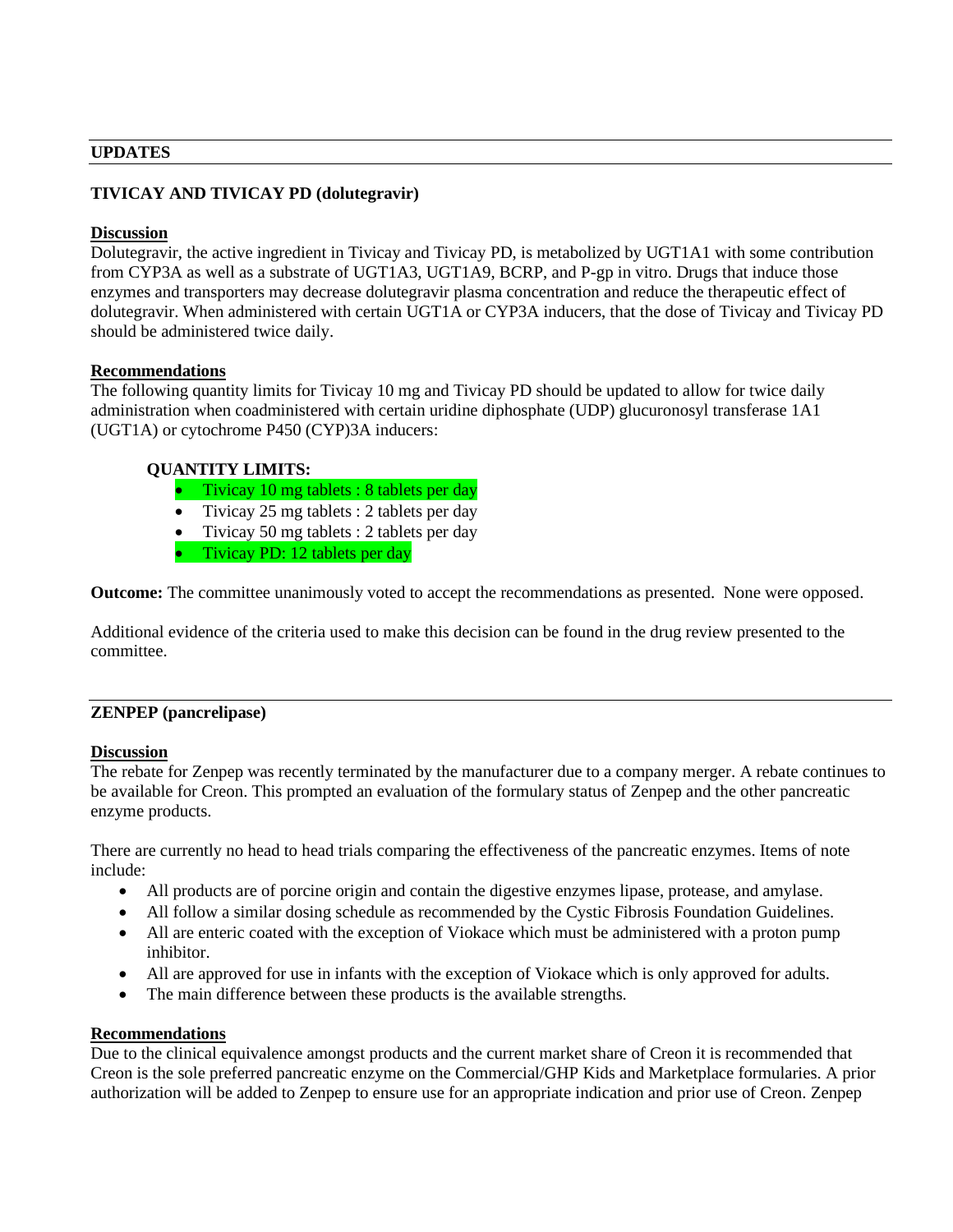## UPDATES

### TIVICAY AND TIVICAY PD (dolutegravir)

**Discussion**

Dolutegravir, the active ingredient in Tivicay and Tivicay PD, is metabolized by UGT1A1 with some contribution from CYP3A as well as a substrate of UGT1A3, UGT1A9, BCRP, and P-gp in vitro. Drugs that induce those enzymes and transporters may decrease dolutegravir plasma concentration and reduce the therapeutic effect of dolutegravir. When administered with certain UGT1A or CYP3A inducers, that the dose of Tivicay and Tivicay PD should be administered twice daily.

**Recommendations**

The following quantity limits for Tivicay 10 mg and Tivicay PD should be updated to allow for twice daily administration when coadministered with certain uridine diphosphate (UDP) glucuronosyl transferase 1A1 (UGT1A) or cytochrome P450 (CYP)3A inducers:

**QUANTITY LIMITS:**

- Tivicay 10 mg tablets : 8 tablets per day
- Tivicay 25 mg tablets : 2 tablets per day
- Tivicay 50 mg tablets : 2 tablets per day
- Tivicay PD: 12 tablets per day

**Outcome:** The committee unanimously voted to accept the recommendations as presented. None were opposed.

Additional evidence of the criteria used to make this decision can be found in the drug review presented to the committee.

### ZENPEP (pancrelipase)

**Discussion**

The rebate for Zenpep was recently terminated by the manufacturer due to a company merger. A rebate continues to be available for Creon. This prompted an evaluation of the formulary status of Zenpep and the other pancreatic enzyme products.

There are currently no head to head trials comparing the effectiveness of the pancreatic enzymes. Items of note include:

- All products are of porcine origin and contain the digestive enzymes lipase, protease, and amylase.
- All follow a similar dosing schedule as recommended by the Cystic Fibrosis Foundation Guidelines.
- All are enteric coated with the exception of Viokace which must be administered with a proton pump inhibitor.
- All are approved for use in infants with the exception of Viokace which is only approved for adults.
- The main difference between these products is the available strengths.

**Recommendations**

Due to the clinical equivalence amongst products and the current market share of Creon it is recommended that Creon is the sole preferred pancreatic enzyme on the Commercial/GHP Kids and Marketplace formularies. A prior authorization will be added to Zenpep to ensure use for an appropriate indication and prior use of Creon. Zenpep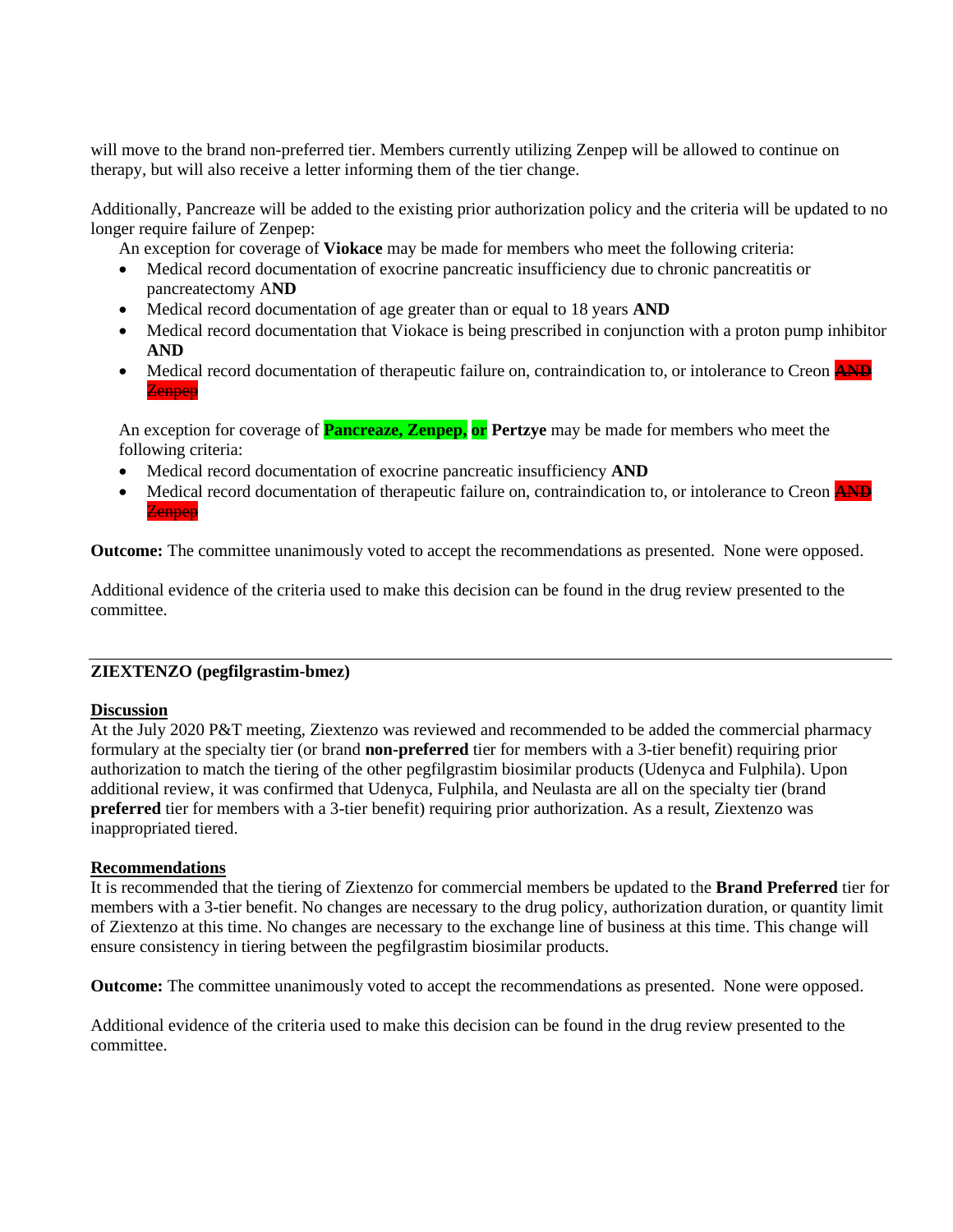will move to the brand non-preferred tier. Members currently utilizing Zenpep will be allowed to continue on therapy, but will also receive a letter informing them of the tier change.

Additionally, Pancreaze will be added to the existing prior authorization policy and the criteria will be updated to no longer require failure of Zenpep:

An exception for coverage of **Viokace** may be made for members who meet the following criteria:

- Medical record documentation of exocrine pancreatic insufficiency due to chronic pancreatitis or pancreatectomy A**ND**
- Medical record documentation of age greater than or equal to 18 years **AND**
- Medical record documentation that Viokace is being prescribed in conjunction with a proton pump inhibitor **AND**
- Medical record documentation of therapeutic failure on, contraindication to, or intolerance to Creon ~~**AND** Zenpep~~

An exception for coverage of **Pancreaze, Zenpep, or Pertzye** may be made for members who meet the following criteria:

- Medical record documentation of exocrine pancreatic insufficiency **AND**
- Medical record documentation of therapeutic failure on, contraindication to, or intolerance to Creon ~~**AND** Zenpep~~

**Outcome:** The committee unanimously voted to accept the recommendations as presented. None were opposed.

Additional evidence of the criteria used to make this decision can be found in the drug review presented to the committee.

---

**ZIEXTENZO (pegfilgrastim-bmez)**

**Discussion**

At the July 2020 P&T meeting, Ziextenzo was reviewed and recommended to be added the commercial pharmacy formulary at the specialty tier (or brand **non-preferred** tier for members with a 3-tier benefit) requiring prior authorization to match the tiering of the other pegfilgrastim biosimilar products (Udenyca and Fulphila). Upon additional review, it was confirmed that Udenyca, Fulphila, and Neulasta are all on the specialty tier (brand **preferred** tier for members with a 3-tier benefit) requiring prior authorization. As a result, Ziextenzo was inappropriated tiered.

**Recommendations**

It is recommended that the tiering of Ziextenzo for commercial members be updated to the **Brand Preferred** tier for members with a 3-tier benefit. No changes are necessary to the drug policy, authorization duration, or quantity limit of Ziextenzo at this time. No changes are necessary to the exchange line of business at this time. This change will ensure consistency in tiering between the pegfilgrastim biosimilar products.

**Outcome:** The committee unanimously voted to accept the recommendations as presented. None were opposed.

Additional evidence of the criteria used to make this decision can be found in the drug review presented to the committee.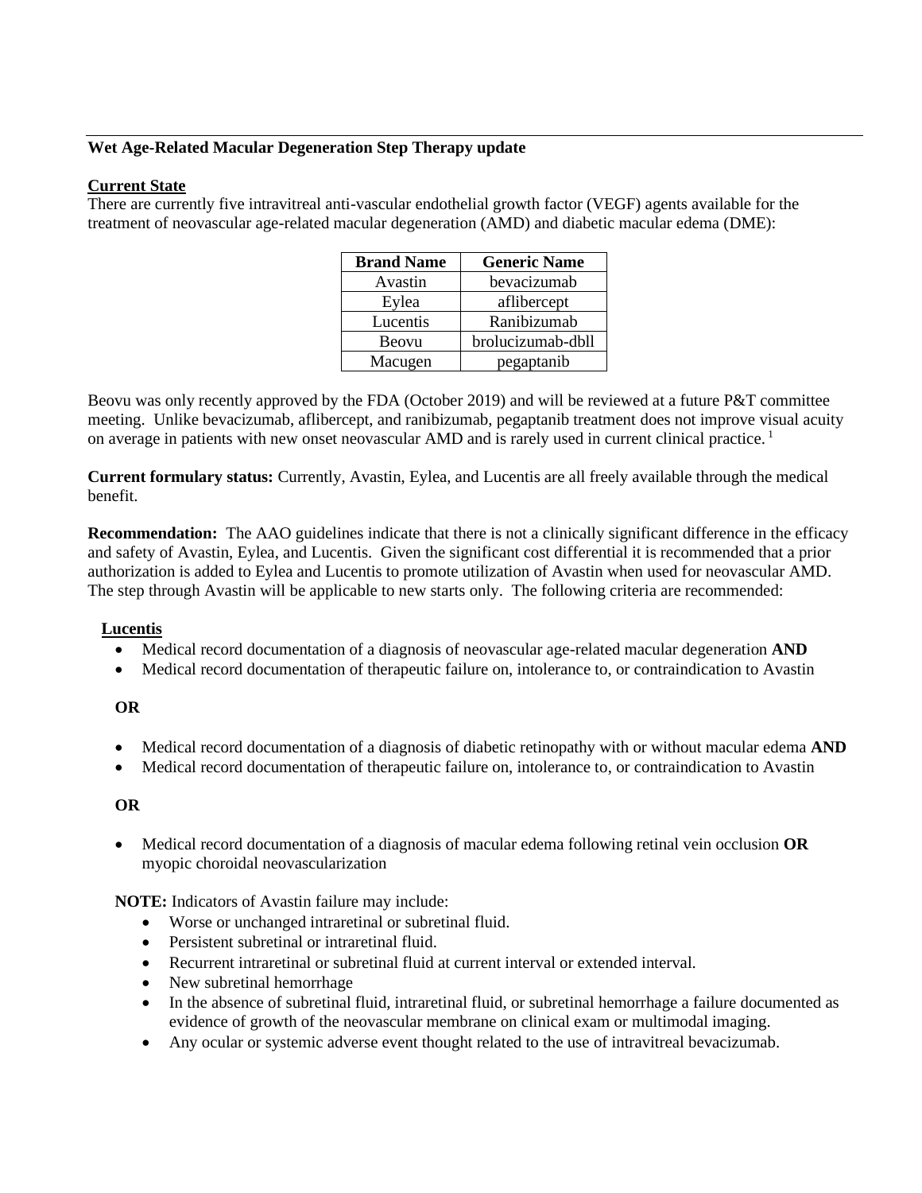**Wet Age-Related Macular Degeneration Step Therapy update**

**Current State**

There are currently five intravitreal anti-vascular endothelial growth factor (VEGF) agents available for the treatment of neovascular age-related macular degeneration (AMD) and diabetic macular edema (DME):

| Brand Name | Generic Name |
|---|---|
| Avastin | bevacizumab |
| Eylea | aflibercept |
| Lucentis | Ranibizumab |
| Beovu | brolucizumab-dbll |
| Macugen | pegaptanib |

Beovu was only recently approved by the FDA (October 2019) and will be reviewed at a future P&T committee meeting. Unlike bevacizumab, aflibercept, and ranibizumab, pegaptanib treatment does not improve visual acuity on average in patients with new onset neovascular AMD and is rarely used in current clinical practice.[1]

**Current formulary status:** Currently, Avastin, Eylea, and Lucentis are all freely available through the medical benefit.

**Recommendation:** The AAO guidelines indicate that there is not a clinically significant difference in the efficacy and safety of Avastin, Eylea, and Lucentis. Given the significant cost differential it is recommended that a prior authorization is added to Eylea and Lucentis to promote utilization of Avastin when used for neovascular AMD. The step through Avastin will be applicable to new starts only. The following criteria are recommended:

**Lucentis**

- Medical record documentation of a diagnosis of neovascular age-related macular degeneration **AND**
- Medical record documentation of therapeutic failure on, intolerance to, or contraindication to Avastin

**OR**

- Medical record documentation of a diagnosis of diabetic retinopathy with or without macular edema **AND**
- Medical record documentation of therapeutic failure on, intolerance to, or contraindication to Avastin

**OR**

- Medical record documentation of a diagnosis of macular edema following retinal vein occlusion **OR** myopic choroidal neovascularization

**NOTE:** Indicators of Avastin failure may include:

- Worse or unchanged intraretinal or subretinal fluid.
- Persistent subretinal or intraretinal fluid.
- Recurrent intraretinal or subretinal fluid at current interval or extended interval.
- New subretinal hemorrhage
- In the absence of subretinal fluid, intraretinal fluid, or subretinal hemorrhage a failure documented as evidence of growth of the neovascular membrane on clinical exam or multimodal imaging.
- Any ocular or systemic adverse event thought related to the use of intravitreal bevacizumab.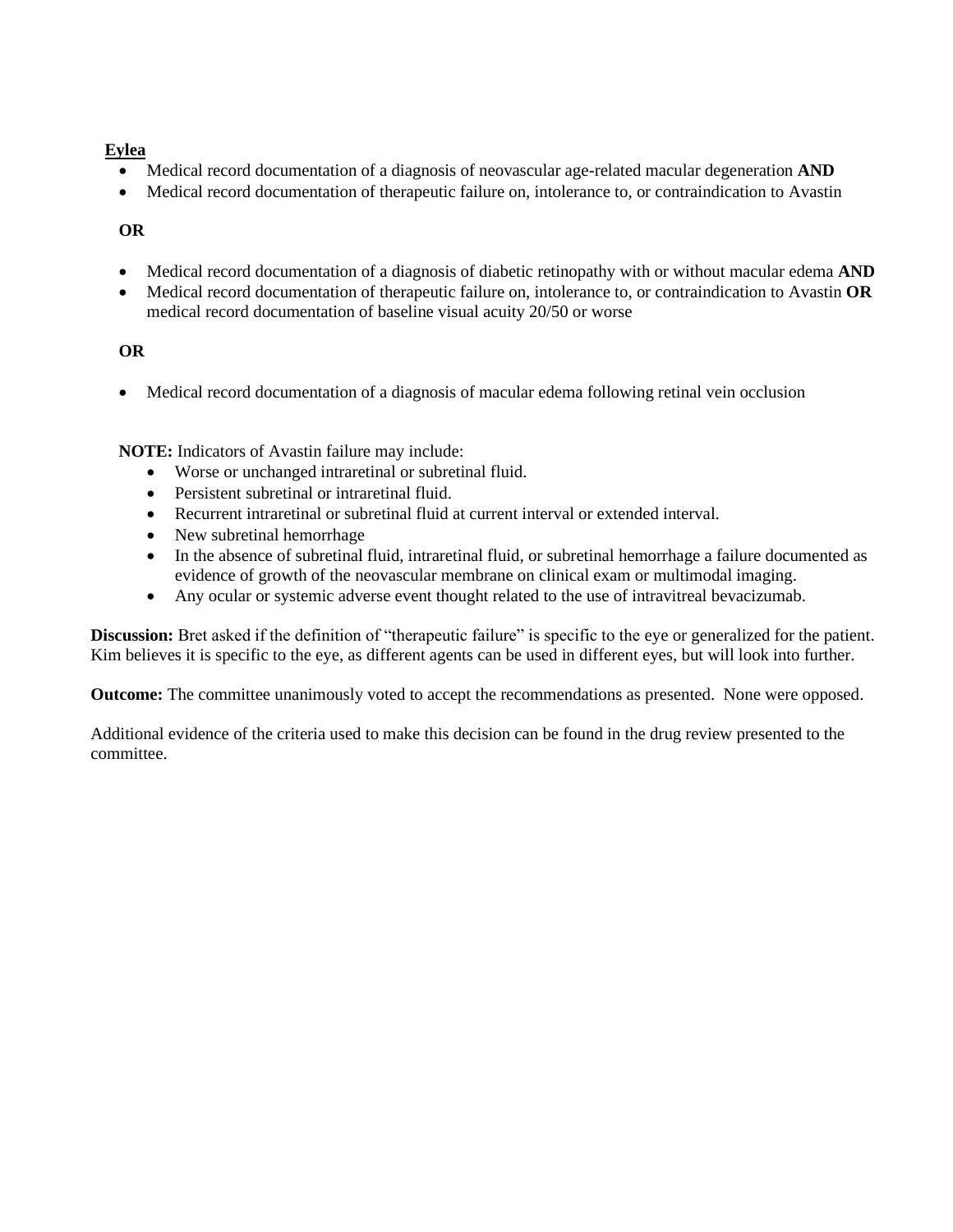<u>**Eylea**</u>

- Medical record documentation of a diagnosis of neovascular age-related macular degeneration **AND**
- Medical record documentation of therapeutic failure on, intolerance to, or contraindication to Avastin

**OR**

- Medical record documentation of a diagnosis of diabetic retinopathy with or without macular edema **AND**
- Medical record documentation of therapeutic failure on, intolerance to, or contraindication to Avastin **OR** medical record documentation of baseline visual acuity 20/50 or worse

**OR**

- Medical record documentation of a diagnosis of macular edema following retinal vein occlusion

**NOTE:** Indicators of Avastin failure may include:

- Worse or unchanged intraretinal or subretinal fluid.
- Persistent subretinal or intraretinal fluid.
- Recurrent intraretinal or subretinal fluid at current interval or extended interval.
- New subretinal hemorrhage
- In the absence of subretinal fluid, intraretinal fluid, or subretinal hemorrhage a failure documented as evidence of growth of the neovascular membrane on clinical exam or multimodal imaging.
- Any ocular or systemic adverse event thought related to the use of intravitreal bevacizumab.

**Discussion:** Bret asked if the definition of "therapeutic failure" is specific to the eye or generalized for the patient. Kim believes it is specific to the eye, as different agents can be used in different eyes, but will look into further.

**Outcome:** The committee unanimously voted to accept the recommendations as presented. None were opposed.

Additional evidence of the criteria used to make this decision can be found in the drug review presented to the committee.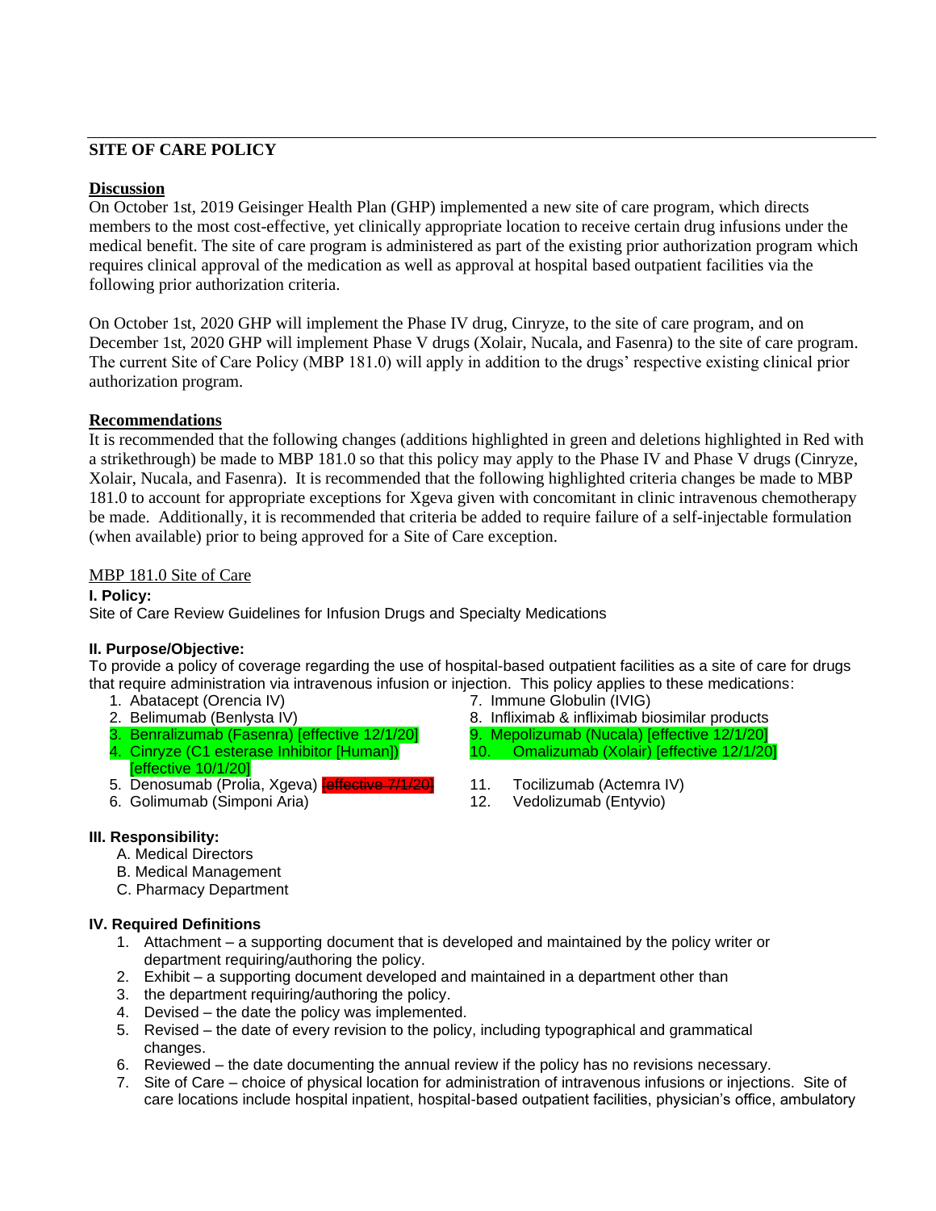## SITE OF CARE POLICY

**Discussion**

On October 1st, 2019 Geisinger Health Plan (GHP) implemented a new site of care program, which directs members to the most cost-effective, yet clinically appropriate location to receive certain drug infusions under the medical benefit. The site of care program is administered as part of the existing prior authorization program which requires clinical approval of the medication as well as approval at hospital based outpatient facilities via the following prior authorization criteria.

On October 1st, 2020 GHP will implement the Phase IV drug, Cinryze, to the site of care program, and on December 1st, 2020 GHP will implement Phase V drugs (Xolair, Nucala, and Fasenra) to the site of care program. The current Site of Care Policy (MBP 181.0) will apply in addition to the drugs' respective existing clinical prior authorization program.

**Recommendations**

It is recommended that the following changes (additions highlighted in green and deletions highlighted in Red with a strikethrough) be made to MBP 181.0 so that this policy may apply to the Phase IV and Phase V drugs (Cinryze, Xolair, Nucala, and Fasenra). It is recommended that the following highlighted criteria changes be made to MBP 181.0 to account for appropriate exceptions for Xgeva given with concomitant in clinic intravenous chemotherapy be made. Additionally, it is recommended that criteria be added to require failure of a self-injectable formulation (when available) prior to being approved for a Site of Care exception.

MBP 181.0 Site of Care

**I. Policy:**

Site of Care Review Guidelines for Infusion Drugs and Specialty Medications

**II. Purpose/Objective:**

To provide a policy of coverage regarding the use of hospital-based outpatient facilities as a site of care for drugs that require administration via intravenous infusion or injection. This policy applies to these medications:

1. Abatacept (Orencia IV)
2. Belimumab (Benlysta IV)
3. Benralizumab (Fasenra) [effective 12/1/20]
4. Cinryze (C1 esterase Inhibitor [Human]) [effective 10/1/20]
5. Denosumab (Prolia, Xgeva) ~~[effective 7/1/20]~~
6. Golimumab (Simponi Aria)
7. Immune Globulin (IVIG)
8. Infliximab & infliximab biosimilar products
9. Mepolizumab (Nucala) [effective 12/1/20]
10. Omalizumab (Xolair) [effective 12/1/20]
11. Tocilizumab (Actemra IV)
12. Vedolizumab (Entyvio)

**III. Responsibility:**

A. Medical Directors
B. Medical Management
C. Pharmacy Department

**IV. Required Definitions**

1. Attachment – a supporting document that is developed and maintained by the policy writer or department requiring/authoring the policy.
2. Exhibit – a supporting document developed and maintained in a department other than
3. the department requiring/authoring the policy.
4. Devised – the date the policy was implemented.
5. Revised – the date of every revision to the policy, including typographical and grammatical changes.
6. Reviewed – the date documenting the annual review if the policy has no revisions necessary.
7. Site of Care – choice of physical location for administration of intravenous infusions or injections. Site of care locations include hospital inpatient, hospital-based outpatient facilities, physician's office, ambulatory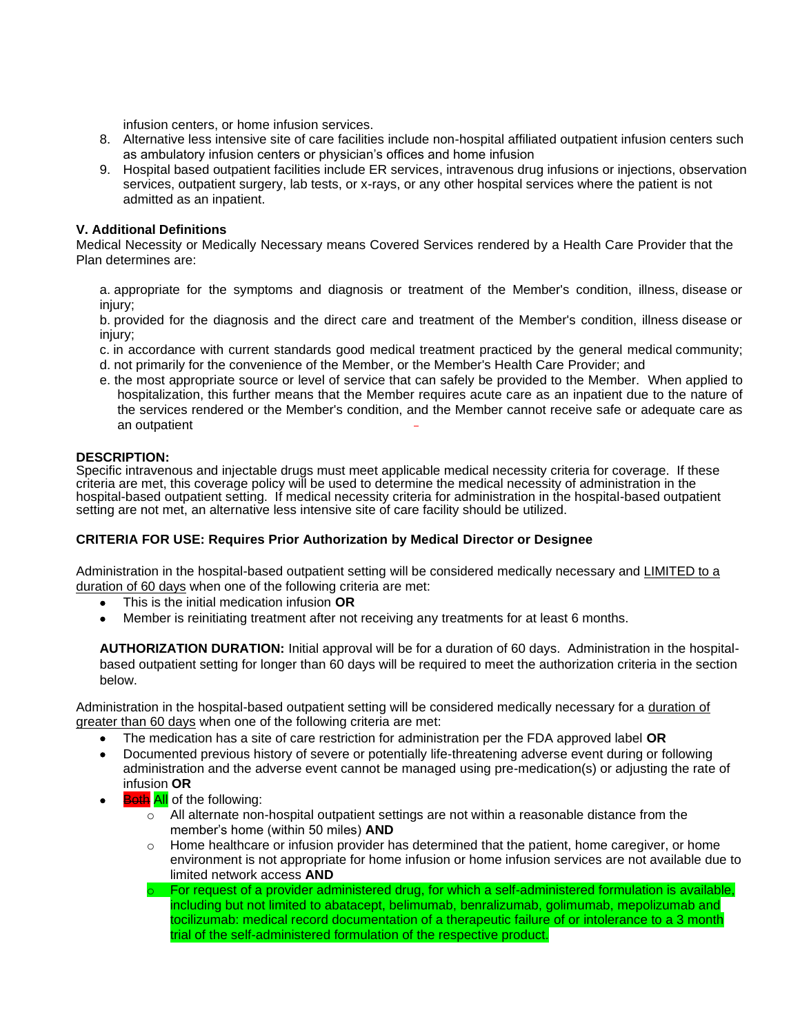infusion centers, or home infusion services.

8. Alternative less intensive site of care facilities include non-hospital affiliated outpatient infusion centers such as ambulatory infusion centers or physician's offices and home infusion
9. Hospital based outpatient facilities include ER services, intravenous drug infusions or injections, observation services, outpatient surgery, lab tests, or x-rays, or any other hospital services where the patient is not admitted as an inpatient.

**V. Additional Definitions**

Medical Necessity or Medically Necessary means Covered Services rendered by a Health Care Provider that the Plan determines are:

a. appropriate for the symptoms and diagnosis or treatment of the Member's condition, illness, disease or injury;

b. provided for the diagnosis and the direct care and treatment of the Member's condition, illness disease or injury;

c. in accordance with current standards good medical treatment practiced by the general medical community;

d. not primarily for the convenience of the Member, or the Member's Health Care Provider; and

e. the most appropriate source or level of service that can safely be provided to the Member. When applied to hospitalization, this further means that the Member requires acute care as an inpatient due to the nature of the services rendered or the Member's condition, and the Member cannot receive safe or adequate care as an outpatient

**DESCRIPTION:**

Specific intravenous and injectable drugs must meet applicable medical necessity criteria for coverage. If these criteria are met, this coverage policy will be used to determine the medical necessity of administration in the hospital-based outpatient setting. If medical necessity criteria for administration in the hospital-based outpatient setting are not met, an alternative less intensive site of care facility should be utilized.

**CRITERIA FOR USE: Requires Prior Authorization by Medical Director or Designee**

Administration in the hospital-based outpatient setting will be considered medically necessary and LIMITED to a duration of 60 days when one of the following criteria are met:

- This is the initial medication infusion **OR**
- Member is reinitiating treatment after not receiving any treatments for at least 6 months.

**AUTHORIZATION DURATION:** Initial approval will be for a duration of 60 days. Administration in the hospital-based outpatient setting for longer than 60 days will be required to meet the authorization criteria in the section below.

Administration in the hospital-based outpatient setting will be considered medically necessary for a duration of greater than 60 days when one of the following criteria are met:

- The medication has a site of care restriction for administration per the FDA approved label **OR**
- Documented previous history of severe or potentially life-threatening adverse event during or following administration and the adverse event cannot be managed using pre-medication(s) or adjusting the rate of infusion **OR**
- ~~Both~~ All of the following:
  - All alternate non-hospital outpatient settings are not within a reasonable distance from the member's home (within 50 miles) **AND**
  - Home healthcare or infusion provider has determined that the patient, home caregiver, or home environment is not appropriate for home infusion or home infusion services are not available due to limited network access **AND**
  - For request of a provider administered drug, for which a self-administered formulation is available, including but not limited to abatacept, belimumab, benralizumab, golimumab, mepolizumab and tocilizumab: medical record documentation of a therapeutic failure of or intolerance to a 3 month trial of the self-administered formulation of the respective product.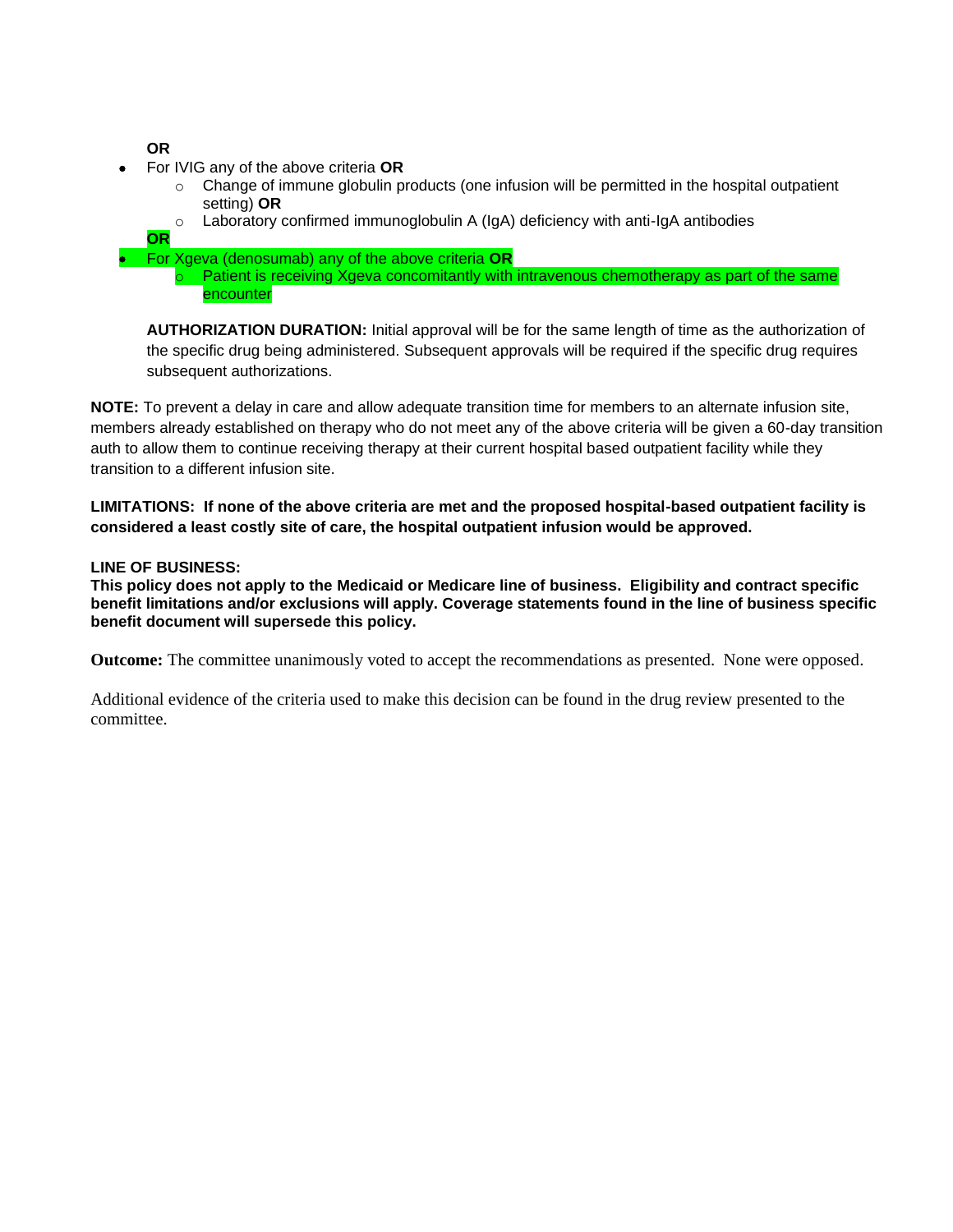**OR**

- For IVIG any of the above criteria **OR**
  - Change of immune globulin products (one infusion will be permitted in the hospital outpatient setting) **OR**
  - Laboratory confirmed immunoglobulin A (IgA) deficiency with anti-IgA antibodies

**OR**

- For Xgeva (denosumab) any of the above criteria **OR**
  - Patient is receiving Xgeva concomitantly with intravenous chemotherapy as part of the same encounter

**AUTHORIZATION DURATION:** Initial approval will be for the same length of time as the authorization of the specific drug being administered. Subsequent approvals will be required if the specific drug requires subsequent authorizations.

**NOTE:** To prevent a delay in care and allow adequate transition time for members to an alternate infusion site, members already established on therapy who do not meet any of the above criteria will be given a 60-day transition auth to allow them to continue receiving therapy at their current hospital based outpatient facility while they transition to a different infusion site.

**LIMITATIONS: If none of the above criteria are met and the proposed hospital-based outpatient facility is considered a least costly site of care, the hospital outpatient infusion would be approved.**

**LINE OF BUSINESS:**
**This policy does not apply to the Medicaid or Medicare line of business. Eligibility and contract specific benefit limitations and/or exclusions will apply. Coverage statements found in the line of business specific benefit document will supersede this policy.**

**Outcome:** The committee unanimously voted to accept the recommendations as presented. None were opposed.

Additional evidence of the criteria used to make this decision can be found in the drug review presented to the committee.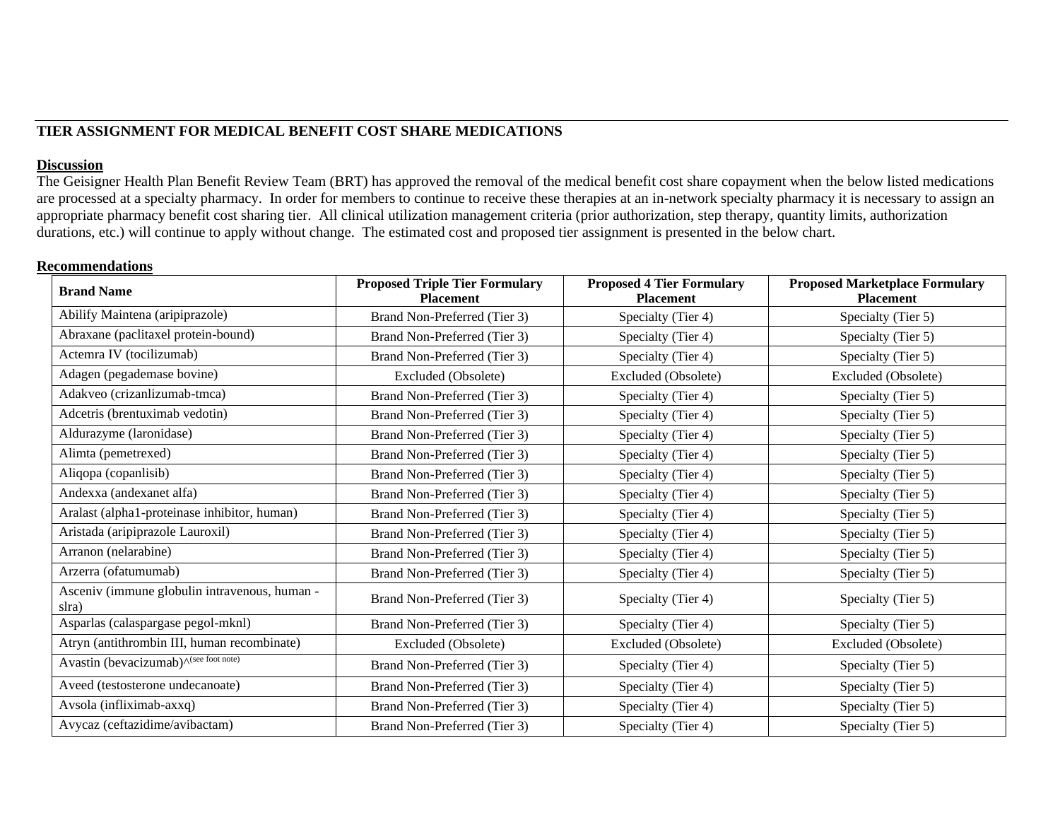## TIER ASSIGNMENT FOR MEDICAL BENEFIT COST SHARE MEDICATIONS

**Discussion**

The Geisigner Health Plan Benefit Review Team (BRT) has approved the removal of the medical benefit cost share copayment when the below listed medications are processed at a specialty pharmacy. In order for members to continue to receive these therapies at an in-network specialty pharmacy it is necessary to assign an appropriate pharmacy benefit cost sharing tier. All clinical utilization management criteria (prior authorization, step therapy, quantity limits, authorization durations, etc.) will continue to apply without change. The estimated cost and proposed tier assignment is presented in the below chart.

**Recommendations**

| Brand Name | Proposed Triple Tier Formulary Placement | Proposed 4 Tier Formulary Placement | Proposed Marketplace Formulary Placement |
|---|---|---|---|
| Abilify Maintena (aripiprazole) | Brand Non-Preferred (Tier 3) | Specialty (Tier 4) | Specialty (Tier 5) |
| Abraxane (paclitaxel protein-bound) | Brand Non-Preferred (Tier 3) | Specialty (Tier 4) | Specialty (Tier 5) |
| Actemra IV (tocilizumab) | Brand Non-Preferred (Tier 3) | Specialty (Tier 4) | Specialty (Tier 5) |
| Adagen (pegademase bovine) | Excluded (Obsolete) | Excluded (Obsolete) | Excluded (Obsolete) |
| Adakveo (crizanlizumab-tmca) | Brand Non-Preferred (Tier 3) | Specialty (Tier 4) | Specialty (Tier 5) |
| Adcetris (brentuximab vedotin) | Brand Non-Preferred (Tier 3) | Specialty (Tier 4) | Specialty (Tier 5) |
| Aldurazyme (laronidase) | Brand Non-Preferred (Tier 3) | Specialty (Tier 4) | Specialty (Tier 5) |
| Alimta (pemetrexed) | Brand Non-Preferred (Tier 3) | Specialty (Tier 4) | Specialty (Tier 5) |
| Aliqopa (copanlisib) | Brand Non-Preferred (Tier 3) | Specialty (Tier 4) | Specialty (Tier 5) |
| Andexxa (andexanet alfa) | Brand Non-Preferred (Tier 3) | Specialty (Tier 4) | Specialty (Tier 5) |
| Aralast (alpha1-proteinase inhibitor, human) | Brand Non-Preferred (Tier 3) | Specialty (Tier 4) | Specialty (Tier 5) |
| Aristada (aripiprazole Lauroxil) | Brand Non-Preferred (Tier 3) | Specialty (Tier 4) | Specialty (Tier 5) |
| Arranon (nelarabine) | Brand Non-Preferred (Tier 3) | Specialty (Tier 4) | Specialty (Tier 5) |
| Arzerra (ofatumumab) | Brand Non-Preferred (Tier 3) | Specialty (Tier 4) | Specialty (Tier 5) |
| Asceniv (immune globulin intravenous, human - slra) | Brand Non-Preferred (Tier 3) | Specialty (Tier 4) | Specialty (Tier 5) |
| Asparlas (calaspargase pegol-mknl) | Brand Non-Preferred (Tier 3) | Specialty (Tier 4) | Specialty (Tier 5) |
| Atryn (antithrombin III, human recombinate) | Excluded (Obsolete) | Excluded (Obsolete) | Excluded (Obsolete) |
| Avastin (bevacizumab)^(see foot note) | Brand Non-Preferred (Tier 3) | Specialty (Tier 4) | Specialty (Tier 5) |
| Aveed (testosterone undecanoate) | Brand Non-Preferred (Tier 3) | Specialty (Tier 4) | Specialty (Tier 5) |
| Avsola (infliximab-axxq) | Brand Non-Preferred (Tier 3) | Specialty (Tier 4) | Specialty (Tier 5) |
| Avycaz (ceftazidime/avibactam) | Brand Non-Preferred (Tier 3) | Specialty (Tier 4) | Specialty (Tier 5) |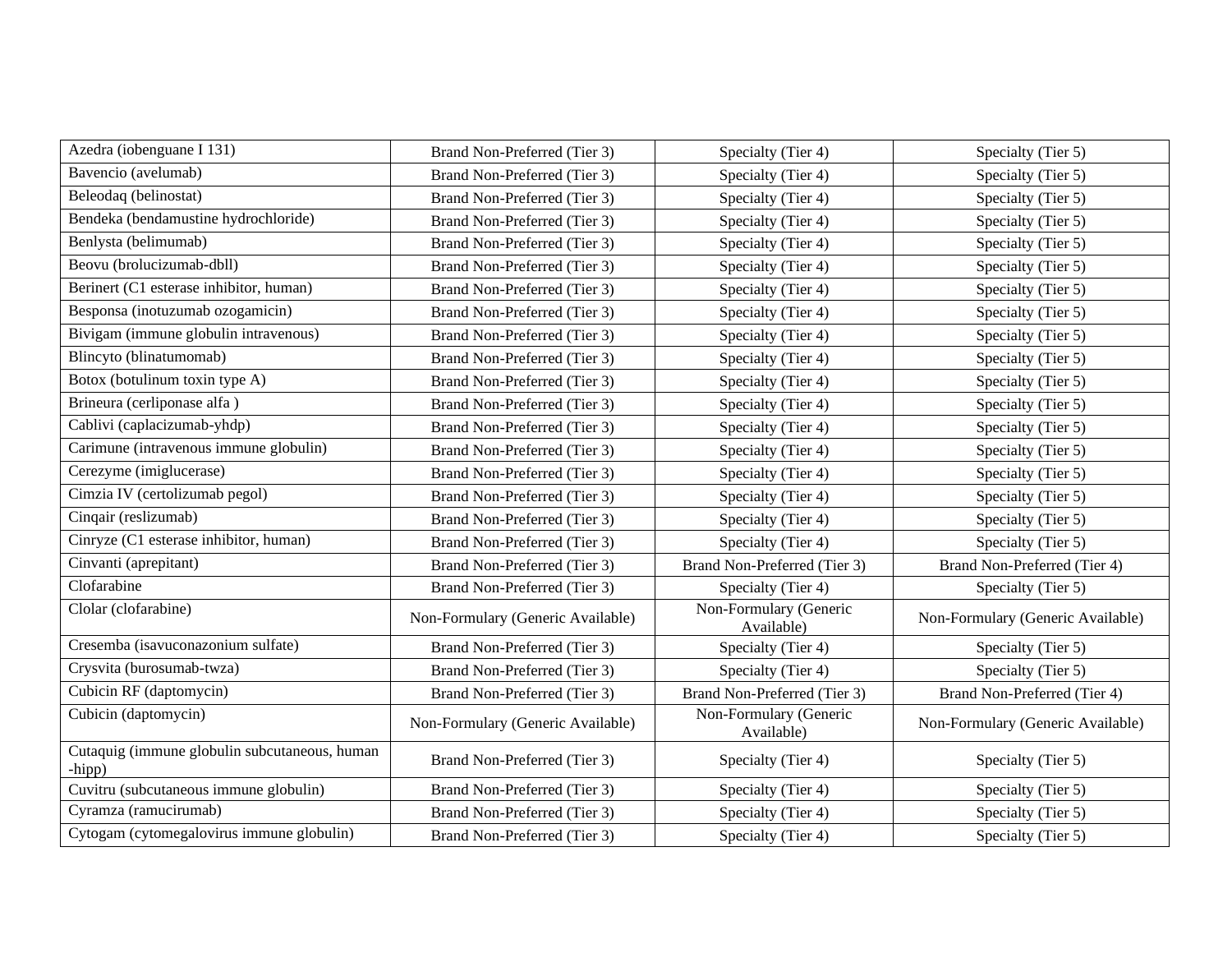| | | | |
|---|---|---|---|
| Azedra (iobenguane I 131) | Brand Non-Preferred (Tier 3) | Specialty (Tier 4) | Specialty (Tier 5) |
| Bavencio (avelumab) | Brand Non-Preferred (Tier 3) | Specialty (Tier 4) | Specialty (Tier 5) |
| Beleodaq (belinostat) | Brand Non-Preferred (Tier 3) | Specialty (Tier 4) | Specialty (Tier 5) |
| Bendeka (bendamustine hydrochloride) | Brand Non-Preferred (Tier 3) | Specialty (Tier 4) | Specialty (Tier 5) |
| Benlysta (belimumab) | Brand Non-Preferred (Tier 3) | Specialty (Tier 4) | Specialty (Tier 5) |
| Beovu (brolucizumab-dbll) | Brand Non-Preferred (Tier 3) | Specialty (Tier 4) | Specialty (Tier 5) |
| Berinert (C1 esterase inhibitor, human) | Brand Non-Preferred (Tier 3) | Specialty (Tier 4) | Specialty (Tier 5) |
| Besponsa (inotuzumab ozogamicin) | Brand Non-Preferred (Tier 3) | Specialty (Tier 4) | Specialty (Tier 5) |
| Bivigam (immune globulin intravenous) | Brand Non-Preferred (Tier 3) | Specialty (Tier 4) | Specialty (Tier 5) |
| Blincyto (blinatumomab) | Brand Non-Preferred (Tier 3) | Specialty (Tier 4) | Specialty (Tier 5) |
| Botox (botulinum toxin type A) | Brand Non-Preferred (Tier 3) | Specialty (Tier 4) | Specialty (Tier 5) |
| Brineura (cerliponase alfa ) | Brand Non-Preferred (Tier 3) | Specialty (Tier 4) | Specialty (Tier 5) |
| Cablivi (caplacizumab-yhdp) | Brand Non-Preferred (Tier 3) | Specialty (Tier 4) | Specialty (Tier 5) |
| Carimune (intravenous immune globulin) | Brand Non-Preferred (Tier 3) | Specialty (Tier 4) | Specialty (Tier 5) |
| Cerezyme (imiglucerase) | Brand Non-Preferred (Tier 3) | Specialty (Tier 4) | Specialty (Tier 5) |
| Cimzia IV (certolizumab pegol) | Brand Non-Preferred (Tier 3) | Specialty (Tier 4) | Specialty (Tier 5) |
| Cinqair (reslizumab) | Brand Non-Preferred (Tier 3) | Specialty (Tier 4) | Specialty (Tier 5) |
| Cinryze (C1 esterase inhibitor, human) | Brand Non-Preferred (Tier 3) | Specialty (Tier 4) | Specialty (Tier 5) |
| Cinvanti (aprepitant) | Brand Non-Preferred (Tier 3) | Brand Non-Preferred (Tier 3) | Brand Non-Preferred (Tier 4) |
| Clofarabine | Brand Non-Preferred (Tier 3) | Specialty (Tier 4) | Specialty (Tier 5) |
| Clolar (clofarabine) | Non-Formulary (Generic Available) | Non-Formulary (Generic Available) | Non-Formulary (Generic Available) |
| Cresemba (isavuconazonium sulfate) | Brand Non-Preferred (Tier 3) | Specialty (Tier 4) | Specialty (Tier 5) |
| Crysvita (burosumab-twza) | Brand Non-Preferred (Tier 3) | Specialty (Tier 4) | Specialty (Tier 5) |
| Cubicin RF (daptomycin) | Brand Non-Preferred (Tier 3) | Brand Non-Preferred (Tier 3) | Brand Non-Preferred (Tier 4) |
| Cubicin (daptomycin) | Non-Formulary (Generic Available) | Non-Formulary (Generic Available) | Non-Formulary (Generic Available) |
| Cutaquig (immune globulin subcutaneous, human -hipp) | Brand Non-Preferred (Tier 3) | Specialty (Tier 4) | Specialty (Tier 5) |
| Cuvitru (subcutaneous immune globulin) | Brand Non-Preferred (Tier 3) | Specialty (Tier 4) | Specialty (Tier 5) |
| Cyramza (ramucirumab) | Brand Non-Preferred (Tier 3) | Specialty (Tier 4) | Specialty (Tier 5) |
| Cytogam (cytomegalovirus immune globulin) | Brand Non-Preferred (Tier 3) | Specialty (Tier 4) | Specialty (Tier 5) |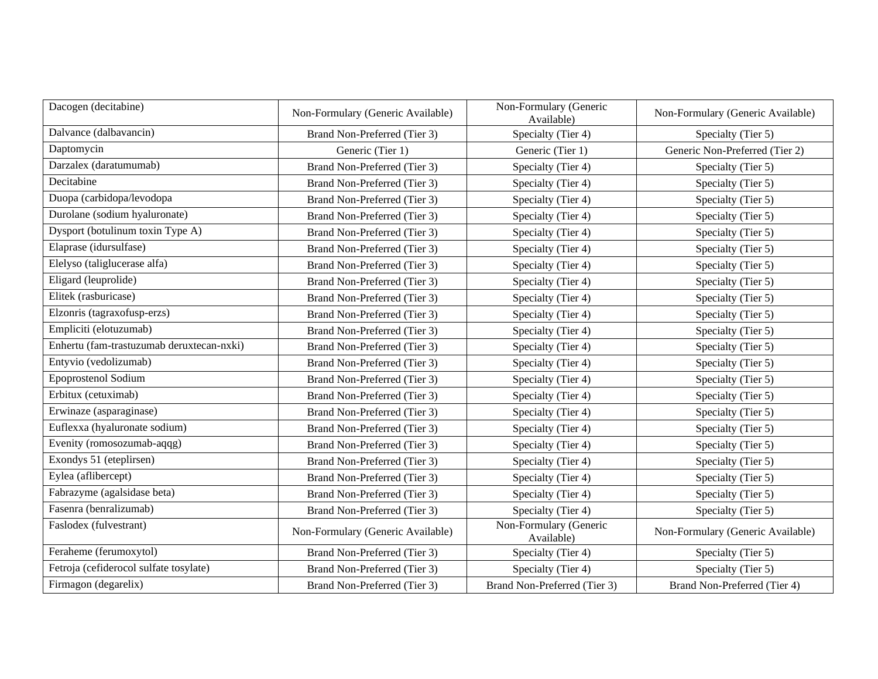| | | | |
|---|---|---|---|
| Dacogen (decitabine) | Non-Formulary (Generic Available) | Non-Formulary (Generic Available) | Non-Formulary (Generic Available) |
| Dalvance (dalbavancin) | Brand Non-Preferred (Tier 3) | Specialty (Tier 4) | Specialty (Tier 5) |
| Daptomycin | Generic (Tier 1) | Generic (Tier 1) | Generic Non-Preferred (Tier 2) |
| Darzalex (daratumumab) | Brand Non-Preferred (Tier 3) | Specialty (Tier 4) | Specialty (Tier 5) |
| Decitabine | Brand Non-Preferred (Tier 3) | Specialty (Tier 4) | Specialty (Tier 5) |
| Duopa (carbidopa/levodopa | Brand Non-Preferred (Tier 3) | Specialty (Tier 4) | Specialty (Tier 5) |
| Durolane (sodium hyaluronate) | Brand Non-Preferred (Tier 3) | Specialty (Tier 4) | Specialty (Tier 5) |
| Dysport (botulinum toxin Type A) | Brand Non-Preferred (Tier 3) | Specialty (Tier 4) | Specialty (Tier 5) |
| Elaprase (idursulfase) | Brand Non-Preferred (Tier 3) | Specialty (Tier 4) | Specialty (Tier 5) |
| Elelyso (taliglucerase alfa) | Brand Non-Preferred (Tier 3) | Specialty (Tier 4) | Specialty (Tier 5) |
| Eligard (leuprolide) | Brand Non-Preferred (Tier 3) | Specialty (Tier 4) | Specialty (Tier 5) |
| Elitek (rasburicase) | Brand Non-Preferred (Tier 3) | Specialty (Tier 4) | Specialty (Tier 5) |
| Elzonris (tagraxofusp-erzs) | Brand Non-Preferred (Tier 3) | Specialty (Tier 4) | Specialty (Tier 5) |
| Empliciti (elotuzumab) | Brand Non-Preferred (Tier 3) | Specialty (Tier 4) | Specialty (Tier 5) |
| Enhertu (fam-trastuzumab deruxtecan-nxki) | Brand Non-Preferred (Tier 3) | Specialty (Tier 4) | Specialty (Tier 5) |
| Entyvio (vedolizumab) | Brand Non-Preferred (Tier 3) | Specialty (Tier 4) | Specialty (Tier 5) |
| Epoprostenol Sodium | Brand Non-Preferred (Tier 3) | Specialty (Tier 4) | Specialty (Tier 5) |
| Erbitux (cetuximab) | Brand Non-Preferred (Tier 3) | Specialty (Tier 4) | Specialty (Tier 5) |
| Erwinaze (asparaginase) | Brand Non-Preferred (Tier 3) | Specialty (Tier 4) | Specialty (Tier 5) |
| Euflexxa (hyaluronate sodium) | Brand Non-Preferred (Tier 3) | Specialty (Tier 4) | Specialty (Tier 5) |
| Evenity (romosozumab-aqqg) | Brand Non-Preferred (Tier 3) | Specialty (Tier 4) | Specialty (Tier 5) |
| Exondys 51 (eteplirsen) | Brand Non-Preferred (Tier 3) | Specialty (Tier 4) | Specialty (Tier 5) |
| Eylea (aflibercept) | Brand Non-Preferred (Tier 3) | Specialty (Tier 4) | Specialty (Tier 5) |
| Fabrazyme (agalsidase beta) | Brand Non-Preferred (Tier 3) | Specialty (Tier 4) | Specialty (Tier 5) |
| Fasenra (benralizumab) | Brand Non-Preferred (Tier 3) | Specialty (Tier 4) | Specialty (Tier 5) |
| Faslodex (fulvestrant) | Non-Formulary (Generic Available) | Non-Formulary (Generic Available) | Non-Formulary (Generic Available) |
| Feraheme (ferumoxytol) | Brand Non-Preferred (Tier 3) | Specialty (Tier 4) | Specialty (Tier 5) |
| Fetroja (cefiderocol sulfate tosylate) | Brand Non-Preferred (Tier 3) | Specialty (Tier 4) | Specialty (Tier 5) |
| Firmagon (degarelix) | Brand Non-Preferred (Tier 3) | Brand Non-Preferred (Tier 3) | Brand Non-Preferred (Tier 4) |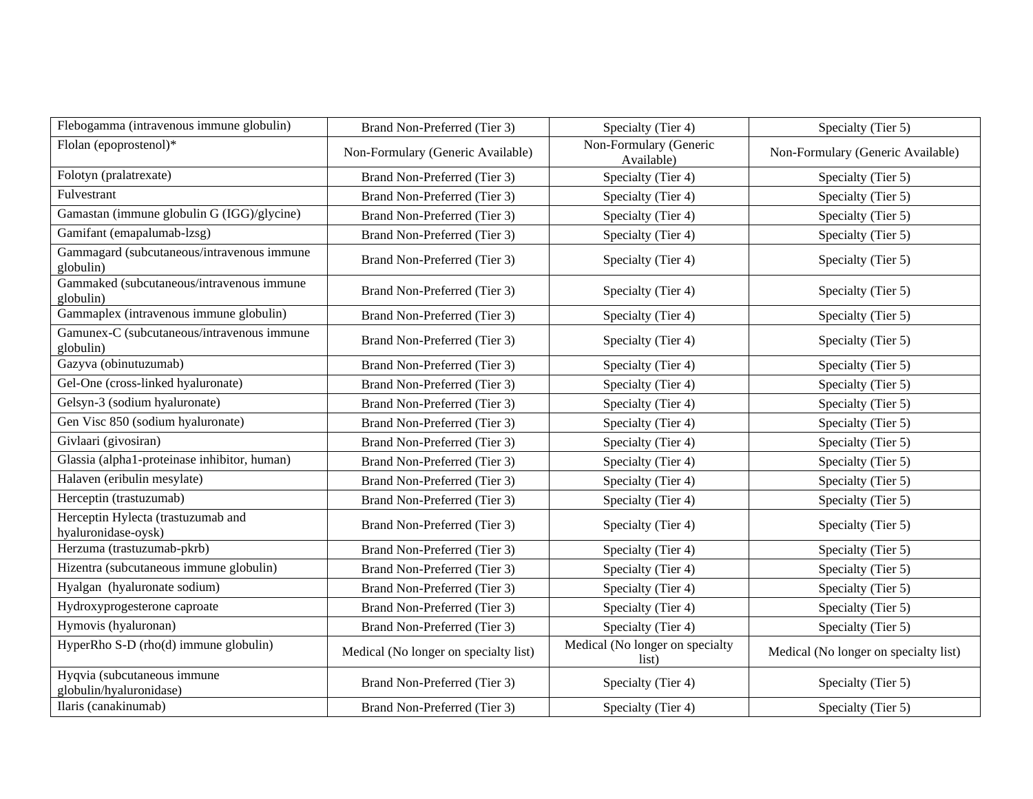| Flebogamma (intravenous immune globulin) | Brand Non-Preferred (Tier 3) | Specialty (Tier 4) | Specialty (Tier 5) |
|---|---|---|---|
| Flolan (epoprostenol)* | Non-Formulary (Generic Available) | Non-Formulary (Generic Available) | Non-Formulary (Generic Available) |
| Folotyn (pralatrexate) | Brand Non-Preferred (Tier 3) | Specialty (Tier 4) | Specialty (Tier 5) |
| Fulvestrant | Brand Non-Preferred (Tier 3) | Specialty (Tier 4) | Specialty (Tier 5) |
| Gamastan (immune globulin G (IGG)/glycine) | Brand Non-Preferred (Tier 3) | Specialty (Tier 4) | Specialty (Tier 5) |
| Gamifant (emapalumab-lzsg) | Brand Non-Preferred (Tier 3) | Specialty (Tier 4) | Specialty (Tier 5) |
| Gammagard (subcutaneous/intravenous immune globulin) | Brand Non-Preferred (Tier 3) | Specialty (Tier 4) | Specialty (Tier 5) |
| Gammaked (subcutaneous/intravenous immune globulin) | Brand Non-Preferred (Tier 3) | Specialty (Tier 4) | Specialty (Tier 5) |
| Gammaplex (intravenous immune globulin) | Brand Non-Preferred (Tier 3) | Specialty (Tier 4) | Specialty (Tier 5) |
| Gamunex-C (subcutaneous/intravenous immune globulin) | Brand Non-Preferred (Tier 3) | Specialty (Tier 4) | Specialty (Tier 5) |
| Gazyva (obinutuzumab) | Brand Non-Preferred (Tier 3) | Specialty (Tier 4) | Specialty (Tier 5) |
| Gel-One (cross-linked hyaluronate) | Brand Non-Preferred (Tier 3) | Specialty (Tier 4) | Specialty (Tier 5) |
| Gelsyn-3 (sodium hyaluronate) | Brand Non-Preferred (Tier 3) | Specialty (Tier 4) | Specialty (Tier 5) |
| Gen Visc 850 (sodium hyaluronate) | Brand Non-Preferred (Tier 3) | Specialty (Tier 4) | Specialty (Tier 5) |
| Givlaari (givosiran) | Brand Non-Preferred (Tier 3) | Specialty (Tier 4) | Specialty (Tier 5) |
| Glassia (alpha1-proteinase inhibitor, human) | Brand Non-Preferred (Tier 3) | Specialty (Tier 4) | Specialty (Tier 5) |
| Halaven (eribulin mesylate) | Brand Non-Preferred (Tier 3) | Specialty (Tier 4) | Specialty (Tier 5) |
| Herceptin (trastuzumab) | Brand Non-Preferred (Tier 3) | Specialty (Tier 4) | Specialty (Tier 5) |
| Herceptin Hylecta (trastuzumab and hyaluronidase-oysk) | Brand Non-Preferred (Tier 3) | Specialty (Tier 4) | Specialty (Tier 5) |
| Herzuma (trastuzumab-pkrb) | Brand Non-Preferred (Tier 3) | Specialty (Tier 4) | Specialty (Tier 5) |
| Hizentra (subcutaneous immune globulin) | Brand Non-Preferred (Tier 3) | Specialty (Tier 4) | Specialty (Tier 5) |
| Hyalgan (hyaluronate sodium) | Brand Non-Preferred (Tier 3) | Specialty (Tier 4) | Specialty (Tier 5) |
| Hydroxyprogesterone caproate | Brand Non-Preferred (Tier 3) | Specialty (Tier 4) | Specialty (Tier 5) |
| Hymovis (hyaluronan) | Brand Non-Preferred (Tier 3) | Specialty (Tier 4) | Specialty (Tier 5) |
| HyperRho S-D (rho(d) immune globulin) | Medical (No longer on specialty list) | Medical (No longer on specialty list) | Medical (No longer on specialty list) |
| Hyqvia (subcutaneous immune globulin/hyaluronidase) | Brand Non-Preferred (Tier 3) | Specialty (Tier 4) | Specialty (Tier 5) |
| Ilaris (canakinumab) | Brand Non-Preferred (Tier 3) | Specialty (Tier 4) | Specialty (Tier 5) |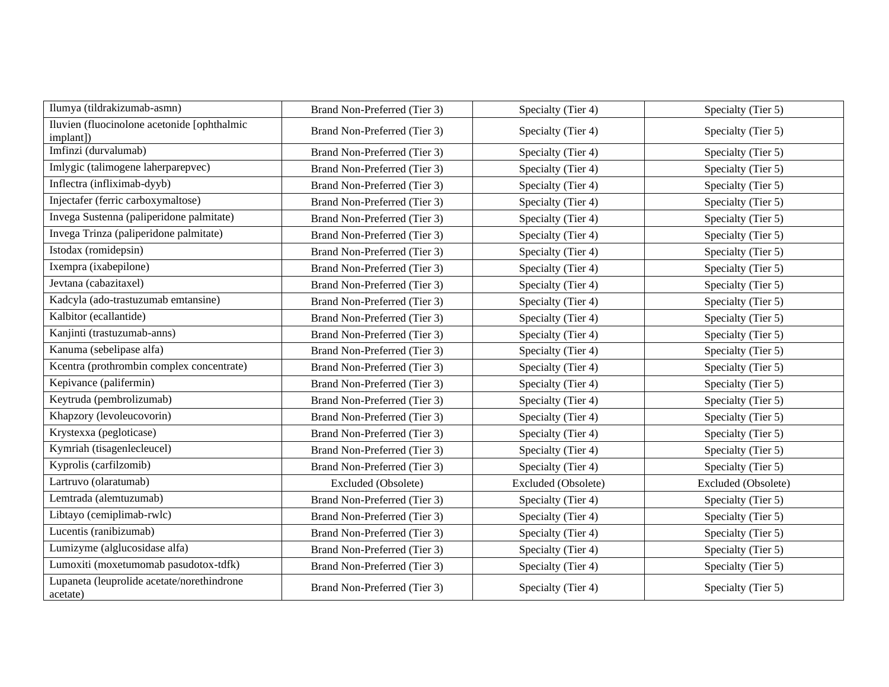| | | | |
|---|---|---|---|
| Ilumya (tildrakizumab-asmn) | Brand Non-Preferred (Tier 3) | Specialty (Tier 4) | Specialty (Tier 5) |
| Iluvien (fluocinolone acetonide [ophthalmic implant]) | Brand Non-Preferred (Tier 3) | Specialty (Tier 4) | Specialty (Tier 5) |
| Imfinzi (durvalumab) | Brand Non-Preferred (Tier 3) | Specialty (Tier 4) | Specialty (Tier 5) |
| Imlygic (talimogene laherparepvec) | Brand Non-Preferred (Tier 3) | Specialty (Tier 4) | Specialty (Tier 5) |
| Inflectra (infliximab-dyyb) | Brand Non-Preferred (Tier 3) | Specialty (Tier 4) | Specialty (Tier 5) |
| Injectafer (ferric carboxymaltose) | Brand Non-Preferred (Tier 3) | Specialty (Tier 4) | Specialty (Tier 5) |
| Invega Sustenna (paliperidone palmitate) | Brand Non-Preferred (Tier 3) | Specialty (Tier 4) | Specialty (Tier 5) |
| Invega Trinza (paliperidone palmitate) | Brand Non-Preferred (Tier 3) | Specialty (Tier 4) | Specialty (Tier 5) |
| Istodax (romidepsin) | Brand Non-Preferred (Tier 3) | Specialty (Tier 4) | Specialty (Tier 5) |
| Ixempra (ixabepilone) | Brand Non-Preferred (Tier 3) | Specialty (Tier 4) | Specialty (Tier 5) |
| Jevtana (cabazitaxel) | Brand Non-Preferred (Tier 3) | Specialty (Tier 4) | Specialty (Tier 5) |
| Kadcyla (ado-trastuzumab emtansine) | Brand Non-Preferred (Tier 3) | Specialty (Tier 4) | Specialty (Tier 5) |
| Kalbitor (ecallantide) | Brand Non-Preferred (Tier 3) | Specialty (Tier 4) | Specialty (Tier 5) |
| Kanjinti (trastuzumab-anns) | Brand Non-Preferred (Tier 3) | Specialty (Tier 4) | Specialty (Tier 5) |
| Kanuma (sebelipase alfa) | Brand Non-Preferred (Tier 3) | Specialty (Tier 4) | Specialty (Tier 5) |
| Kcentra (prothrombin complex concentrate) | Brand Non-Preferred (Tier 3) | Specialty (Tier 4) | Specialty (Tier 5) |
| Kepivance (palifermin) | Brand Non-Preferred (Tier 3) | Specialty (Tier 4) | Specialty (Tier 5) |
| Keytruda (pembrolizumab) | Brand Non-Preferred (Tier 3) | Specialty (Tier 4) | Specialty (Tier 5) |
| Khapzory (levoleucovorin) | Brand Non-Preferred (Tier 3) | Specialty (Tier 4) | Specialty (Tier 5) |
| Krystexxa (pegloticase) | Brand Non-Preferred (Tier 3) | Specialty (Tier 4) | Specialty (Tier 5) |
| Kymriah (tisagenlecleucel) | Brand Non-Preferred (Tier 3) | Specialty (Tier 4) | Specialty (Tier 5) |
| Kyprolis (carfilzomib) | Brand Non-Preferred (Tier 3) | Specialty (Tier 4) | Specialty (Tier 5) |
| Lartruvo (olaratumab) | Excluded (Obsolete) | Excluded (Obsolete) | Excluded (Obsolete) |
| Lemtrada (alemtuzumab) | Brand Non-Preferred (Tier 3) | Specialty (Tier 4) | Specialty (Tier 5) |
| Libtayo (cemiplimab-rwlc) | Brand Non-Preferred (Tier 3) | Specialty (Tier 4) | Specialty (Tier 5) |
| Lucentis (ranibizumab) | Brand Non-Preferred (Tier 3) | Specialty (Tier 4) | Specialty (Tier 5) |
| Lumizyme (alglucosidase alfa) | Brand Non-Preferred (Tier 3) | Specialty (Tier 4) | Specialty (Tier 5) |
| Lumoxiti (moxetumomab pasudotox-tdfk) | Brand Non-Preferred (Tier 3) | Specialty (Tier 4) | Specialty (Tier 5) |
| Lupaneta (leuprolide acetate/norethindrone acetate) | Brand Non-Preferred (Tier 3) | Specialty (Tier 4) | Specialty (Tier 5) |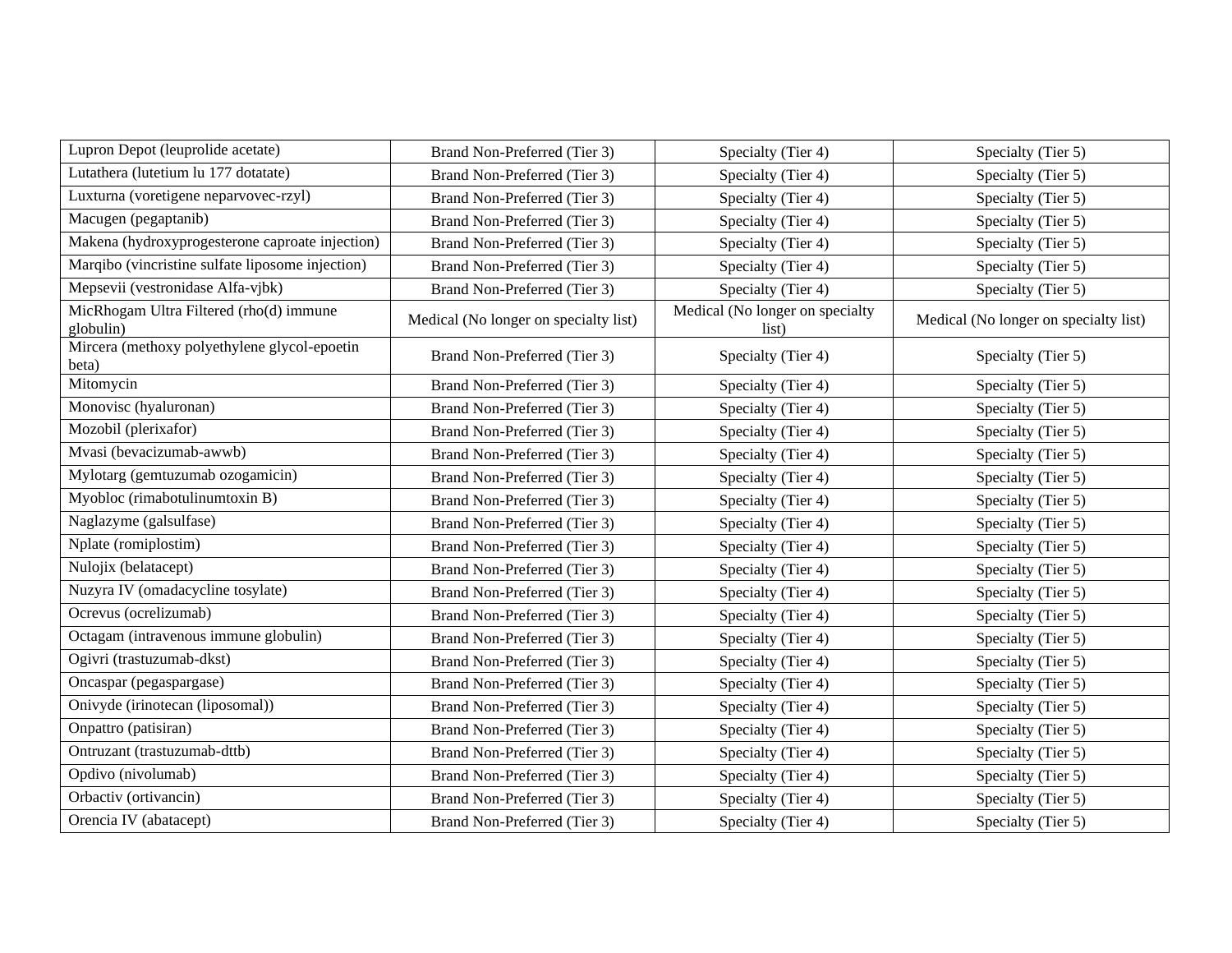| | | | |
|---|---|---|---|
| Lupron Depot (leuprolide acetate) | Brand Non-Preferred (Tier 3) | Specialty (Tier 4) | Specialty (Tier 5) |
| Lutathera (lutetium lu 177 dotatate) | Brand Non-Preferred (Tier 3) | Specialty (Tier 4) | Specialty (Tier 5) |
| Luxturna (voretigene neparvovec-rzyl) | Brand Non-Preferred (Tier 3) | Specialty (Tier 4) | Specialty (Tier 5) |
| Macugen (pegaptanib) | Brand Non-Preferred (Tier 3) | Specialty (Tier 4) | Specialty (Tier 5) |
| Makena (hydroxyprogesterone caproate injection) | Brand Non-Preferred (Tier 3) | Specialty (Tier 4) | Specialty (Tier 5) |
| Marqibo (vincristine sulfate liposome injection) | Brand Non-Preferred (Tier 3) | Specialty (Tier 4) | Specialty (Tier 5) |
| Mepsevii (vestronidase Alfa-vjbk) | Brand Non-Preferred (Tier 3) | Specialty (Tier 4) | Specialty (Tier 5) |
| MicRhogam Ultra Filtered (rho(d) immune globulin) | Medical (No longer on specialty list) | Medical (No longer on specialty list) | Medical (No longer on specialty list) |
| Mircera (methoxy polyethylene glycol-epoetin beta) | Brand Non-Preferred (Tier 3) | Specialty (Tier 4) | Specialty (Tier 5) |
| Mitomycin | Brand Non-Preferred (Tier 3) | Specialty (Tier 4) | Specialty (Tier 5) |
| Monovisc (hyaluronan) | Brand Non-Preferred (Tier 3) | Specialty (Tier 4) | Specialty (Tier 5) |
| Mozobil (plerixafor) | Brand Non-Preferred (Tier 3) | Specialty (Tier 4) | Specialty (Tier 5) |
| Mvasi (bevacizumab-awwb) | Brand Non-Preferred (Tier 3) | Specialty (Tier 4) | Specialty (Tier 5) |
| Mylotarg (gemtuzumab ozogamicin) | Brand Non-Preferred (Tier 3) | Specialty (Tier 4) | Specialty (Tier 5) |
| Myobloc (rimabotulinumtoxin B) | Brand Non-Preferred (Tier 3) | Specialty (Tier 4) | Specialty (Tier 5) |
| Naglazyme (galsulfase) | Brand Non-Preferred (Tier 3) | Specialty (Tier 4) | Specialty (Tier 5) |
| Nplate (romiplostim) | Brand Non-Preferred (Tier 3) | Specialty (Tier 4) | Specialty (Tier 5) |
| Nulojix (belatacept) | Brand Non-Preferred (Tier 3) | Specialty (Tier 4) | Specialty (Tier 5) |
| Nuzyra IV (omadacycline tosylate) | Brand Non-Preferred (Tier 3) | Specialty (Tier 4) | Specialty (Tier 5) |
| Ocrevus (ocrelizumab) | Brand Non-Preferred (Tier 3) | Specialty (Tier 4) | Specialty (Tier 5) |
| Octagam (intravenous immune globulin) | Brand Non-Preferred (Tier 3) | Specialty (Tier 4) | Specialty (Tier 5) |
| Ogivri (trastuzumab-dkst) | Brand Non-Preferred (Tier 3) | Specialty (Tier 4) | Specialty (Tier 5) |
| Oncaspar (pegaspargase) | Brand Non-Preferred (Tier 3) | Specialty (Tier 4) | Specialty (Tier 5) |
| Onivyde (irinotecan (liposomal)) | Brand Non-Preferred (Tier 3) | Specialty (Tier 4) | Specialty (Tier 5) |
| Onpattro (patisiran) | Brand Non-Preferred (Tier 3) | Specialty (Tier 4) | Specialty (Tier 5) |
| Ontruzant (trastuzumab-dttb) | Brand Non-Preferred (Tier 3) | Specialty (Tier 4) | Specialty (Tier 5) |
| Opdivo (nivolumab) | Brand Non-Preferred (Tier 3) | Specialty (Tier 4) | Specialty (Tier 5) |
| Orbactiv (ortivancin) | Brand Non-Preferred (Tier 3) | Specialty (Tier 4) | Specialty (Tier 5) |
| Orencia IV (abatacept) | Brand Non-Preferred (Tier 3) | Specialty (Tier 4) | Specialty (Tier 5) |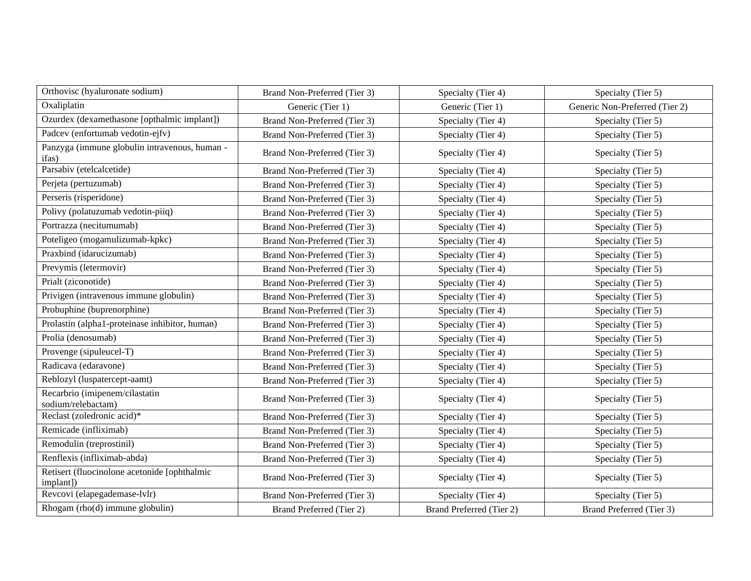| | | | |
|---|---|---|---|
| Orthovisc (hyaluronate sodium) | Brand Non-Preferred (Tier 3) | Specialty (Tier 4) | Specialty (Tier 5) |
| Oxaliplatin | Generic (Tier 1) | Generic (Tier 1) | Generic Non-Preferred (Tier 2) |
| Ozurdex (dexamethasone [opthalmic implant]) | Brand Non-Preferred (Tier 3) | Specialty (Tier 4) | Specialty (Tier 5) |
| Padcev (enfortumab vedotin-ejfv) | Brand Non-Preferred (Tier 3) | Specialty (Tier 4) | Specialty (Tier 5) |
| Panzyga (immune globulin intravenous, human - ifas) | Brand Non-Preferred (Tier 3) | Specialty (Tier 4) | Specialty (Tier 5) |
| Parsabiv (etelcalcetide) | Brand Non-Preferred (Tier 3) | Specialty (Tier 4) | Specialty (Tier 5) |
| Perjeta (pertuzumab) | Brand Non-Preferred (Tier 3) | Specialty (Tier 4) | Specialty (Tier 5) |
| Perseris (risperidone) | Brand Non-Preferred (Tier 3) | Specialty (Tier 4) | Specialty (Tier 5) |
| Polivy (polatuzumab vedotin-piiq) | Brand Non-Preferred (Tier 3) | Specialty (Tier 4) | Specialty (Tier 5) |
| Portrazza (necitumumab) | Brand Non-Preferred (Tier 3) | Specialty (Tier 4) | Specialty (Tier 5) |
| Poteligeo (mogamulizumab-kpkc) | Brand Non-Preferred (Tier 3) | Specialty (Tier 4) | Specialty (Tier 5) |
| Praxbind (idarucizumab) | Brand Non-Preferred (Tier 3) | Specialty (Tier 4) | Specialty (Tier 5) |
| Prevymis (letermovir) | Brand Non-Preferred (Tier 3) | Specialty (Tier 4) | Specialty (Tier 5) |
| Prialt (ziconotide) | Brand Non-Preferred (Tier 3) | Specialty (Tier 4) | Specialty (Tier 5) |
| Privigen (intravenous immune globulin) | Brand Non-Preferred (Tier 3) | Specialty (Tier 4) | Specialty (Tier 5) |
| Probuphine (buprenorphine) | Brand Non-Preferred (Tier 3) | Specialty (Tier 4) | Specialty (Tier 5) |
| Prolastin (alpha1-proteinase inhibitor, human) | Brand Non-Preferred (Tier 3) | Specialty (Tier 4) | Specialty (Tier 5) |
| Prolia (denosumab) | Brand Non-Preferred (Tier 3) | Specialty (Tier 4) | Specialty (Tier 5) |
| Provenge (sipuleucel-T) | Brand Non-Preferred (Tier 3) | Specialty (Tier 4) | Specialty (Tier 5) |
| Radicava (edaravone) | Brand Non-Preferred (Tier 3) | Specialty (Tier 4) | Specialty (Tier 5) |
| Reblozyl (luspatercept-aamt) | Brand Non-Preferred (Tier 3) | Specialty (Tier 4) | Specialty (Tier 5) |
| Recarbrio (imipenem/cilastatin sodium/relebactam) | Brand Non-Preferred (Tier 3) | Specialty (Tier 4) | Specialty (Tier 5) |
| Reclast (zoledronic acid)* | Brand Non-Preferred (Tier 3) | Specialty (Tier 4) | Specialty (Tier 5) |
| Remicade (infliximab) | Brand Non-Preferred (Tier 3) | Specialty (Tier 4) | Specialty (Tier 5) |
| Remodulin (treprostinil) | Brand Non-Preferred (Tier 3) | Specialty (Tier 4) | Specialty (Tier 5) |
| Renflexis (infliximab-abda) | Brand Non-Preferred (Tier 3) | Specialty (Tier 4) | Specialty (Tier 5) |
| Retisert (fluocinolone acetonide [ophthalmic implant]) | Brand Non-Preferred (Tier 3) | Specialty (Tier 4) | Specialty (Tier 5) |
| Revcovi (elapegademase-lvlr) | Brand Non-Preferred (Tier 3) | Specialty (Tier 4) | Specialty (Tier 5) |
| Rhogam (rho(d) immune globulin) | Brand Preferred (Tier 2) | Brand Preferred (Tier 2) | Brand Preferred (Tier 3) |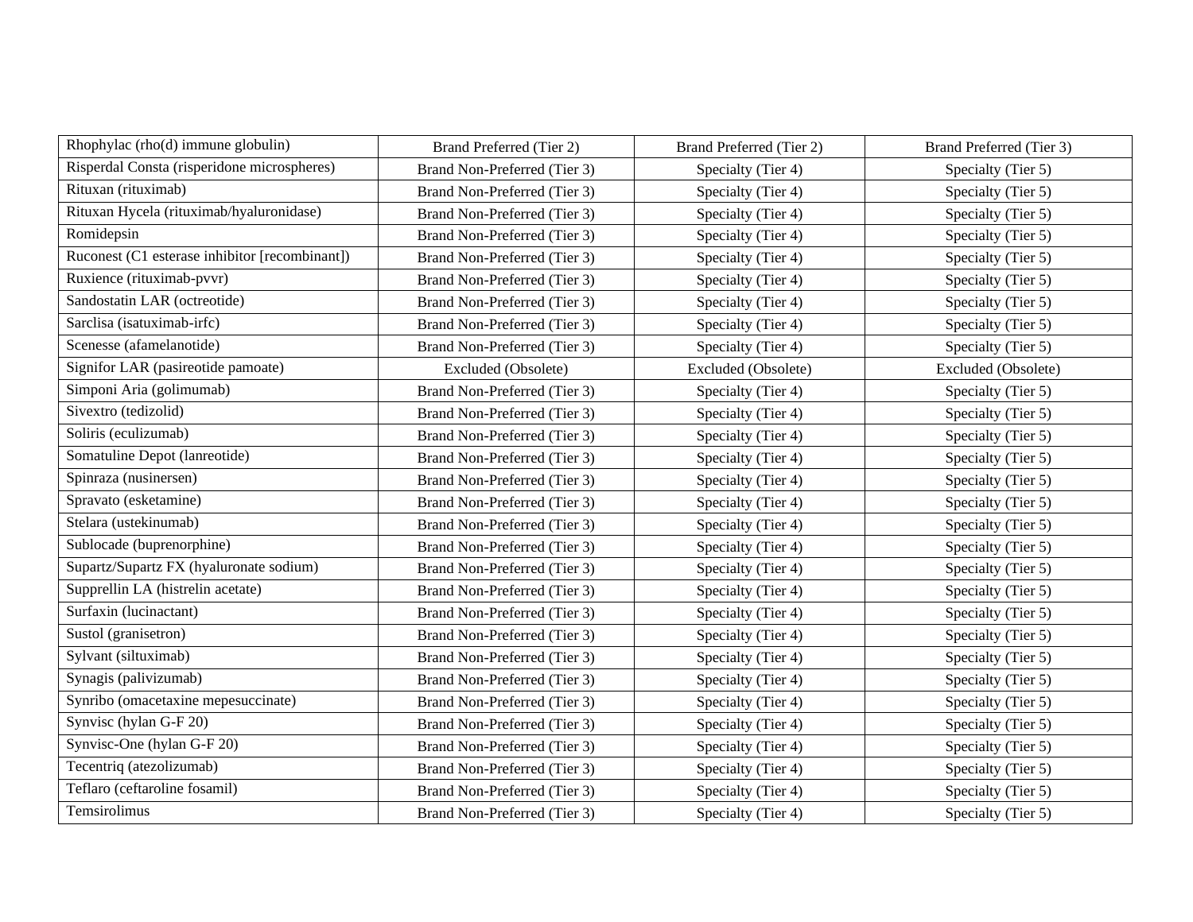| | | | |
|---|---|---|---|
| Rhophylac (rho(d) immune globulin) | Brand Preferred (Tier 2) | Brand Preferred (Tier 2) | Brand Preferred (Tier 3) |
| Risperdal Consta (risperidone microspheres) | Brand Non-Preferred (Tier 3) | Specialty (Tier 4) | Specialty (Tier 5) |
| Rituxan (rituximab) | Brand Non-Preferred (Tier 3) | Specialty (Tier 4) | Specialty (Tier 5) |
| Rituxan Hycela (rituximab/hyaluronidase) | Brand Non-Preferred (Tier 3) | Specialty (Tier 4) | Specialty (Tier 5) |
| Romidepsin | Brand Non-Preferred (Tier 3) | Specialty (Tier 4) | Specialty (Tier 5) |
| Ruconest (C1 esterase inhibitor [recombinant]) | Brand Non-Preferred (Tier 3) | Specialty (Tier 4) | Specialty (Tier 5) |
| Ruxience (rituximab-pvvr) | Brand Non-Preferred (Tier 3) | Specialty (Tier 4) | Specialty (Tier 5) |
| Sandostatin LAR (octreotide) | Brand Non-Preferred (Tier 3) | Specialty (Tier 4) | Specialty (Tier 5) |
| Sarclisa (isatuximab-irfc) | Brand Non-Preferred (Tier 3) | Specialty (Tier 4) | Specialty (Tier 5) |
| Scenesse (afamelanotide) | Brand Non-Preferred (Tier 3) | Specialty (Tier 4) | Specialty (Tier 5) |
| Signifor LAR (pasireotide pamoate) | Excluded (Obsolete) | Excluded (Obsolete) | Excluded (Obsolete) |
| Simponi Aria (golimumab) | Brand Non-Preferred (Tier 3) | Specialty (Tier 4) | Specialty (Tier 5) |
| Sivextro (tedizolid) | Brand Non-Preferred (Tier 3) | Specialty (Tier 4) | Specialty (Tier 5) |
| Soliris (eculizumab) | Brand Non-Preferred (Tier 3) | Specialty (Tier 4) | Specialty (Tier 5) |
| Somatuline Depot (lanreotide) | Brand Non-Preferred (Tier 3) | Specialty (Tier 4) | Specialty (Tier 5) |
| Spinraza (nusinersen) | Brand Non-Preferred (Tier 3) | Specialty (Tier 4) | Specialty (Tier 5) |
| Spravato (esketamine) | Brand Non-Preferred (Tier 3) | Specialty (Tier 4) | Specialty (Tier 5) |
| Stelara (ustekinumab) | Brand Non-Preferred (Tier 3) | Specialty (Tier 4) | Specialty (Tier 5) |
| Sublocade (buprenorphine) | Brand Non-Preferred (Tier 3) | Specialty (Tier 4) | Specialty (Tier 5) |
| Supartz/Supartz FX (hyaluronate sodium) | Brand Non-Preferred (Tier 3) | Specialty (Tier 4) | Specialty (Tier 5) |
| Supprelin LA (histrelin acetate) | Brand Non-Preferred (Tier 3) | Specialty (Tier 4) | Specialty (Tier 5) |
| Surfaxin (lucinactant) | Brand Non-Preferred (Tier 3) | Specialty (Tier 4) | Specialty (Tier 5) |
| Sustol (granisetron) | Brand Non-Preferred (Tier 3) | Specialty (Tier 4) | Specialty (Tier 5) |
| Sylvant (siltuximab) | Brand Non-Preferred (Tier 3) | Specialty (Tier 4) | Specialty (Tier 5) |
| Synagis (palivizumab) | Brand Non-Preferred (Tier 3) | Specialty (Tier 4) | Specialty (Tier 5) |
| Synribo (omacetaxine mepesuccinate) | Brand Non-Preferred (Tier 3) | Specialty (Tier 4) | Specialty (Tier 5) |
| Synvisc (hylan G-F 20) | Brand Non-Preferred (Tier 3) | Specialty (Tier 4) | Specialty (Tier 5) |
| Synvisc-One (hylan G-F 20) | Brand Non-Preferred (Tier 3) | Specialty (Tier 4) | Specialty (Tier 5) |
| Tecentriq (atezolizumab) | Brand Non-Preferred (Tier 3) | Specialty (Tier 4) | Specialty (Tier 5) |
| Teflaro (ceftaroline fosamil) | Brand Non-Preferred (Tier 3) | Specialty (Tier 4) | Specialty (Tier 5) |
| Temsirolimus | Brand Non-Preferred (Tier 3) | Specialty (Tier 4) | Specialty (Tier 5) |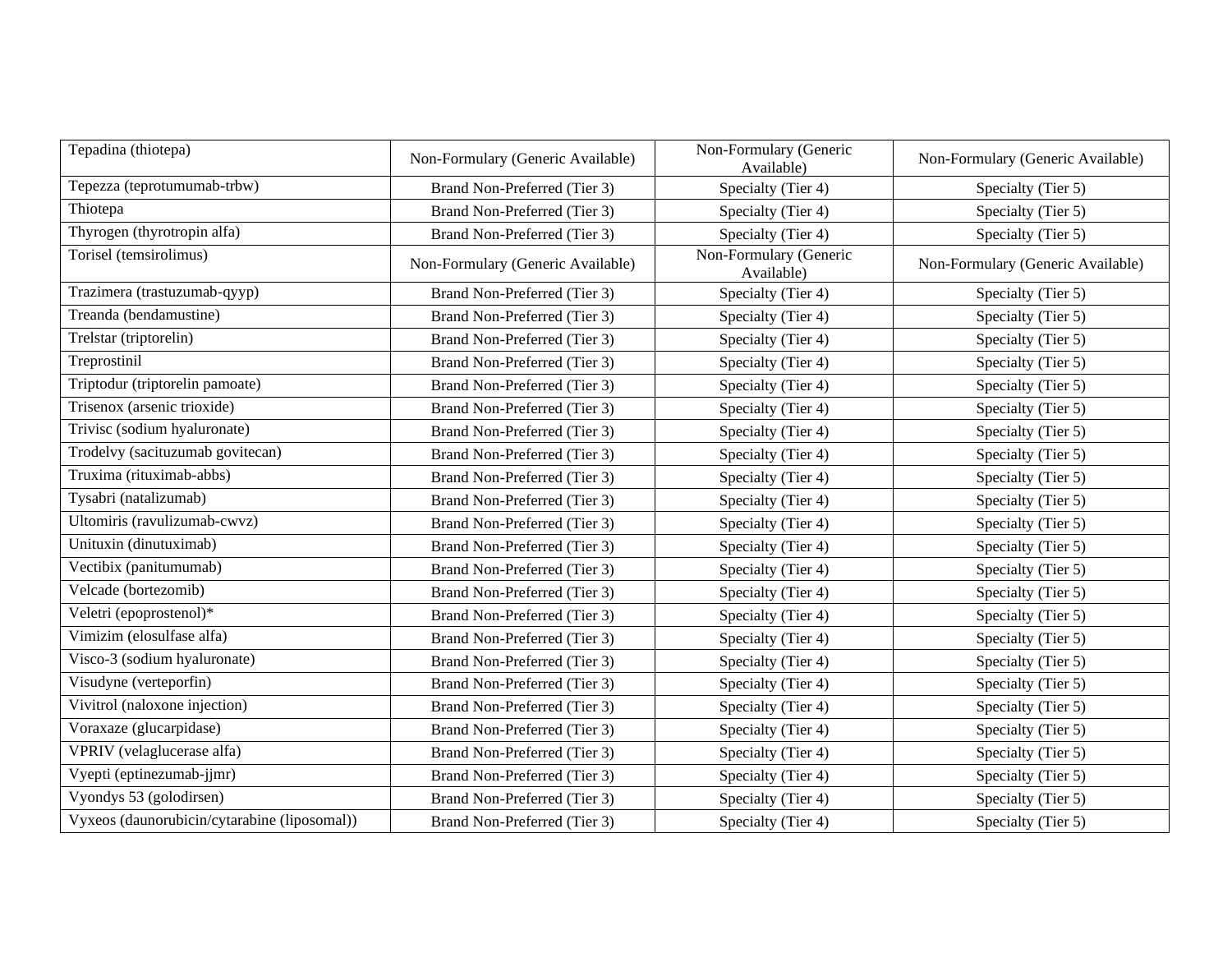| | | | |
|---|---|---|---|
| Tepadina (thiotepa) | Non-Formulary (Generic Available) | Non-Formulary (Generic Available) | Non-Formulary (Generic Available) |
| Tepezza (teprotumumab-trbw) | Brand Non-Preferred (Tier 3) | Specialty (Tier 4) | Specialty (Tier 5) |
| Thiotepa | Brand Non-Preferred (Tier 3) | Specialty (Tier 4) | Specialty (Tier 5) |
| Thyrogen (thyrotropin alfa) | Brand Non-Preferred (Tier 3) | Specialty (Tier 4) | Specialty (Tier 5) |
| Torisel (temsirolimus) | Non-Formulary (Generic Available) | Non-Formulary (Generic Available) | Non-Formulary (Generic Available) |
| Trazimera (trastuzumab-qyyp) | Brand Non-Preferred (Tier 3) | Specialty (Tier 4) | Specialty (Tier 5) |
| Treanda (bendamustine) | Brand Non-Preferred (Tier 3) | Specialty (Tier 4) | Specialty (Tier 5) |
| Trelstar (triptorelin) | Brand Non-Preferred (Tier 3) | Specialty (Tier 4) | Specialty (Tier 5) |
| Treprostinil | Brand Non-Preferred (Tier 3) | Specialty (Tier 4) | Specialty (Tier 5) |
| Triptodur (triptorelin pamoate) | Brand Non-Preferred (Tier 3) | Specialty (Tier 4) | Specialty (Tier 5) |
| Trisenox (arsenic trioxide) | Brand Non-Preferred (Tier 3) | Specialty (Tier 4) | Specialty (Tier 5) |
| Trivisc (sodium hyaluronate) | Brand Non-Preferred (Tier 3) | Specialty (Tier 4) | Specialty (Tier 5) |
| Trodelvy (sacituzumab govitecan) | Brand Non-Preferred (Tier 3) | Specialty (Tier 4) | Specialty (Tier 5) |
| Truxima (rituximab-abbs) | Brand Non-Preferred (Tier 3) | Specialty (Tier 4) | Specialty (Tier 5) |
| Tysabri (natalizumab) | Brand Non-Preferred (Tier 3) | Specialty (Tier 4) | Specialty (Tier 5) |
| Ultomiris (ravulizumab-cwvz) | Brand Non-Preferred (Tier 3) | Specialty (Tier 4) | Specialty (Tier 5) |
| Unituxin (dinutuximab) | Brand Non-Preferred (Tier 3) | Specialty (Tier 4) | Specialty (Tier 5) |
| Vectibix (panitumumab) | Brand Non-Preferred (Tier 3) | Specialty (Tier 4) | Specialty (Tier 5) |
| Velcade (bortezomib) | Brand Non-Preferred (Tier 3) | Specialty (Tier 4) | Specialty (Tier 5) |
| Veletri (epoprostenol)* | Brand Non-Preferred (Tier 3) | Specialty (Tier 4) | Specialty (Tier 5) |
| Vimizim (elosulfase alfa) | Brand Non-Preferred (Tier 3) | Specialty (Tier 4) | Specialty (Tier 5) |
| Visco-3 (sodium hyaluronate) | Brand Non-Preferred (Tier 3) | Specialty (Tier 4) | Specialty (Tier 5) |
| Visudyne (verteporfin) | Brand Non-Preferred (Tier 3) | Specialty (Tier 4) | Specialty (Tier 5) |
| Vivitrol (naloxone injection) | Brand Non-Preferred (Tier 3) | Specialty (Tier 4) | Specialty (Tier 5) |
| Voraxaze (glucarpidase) | Brand Non-Preferred (Tier 3) | Specialty (Tier 4) | Specialty (Tier 5) |
| VPRIV (velaglucerase alfa) | Brand Non-Preferred (Tier 3) | Specialty (Tier 4) | Specialty (Tier 5) |
| Vyepti (eptinezumab-jjmr) | Brand Non-Preferred (Tier 3) | Specialty (Tier 4) | Specialty (Tier 5) |
| Vyondys 53 (golodirsen) | Brand Non-Preferred (Tier 3) | Specialty (Tier 4) | Specialty (Tier 5) |
| Vyxeos (daunorubicin/cytarabine (liposomal)) | Brand Non-Preferred (Tier 3) | Specialty (Tier 4) | Specialty (Tier 5) |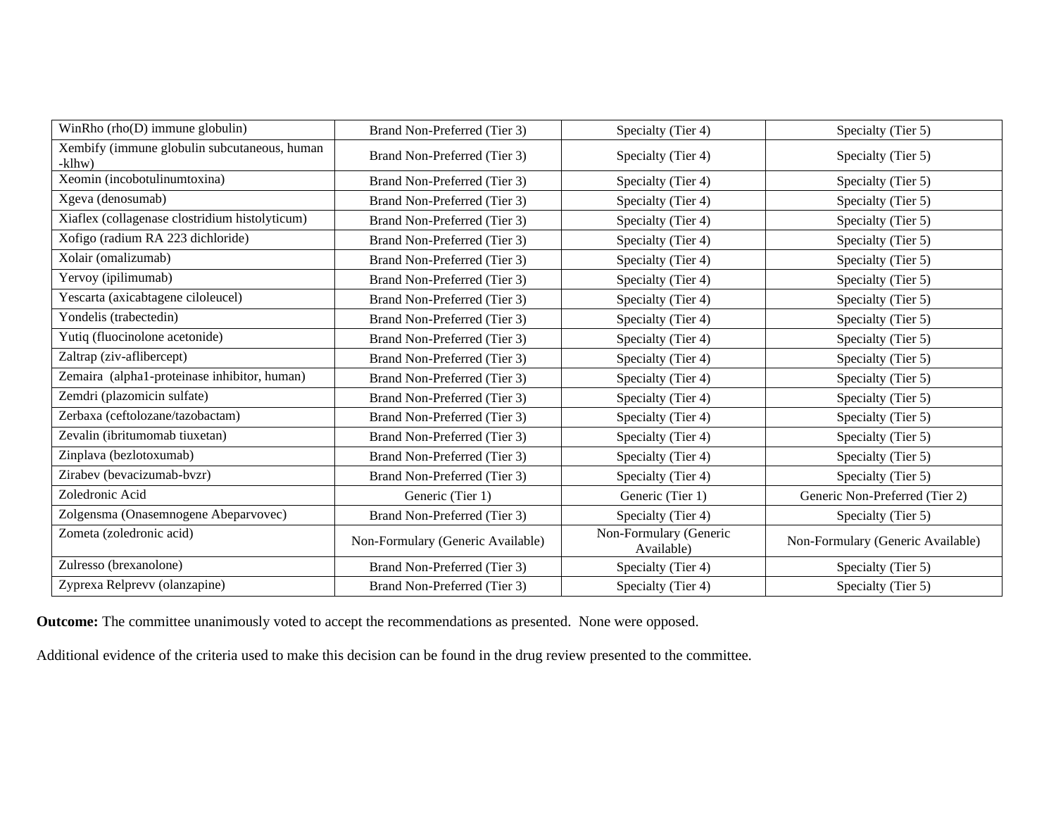| | | | |
|---|---|---|---|
| WinRho (rho(D) immune globulin) | Brand Non-Preferred (Tier 3) | Specialty (Tier 4) | Specialty (Tier 5) |
| Xembify (immune globulin subcutaneous, human -klhw) | Brand Non-Preferred (Tier 3) | Specialty (Tier 4) | Specialty (Tier 5) |
| Xeomin (incobotulinumtoxina) | Brand Non-Preferred (Tier 3) | Specialty (Tier 4) | Specialty (Tier 5) |
| Xgeva (denosumab) | Brand Non-Preferred (Tier 3) | Specialty (Tier 4) | Specialty (Tier 5) |
| Xiaflex (collagenase clostridium histolyticum) | Brand Non-Preferred (Tier 3) | Specialty (Tier 4) | Specialty (Tier 5) |
| Xofigo (radium RA 223 dichloride) | Brand Non-Preferred (Tier 3) | Specialty (Tier 4) | Specialty (Tier 5) |
| Xolair (omalizumab) | Brand Non-Preferred (Tier 3) | Specialty (Tier 4) | Specialty (Tier 5) |
| Yervoy (ipilimumab) | Brand Non-Preferred (Tier 3) | Specialty (Tier 4) | Specialty (Tier 5) |
| Yescarta (axicabtagene ciloleucel) | Brand Non-Preferred (Tier 3) | Specialty (Tier 4) | Specialty (Tier 5) |
| Yondelis (trabectedin) | Brand Non-Preferred (Tier 3) | Specialty (Tier 4) | Specialty (Tier 5) |
| Yutiq (fluocinolone acetonide) | Brand Non-Preferred (Tier 3) | Specialty (Tier 4) | Specialty (Tier 5) |
| Zaltrap (ziv-aflibercept) | Brand Non-Preferred (Tier 3) | Specialty (Tier 4) | Specialty (Tier 5) |
| Zemaira (alpha1-proteinase inhibitor, human) | Brand Non-Preferred (Tier 3) | Specialty (Tier 4) | Specialty (Tier 5) |
| Zemdri (plazomicin sulfate) | Brand Non-Preferred (Tier 3) | Specialty (Tier 4) | Specialty (Tier 5) |
| Zerbaxa (ceftolozane/tazobactam) | Brand Non-Preferred (Tier 3) | Specialty (Tier 4) | Specialty (Tier 5) |
| Zevalin (ibritumomab tiuxetan) | Brand Non-Preferred (Tier 3) | Specialty (Tier 4) | Specialty (Tier 5) |
| Zinplava (bezlotoxumab) | Brand Non-Preferred (Tier 3) | Specialty (Tier 4) | Specialty (Tier 5) |
| Zirabev (bevacizumab-bvzr) | Brand Non-Preferred (Tier 3) | Specialty (Tier 4) | Specialty (Tier 5) |
| Zoledronic Acid | Generic (Tier 1) | Generic (Tier 1) | Generic Non-Preferred (Tier 2) |
| Zolgensma (Onasemnogene Abeparvovec) | Brand Non-Preferred (Tier 3) | Specialty (Tier 4) | Specialty (Tier 5) |
| Zometa (zoledronic acid) | Non-Formulary (Generic Available) | Non-Formulary (Generic Available) | Non-Formulary (Generic Available) |
| Zulresso (brexanolone) | Brand Non-Preferred (Tier 3) | Specialty (Tier 4) | Specialty (Tier 5) |
| Zyprexa Relprevv (olanzapine) | Brand Non-Preferred (Tier 3) | Specialty (Tier 4) | Specialty (Tier 5) |

**Outcome:** The committee unanimously voted to accept the recommendations as presented. None were opposed.

Additional evidence of the criteria used to make this decision can be found in the drug review presented to the committee.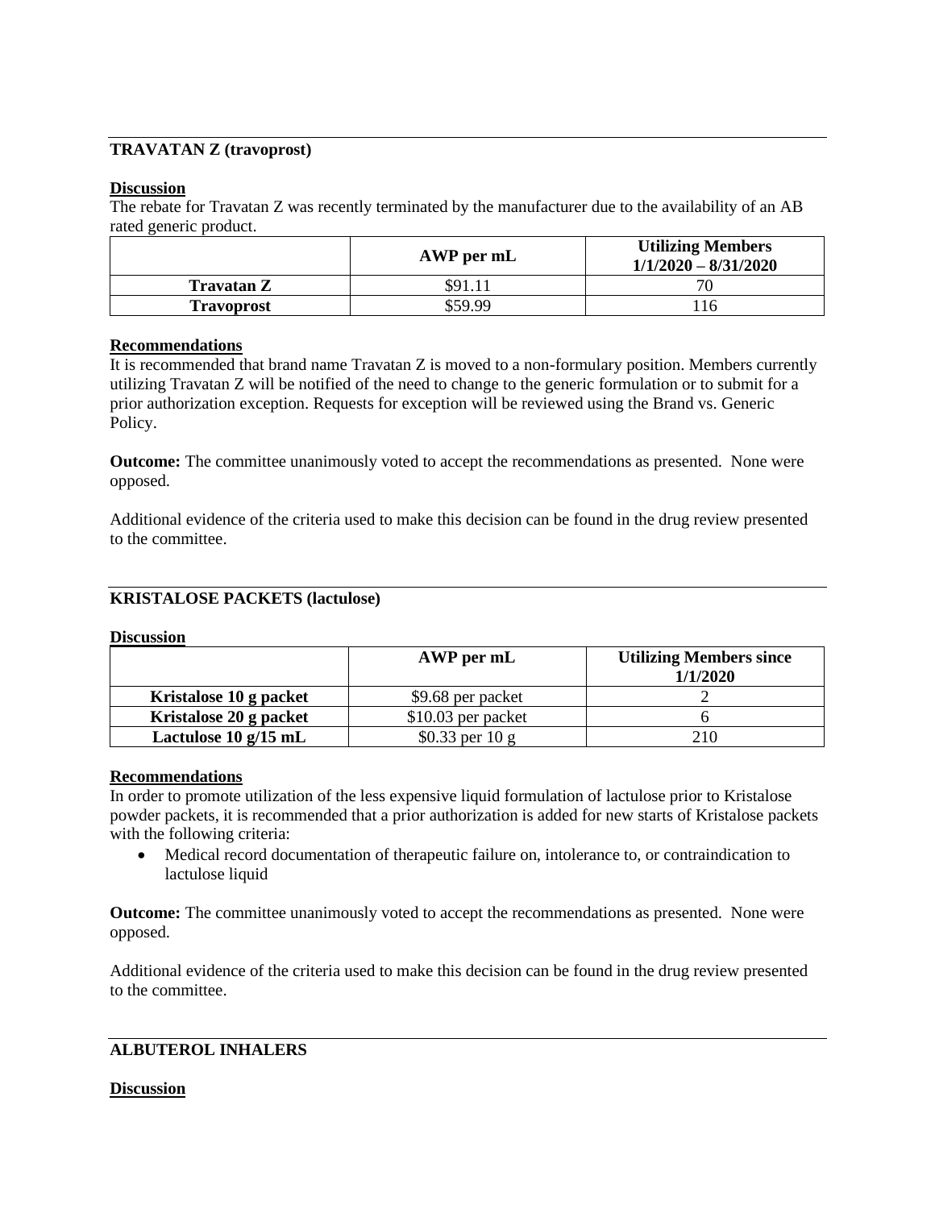## TRAVATAN Z (travoprost)

**Discussion**

The rebate for Travatan Z was recently terminated by the manufacturer due to the availability of an AB rated generic product.

| | AWP per mL | Utilizing Members 1/1/2020 – 8/31/2020 |
|---|---|---|
| **Travatan Z** | $91.11 | 70 |
| **Travoprost** | $59.99 | 116 |

**Recommendations**

It is recommended that brand name Travatan Z is moved to a non-formulary position. Members currently utilizing Travatan Z will be notified of the need to change to the generic formulation or to submit for a prior authorization exception. Requests for exception will be reviewed using the Brand vs. Generic Policy.

**Outcome:** The committee unanimously voted to accept the recommendations as presented. None were opposed.

Additional evidence of the criteria used to make this decision can be found in the drug review presented to the committee.

## KRISTALOSE PACKETS (lactulose)

**Discussion**

| | AWP per mL | Utilizing Members since 1/1/2020 |
|---|---|---|
| **Kristalose 10 g packet** | $9.68 per packet | 2 |
| **Kristalose 20 g packet** | $10.03 per packet | 6 |
| **Lactulose 10 g/15 mL** | $0.33 per 10 g | 210 |

**Recommendations**

In order to promote utilization of the less expensive liquid formulation of lactulose prior to Kristalose powder packets, it is recommended that a prior authorization is added for new starts of Kristalose packets with the following criteria:

- Medical record documentation of therapeutic failure on, intolerance to, or contraindication to lactulose liquid

**Outcome:** The committee unanimously voted to accept the recommendations as presented. None were opposed.

Additional evidence of the criteria used to make this decision can be found in the drug review presented to the committee.

## ALBUTEROL INHALERS

**Discussion**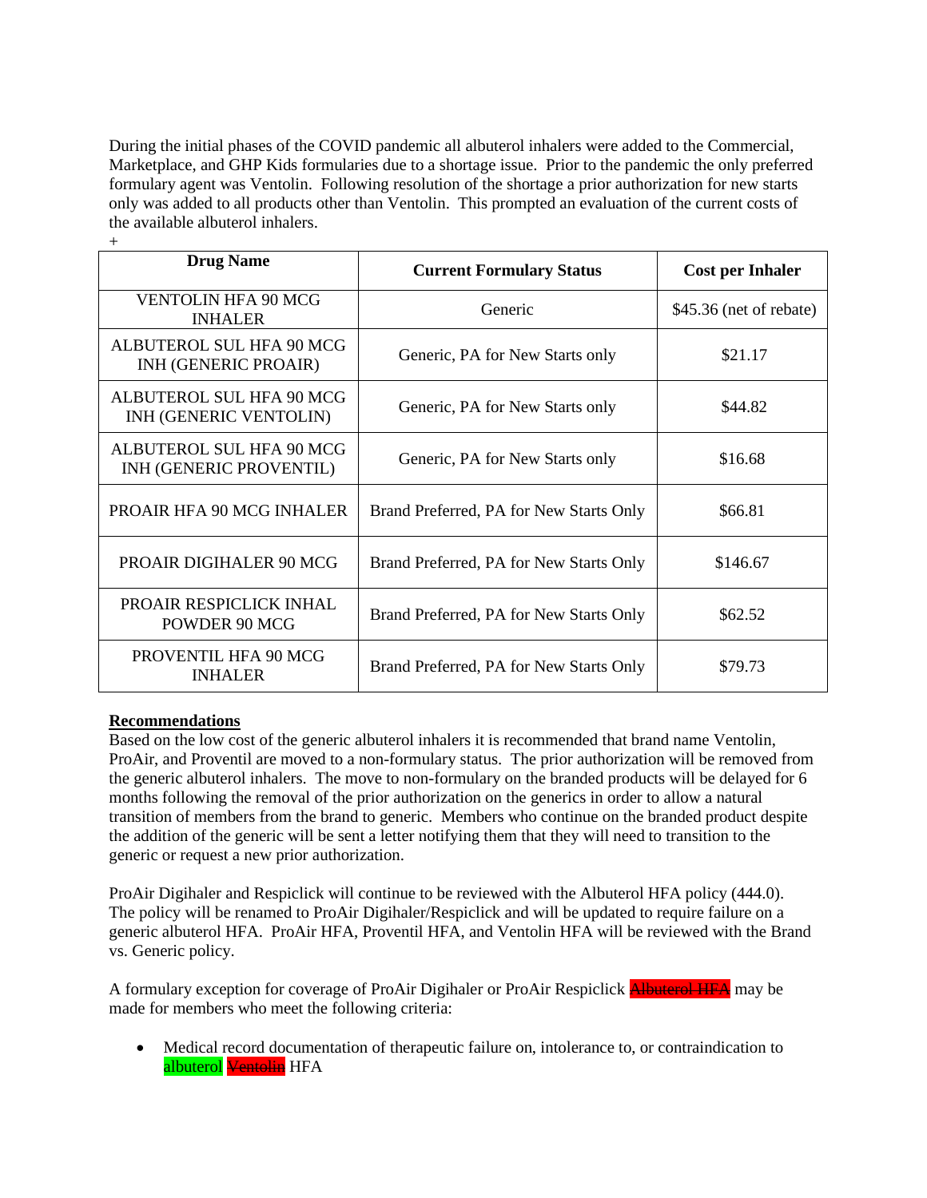During the initial phases of the COVID pandemic all albuterol inhalers were added to the Commercial, Marketplace, and GHP Kids formularies due to a shortage issue. Prior to the pandemic the only preferred formulary agent was Ventolin. Following resolution of the shortage a prior authorization for new starts only was added to all products other than Ventolin. This prompted an evaluation of the current costs of the available albuterol inhalers.

+

| Drug Name | Current Formulary Status | Cost per Inhaler |
|---|---|---|
| VENTOLIN HFA 90 MCG INHALER | Generic | $45.36 (net of rebate) |
| ALBUTEROL SUL HFA 90 MCG INH (GENERIC PROAIR) | Generic, PA for New Starts only | $21.17 |
| ALBUTEROL SUL HFA 90 MCG INH (GENERIC VENTOLIN) | Generic, PA for New Starts only | $44.82 |
| ALBUTEROL SUL HFA 90 MCG INH (GENERIC PROVENTIL) | Generic, PA for New Starts only | $16.68 |
| PROAIR HFA 90 MCG INHALER | Brand Preferred, PA for New Starts Only | $66.81 |
| PROAIR DIGIHALER 90 MCG | Brand Preferred, PA for New Starts Only | $146.67 |
| PROAIR RESPICLICK INHAL POWDER 90 MCG | Brand Preferred, PA for New Starts Only | $62.52 |
| PROVENTIL HFA 90 MCG INHALER | Brand Preferred, PA for New Starts Only | $79.73 |

**Recommendations**

Based on the low cost of the generic albuterol inhalers it is recommended that brand name Ventolin, ProAir, and Proventil are moved to a non-formulary status. The prior authorization will be removed from the generic albuterol inhalers. The move to non-formulary on the branded products will be delayed for 6 months following the removal of the prior authorization on the generics in order to allow a natural transition of members from the brand to generic. Members who continue on the branded product despite the addition of the generic will be sent a letter notifying them that they will need to transition to the generic or request a new prior authorization.

ProAir Digihaler and Respiclick will continue to be reviewed with the Albuterol HFA policy (444.0). The policy will be renamed to ProAir Digihaler/Respiclick and will be updated to require failure on a generic albuterol HFA. ProAir HFA, Proventil HFA, and Ventolin HFA will be reviewed with the Brand vs. Generic policy.

A formulary exception for coverage of ProAir Digihaler or ProAir Respiclick ~~Albuterol HFA~~ may be made for members who meet the following criteria:

- Medical record documentation of therapeutic failure on, intolerance to, or contraindication to albuterol ~~Ventolin~~ HFA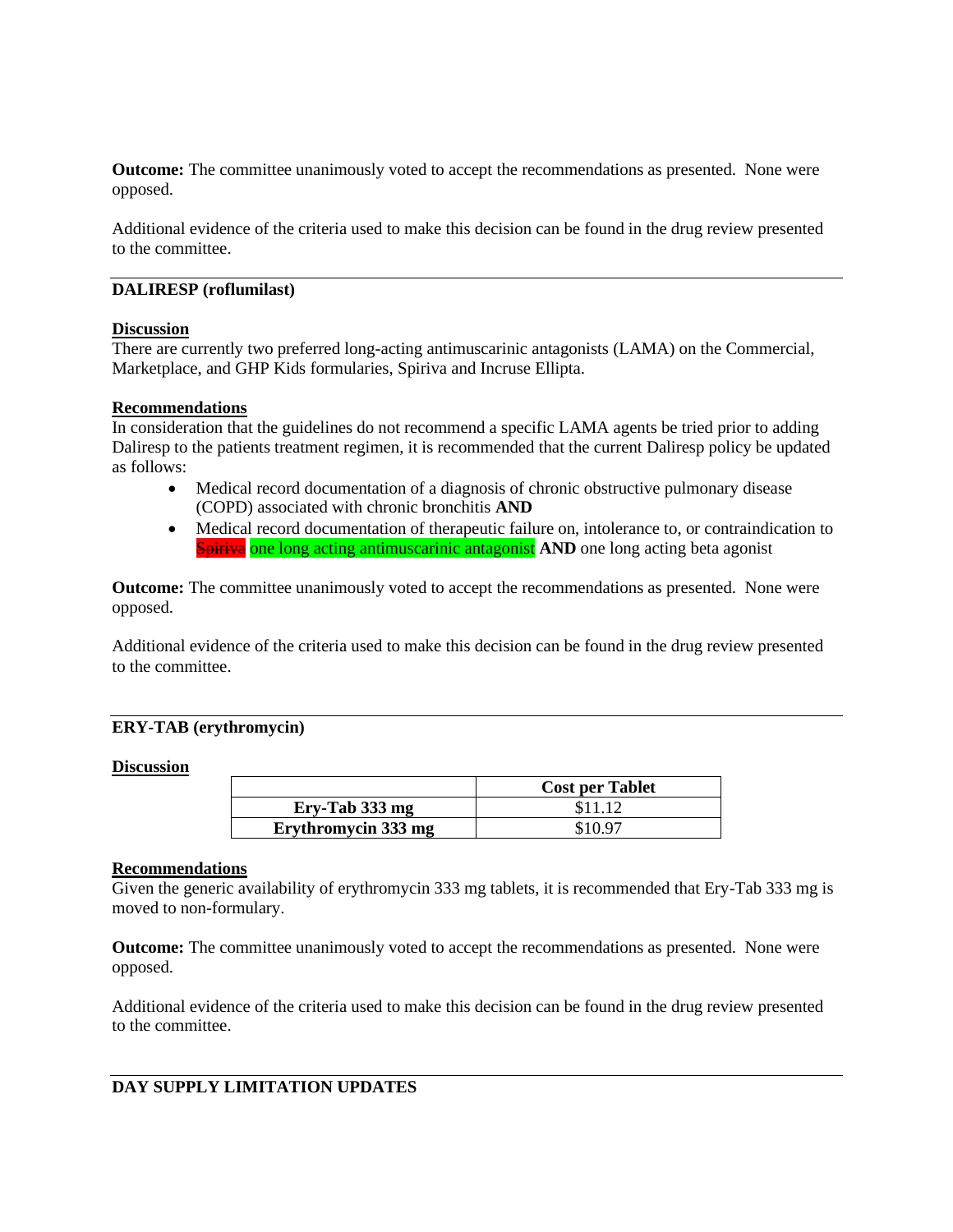**Outcome:** The committee unanimously voted to accept the recommendations as presented. None were opposed.

Additional evidence of the criteria used to make this decision can be found in the drug review presented to the committee.

---

**DALIRESP (roflumilast)**

**Discussion**

There are currently two preferred long-acting antimuscarinic antagonists (LAMA) on the Commercial, Marketplace, and GHP Kids formularies, Spiriva and Incruse Ellipta.

**Recommendations**

In consideration that the guidelines do not recommend a specific LAMA agents be tried prior to adding Daliresp to the patients treatment regimen, it is recommended that the current Daliresp policy be updated as follows:

- Medical record documentation of a diagnosis of chronic obstructive pulmonary disease (COPD) associated with chronic bronchitis **AND**
- Medical record documentation of therapeutic failure on, intolerance to, or contraindication to ~~Spiriva~~ one long acting antimuscarinic antagonist **AND** one long acting beta agonist

**Outcome:** The committee unanimously voted to accept the recommendations as presented. None were opposed.

Additional evidence of the criteria used to make this decision can be found in the drug review presented to the committee.

---

**ERY-TAB (erythromycin)**

**Discussion**

| | Cost per Tablet |
|---|---|
| **Ery-Tab 333 mg** | $11.12 |
| **Erythromycin 333 mg** | $10.97 |

**Recommendations**

Given the generic availability of erythromycin 333 mg tablets, it is recommended that Ery-Tab 333 mg is moved to non-formulary.

**Outcome:** The committee unanimously voted to accept the recommendations as presented. None were opposed.

Additional evidence of the criteria used to make this decision can be found in the drug review presented to the committee.

---

**DAY SUPPLY LIMITATION UPDATES**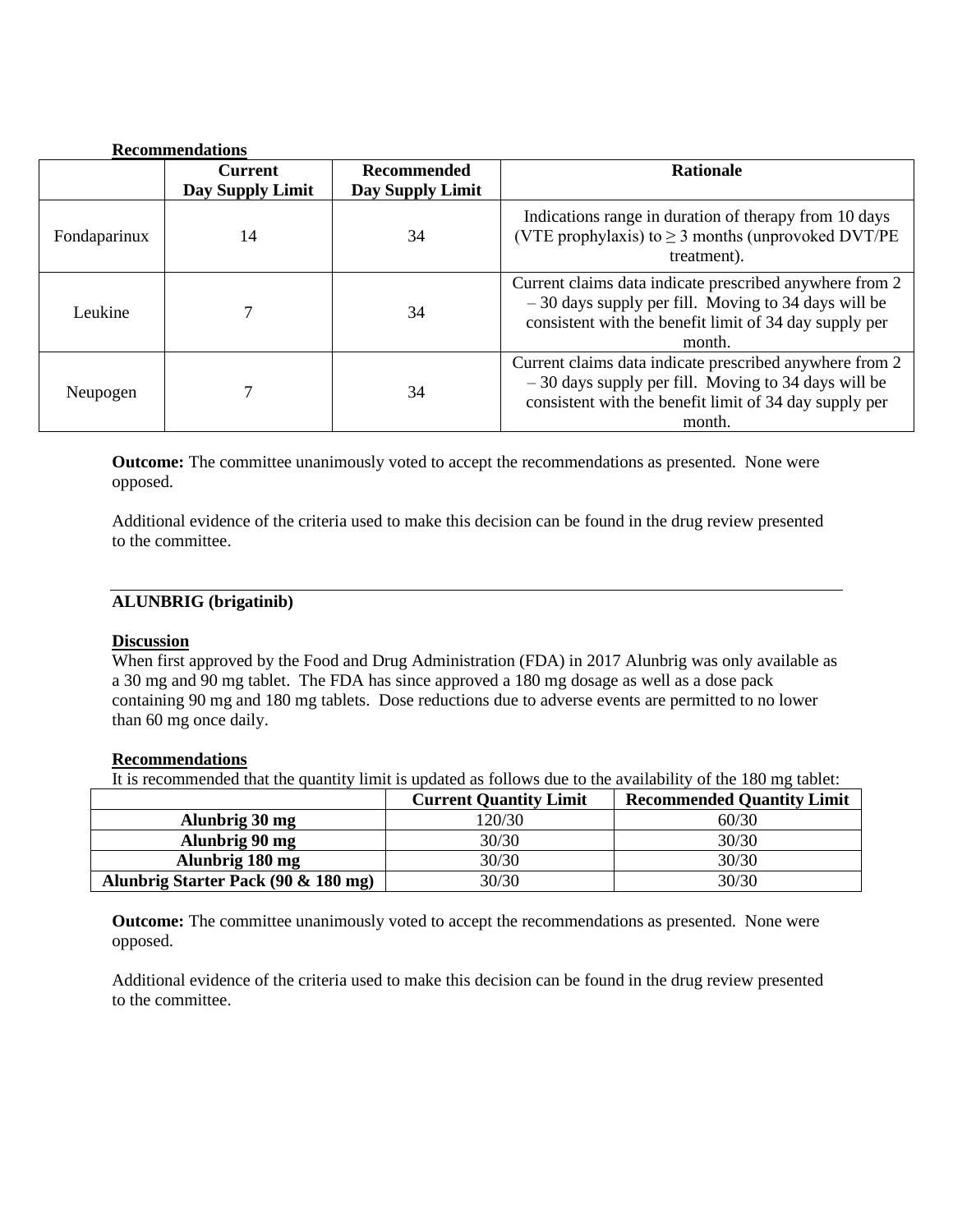**Recommendations**

| | Current Day Supply Limit | Recommended Day Supply Limit | Rationale |
|---|---|---|---|
| Fondaparinux | 14 | 34 | Indications range in duration of therapy from 10 days (VTE prophylaxis) to ≥ 3 months (unprovoked DVT/PE treatment). |
| Leukine | 7 | 34 | Current claims data indicate prescribed anywhere from 2 – 30 days supply per fill. Moving to 34 days will be consistent with the benefit limit of 34 day supply per month. |
| Neupogen | 7 | 34 | Current claims data indicate prescribed anywhere from 2 – 30 days supply per fill. Moving to 34 days will be consistent with the benefit limit of 34 day supply per month. |

**Outcome:** The committee unanimously voted to accept the recommendations as presented. None were opposed.

Additional evidence of the criteria used to make this decision can be found in the drug review presented to the committee.

---

**ALUNBRIG (brigatinib)**

**Discussion**

When first approved by the Food and Drug Administration (FDA) in 2017 Alunbrig was only available as a 30 mg and 90 mg tablet. The FDA has since approved a 180 mg dosage as well as a dose pack containing 90 mg and 180 mg tablets. Dose reductions due to adverse events are permitted to no lower than 60 mg once daily.

**Recommendations**

It is recommended that the quantity limit is updated as follows due to the availability of the 180 mg tablet:

| | Current Quantity Limit | Recommended Quantity Limit |
|---|---|---|
| **Alunbrig 30 mg** | 120/30 | 60/30 |
| **Alunbrig 90 mg** | 30/30 | 30/30 |
| **Alunbrig 180 mg** | 30/30 | 30/30 |
| **Alunbrig Starter Pack (90 & 180 mg)** | 30/30 | 30/30 |

**Outcome:** The committee unanimously voted to accept the recommendations as presented. None were opposed.

Additional evidence of the criteria used to make this decision can be found in the drug review presented to the committee.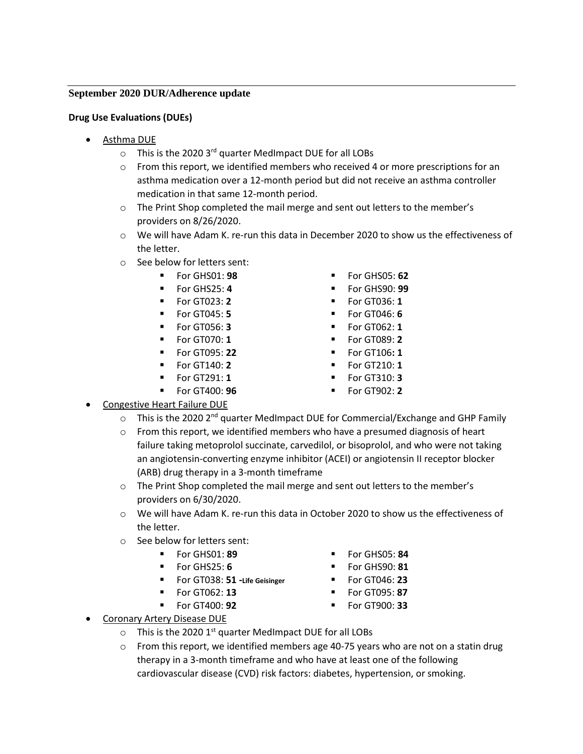## September 2020 DUR/Adherence update

**Drug Use Evaluations (DUEs)**

- Asthma DUE
  - This is the 2020 3rd quarter MedImpact DUE for all LOBs
  - From this report, we identified members who received 4 or more prescriptions for an asthma medication over a 12-month period but did not receive an asthma controller medication in that same 12-month period.
  - The Print Shop completed the mail merge and sent out letters to the member's providers on 8/26/2020.
  - We will have Adam K. re-run this data in December 2020 to show us the effectiveness of the letter.
  - See below for letters sent:
    - For GHS01: **98**
    - For GHS05: **62**
    - For GHS25: **4**
    - For GHS90: **99**
    - For GT023: **2**
    - For GT036: **1**
    - For GT045: **5**
    - For GT046: **6**
    - For GT056: **3**
    - For GT062: **1**
    - For GT070: **1**
    - For GT089: **2**
    - For GT095: **22**
    - For GT106**: 1**
    - For GT140: **2**
    - For GT210: **1**
    - For GT291: **1**
    - For GT310: **3**
    - For GT400: **96**
    - For GT902: **2**
- Congestive Heart Failure DUE
  - This is the 2020 2nd quarter MedImpact DUE for Commercial/Exchange and GHP Family
  - From this report, we identified members who have a presumed diagnosis of heart failure taking metoprolol succinate, carvedilol, or bisoprolol, and who were not taking an angiotensin-converting enzyme inhibitor (ACEI) or angiotensin II receptor blocker (ARB) drug therapy in a 3-month timeframe
  - The Print Shop completed the mail merge and sent out letters to the member's providers on 6/30/2020.
  - We will have Adam K. re-run this data in October 2020 to show us the effectiveness of the letter.
  - See below for letters sent:
    - For GHS01: **89**
    - For GHS05: **84**
    - For GHS25: **6**
    - For GHS90: **81**
    - For GT038: **51 -Life Geisinger**
    - For GT046: **23**
    - For GT062: **13**
    - For GT095: **87**
    - For GT400: **92**
    - For GT900: **33**
- Coronary Artery Disease DUE
  - This is the 2020 1st quarter MedImpact DUE for all LOBs
  - From this report, we identified members age 40-75 years who are not on a statin drug therapy in a 3-month timeframe and who have at least one of the following cardiovascular disease (CVD) risk factors: diabetes, hypertension, or smoking.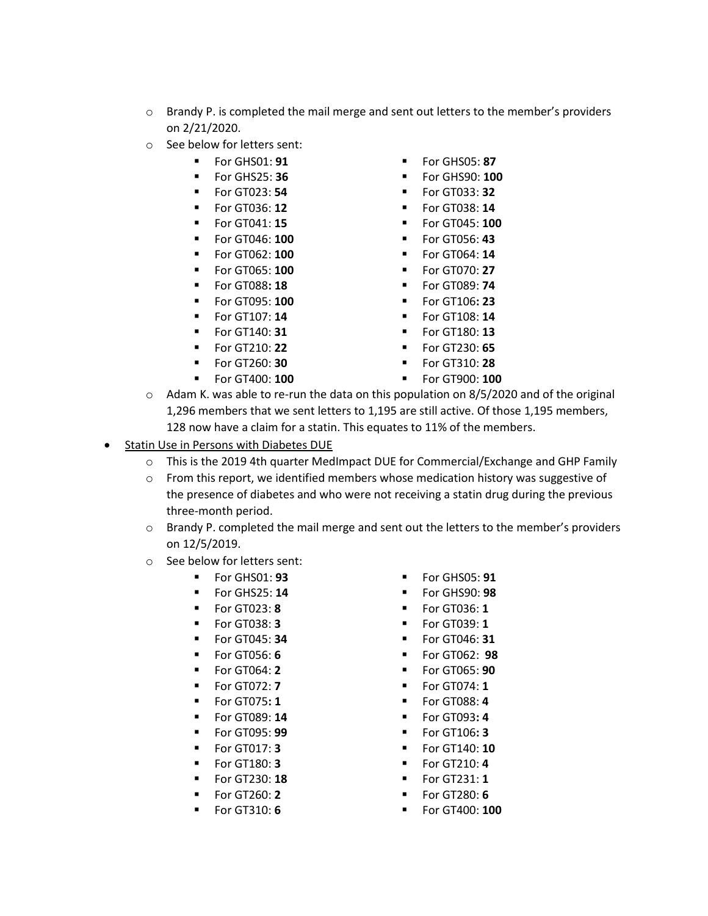- Brandy P. is completed the mail merge and sent out letters to the member's providers on 2/21/2020.
- See below for letters sent:
  - For GHS01: **91**
  - For GHS05: **87**
  - For GHS25: **36**
  - For GHS90: **100**
  - For GT023: **54**
  - For GT033: **32**
  - For GT036: **12**
  - For GT038: **14**
  - For GT041: **15**
  - For GT045: **100**
  - For GT046: **100**
  - For GT056: **43**
  - For GT062: **100**
  - For GT064: **14**
  - For GT065: **100**
  - For GT070: **27**
  - For GT088**: 18**
  - For GT089: **74**
  - For GT095: **100**
  - For GT106**: 23**
  - For GT107: **14**
  - For GT108: **14**
  - For GT140: **31**
  - For GT180: **13**
  - For GT210: **22**
  - For GT230: **65**
  - For GT260: **30**
  - For GT310: **28**
  - For GT400: **100**
  - For GT900: **100**
- Adam K. was able to re-run the data on this population on 8/5/2020 and of the original 1,296 members that we sent letters to 1,195 are still active. Of those 1,195 members, 128 now have a claim for a statin. This equates to 11% of the members.

- Statin Use in Persons with Diabetes DUE
  - This is the 2019 4th quarter MedImpact DUE for Commercial/Exchange and GHP Family
  - From this report, we identified members whose medication history was suggestive of the presence of diabetes and who were not receiving a statin drug during the previous three-month period.
  - Brandy P. completed the mail merge and sent out the letters to the member's providers on 12/5/2019.
  - See below for letters sent:
    - For GHS01: **93**
    - For GHS05: **91**
    - For GHS25: **14**
    - For GHS90: **98**
    - For GT023: **8**
    - For GT036: **1**
    - For GT038: **3**
    - For GT039: **1**
    - For GT045: **34**
    - For GT046: **31**
    - For GT056: **6**
    - For GT062: **98**
    - For GT064: **2**
    - For GT065: **90**
    - For GT072: **7**
    - For GT074: **1**
    - For GT075**: 1**
    - For GT088: **4**
    - For GT089: **14**
    - For GT093**: 4**
    - For GT095: **99**
    - For GT106**: 3**
    - For GT017: **3**
    - For GT140: **10**
    - For GT180: **3**
    - For GT210: **4**
    - For GT230: **18**
    - For GT231: **1**
    - For GT260: **2**
    - For GT280: **6**
    - For GT310: **6**
    - For GT400: **100**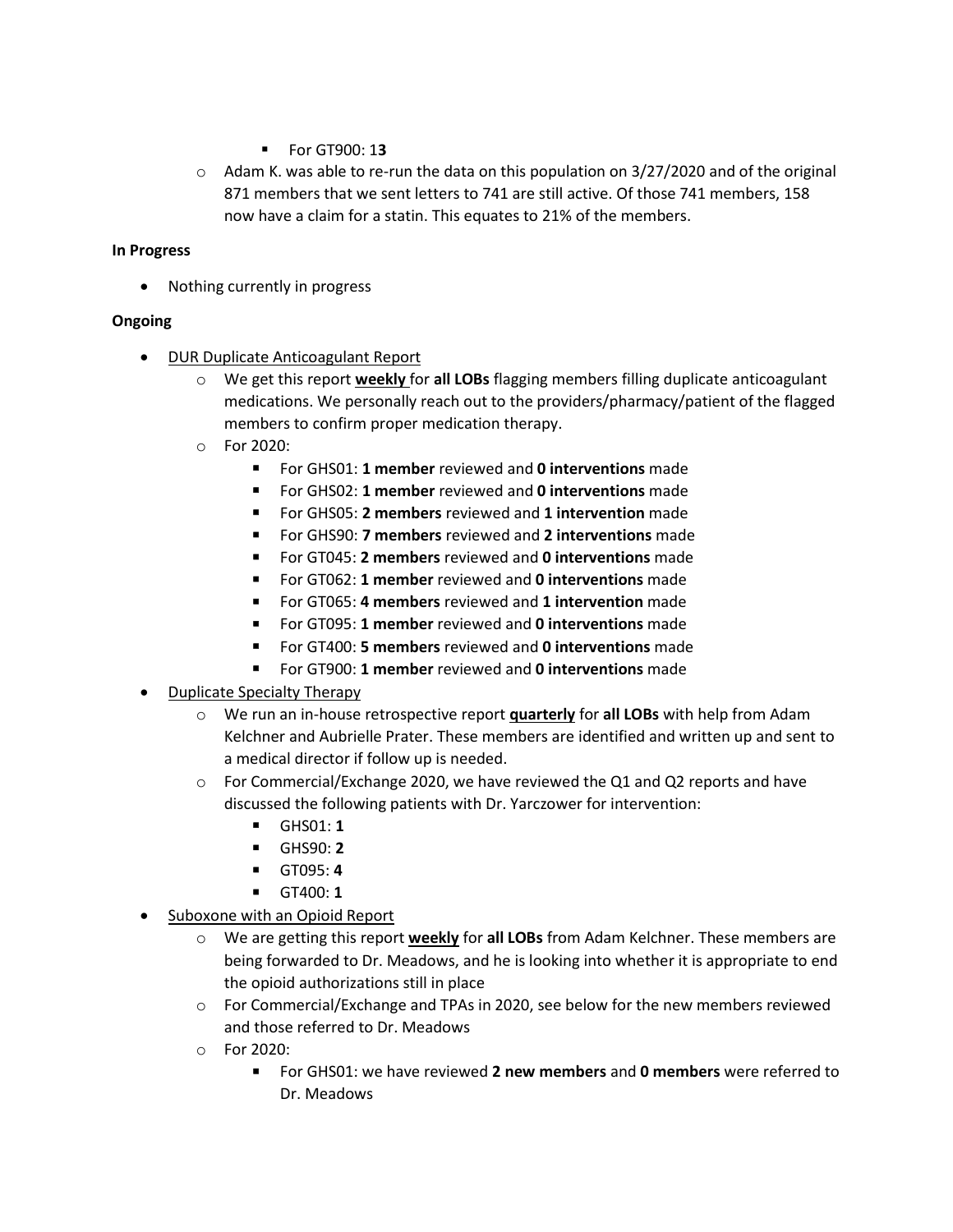- For GT900: 1**3**
  - Adam K. was able to re-run the data on this population on 3/27/2020 and of the original 871 members that we sent letters to 741 are still active. Of those 741 members, 158 now have a claim for a statin. This equates to 21% of the members.

**In Progress**

- Nothing currently in progress

**Ongoing**

- <u>DUR Duplicate Anticoagulant Report</u>
  - We get this report **<u>weekly</u>** for **all LOBs** flagging members filling duplicate anticoagulant medications. We personally reach out to the providers/pharmacy/patient of the flagged members to confirm proper medication therapy.
  - For 2020:
    - For GHS01: **1 member** reviewed and **0 interventions** made
    - For GHS02: **1 member** reviewed and **0 interventions** made
    - For GHS05: **2 members** reviewed and **1 intervention** made
    - For GHS90: **7 members** reviewed and **2 interventions** made
    - For GT045: **2 members** reviewed and **0 interventions** made
    - For GT062: **1 member** reviewed and **0 interventions** made
    - For GT065: **4 members** reviewed and **1 intervention** made
    - For GT095: **1 member** reviewed and **0 interventions** made
    - For GT400: **5 members** reviewed and **0 interventions** made
    - For GT900: **1 member** reviewed and **0 interventions** made
- <u>Duplicate Specialty Therapy</u>
  - We run an in-house retrospective report **<u>quarterly</u>** for **all LOBs** with help from Adam Kelchner and Aubrielle Prater. These members are identified and written up and sent to a medical director if follow up is needed.
  - For Commercial/Exchange 2020, we have reviewed the Q1 and Q2 reports and have discussed the following patients with Dr. Yarczower for intervention:
    - GHS01: **1**
    - GHS90: **2**
    - GT095: **4**
    - GT400: **1**
- <u>Suboxone with an Opioid Report</u>
  - We are getting this report **<u>weekly</u>** for **all LOBs** from Adam Kelchner. These members are being forwarded to Dr. Meadows, and he is looking into whether it is appropriate to end the opioid authorizations still in place
  - For Commercial/Exchange and TPAs in 2020, see below for the new members reviewed and those referred to Dr. Meadows
  - For 2020:
    - For GHS01: we have reviewed **2 new members** and **0 members** were referred to Dr. Meadows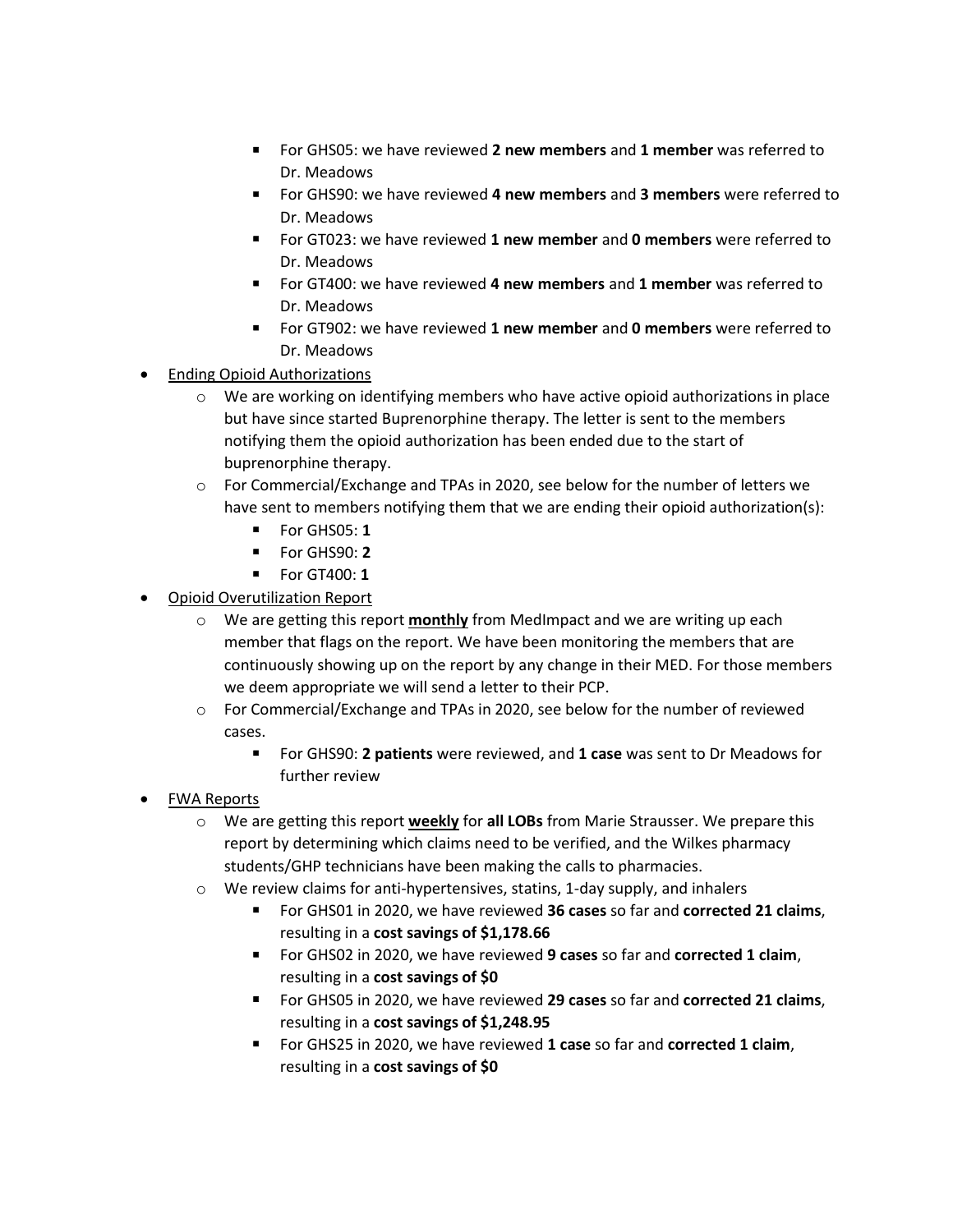- For GHS05: we have reviewed **2 new members** and **1 member** was referred to Dr. Meadows
        - For GHS90: we have reviewed **4 new members** and **3 members** were referred to Dr. Meadows
        - For GT023: we have reviewed **1 new member** and **0 members** were referred to Dr. Meadows
        - For GT400: we have reviewed **4 new members** and **1 member** was referred to Dr. Meadows
        - For GT902: we have reviewed **1 new member** and **0 members** were referred to Dr. Meadows

- <u>Ending Opioid Authorizations</u>
    - We are working on identifying members who have active opioid authorizations in place but have since started Buprenorphine therapy. The letter is sent to the members notifying them the opioid authorization has been ended due to the start of buprenorphine therapy.
    - For Commercial/Exchange and TPAs in 2020, see below for the number of letters we have sent to members notifying them that we are ending their opioid authorization(s):
        - For GHS05: **1**
        - For GHS90: **2**
        - For GT400: **1**
- <u>Opioid Overutilization Report</u>
    - We are getting this report <u>**monthly**</u> from MedImpact and we are writing up each member that flags on the report. We have been monitoring the members that are continuously showing up on the report by any change in their MED. For those members we deem appropriate we will send a letter to their PCP.
    - For Commercial/Exchange and TPAs in 2020, see below for the number of reviewed cases.
        - For GHS90: **2 patients** were reviewed, and **1 case** was sent to Dr Meadows for further review
- <u>FWA Reports</u>
    - We are getting this report <u>**weekly**</u> for **all LOBs** from Marie Strausser. We prepare this report by determining which claims need to be verified, and the Wilkes pharmacy students/GHP technicians have been making the calls to pharmacies.
    - We review claims for anti-hypertensives, statins, 1-day supply, and inhalers
        - For GHS01 in 2020, we have reviewed **36 cases** so far and **corrected 21 claims**, resulting in a **cost savings of $1,178.66**
        - For GHS02 in 2020, we have reviewed **9 cases** so far and **corrected 1 claim**, resulting in a **cost savings of $0**
        - For GHS05 in 2020, we have reviewed **29 cases** so far and **corrected 21 claims**, resulting in a **cost savings of $1,248.95**
        - For GHS25 in 2020, we have reviewed **1 case** so far and **corrected 1 claim**, resulting in a **cost savings of $0**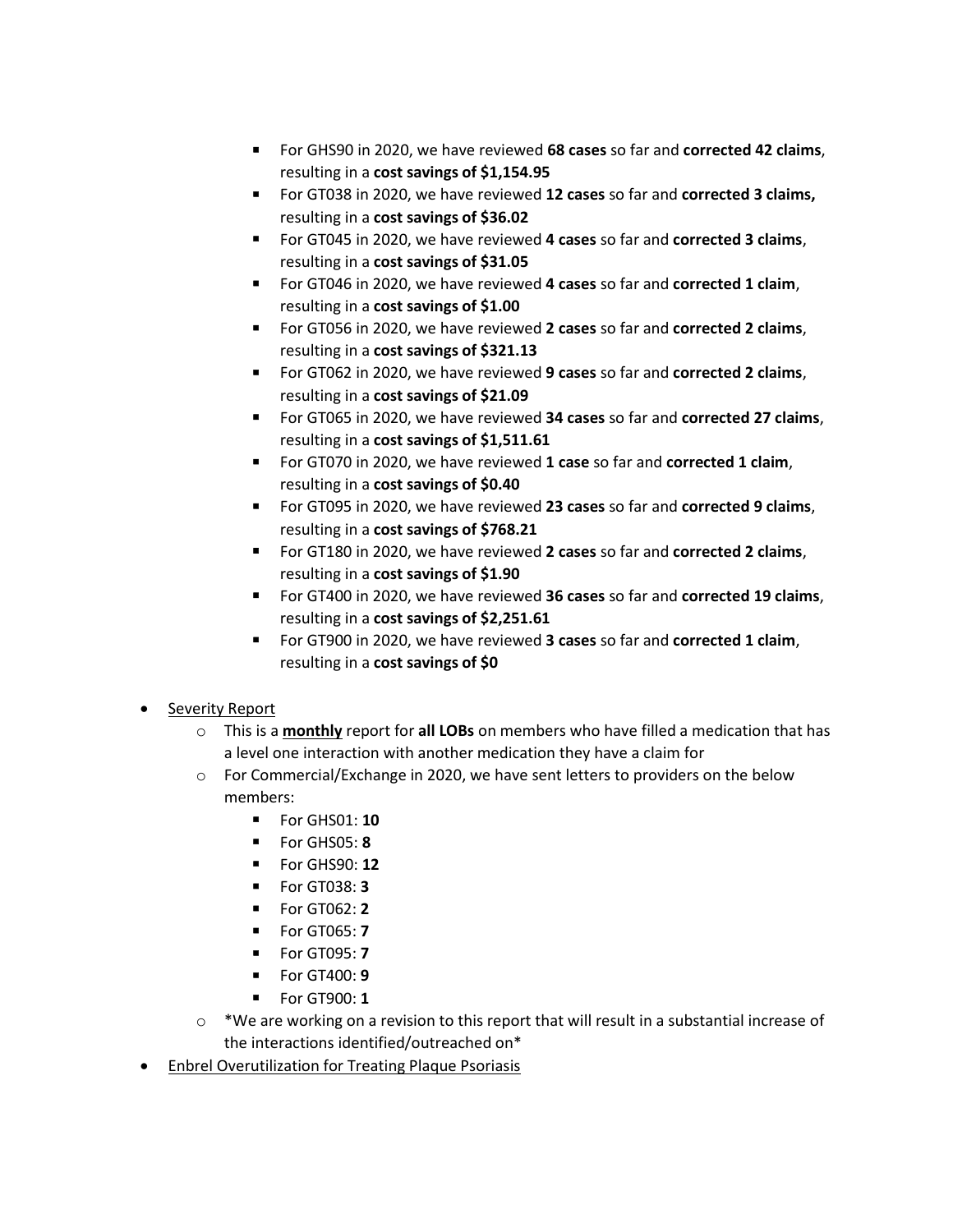- For GHS90 in 2020, we have reviewed **68 cases** so far and **corrected 42 claims**, resulting in a **cost savings of $1,154.95**
        - For GT038 in 2020, we have reviewed **12 cases** so far and **corrected 3 claims,** resulting in a **cost savings of $36.02**
        - For GT045 in 2020, we have reviewed **4 cases** so far and **corrected 3 claims**, resulting in a **cost savings of $31.05**
        - For GT046 in 2020, we have reviewed **4 cases** so far and **corrected 1 claim**, resulting in a **cost savings of $1.00**
        - For GT056 in 2020, we have reviewed **2 cases** so far and **corrected 2 claims**, resulting in a **cost savings of $321.13**
        - For GT062 in 2020, we have reviewed **9 cases** so far and **corrected 2 claims**, resulting in a **cost savings of $21.09**
        - For GT065 in 2020, we have reviewed **34 cases** so far and **corrected 27 claims**, resulting in a **cost savings of $1,511.61**
        - For GT070 in 2020, we have reviewed **1 case** so far and **corrected 1 claim**, resulting in a **cost savings of $0.40**
        - For GT095 in 2020, we have reviewed **23 cases** so far and **corrected 9 claims**, resulting in a **cost savings of $768.21**
        - For GT180 in 2020, we have reviewed **2 cases** so far and **corrected 2 claims**, resulting in a **cost savings of $1.90**
        - For GT400 in 2020, we have reviewed **36 cases** so far and **corrected 19 claims**, resulting in a **cost savings of $2,251.61**
        - For GT900 in 2020, we have reviewed **3 cases** so far and **corrected 1 claim**, resulting in a **cost savings of $0**

- <u>Severity Report</u>
    - This is a **<u>monthly</u>** report for **all LOBs** on members who have filled a medication that has a level one interaction with another medication they have a claim for
    - For Commercial/Exchange in 2020, we have sent letters to providers on the below members:
        - For GHS01: **10**
        - For GHS05: **8**
        - For GHS90: **12**
        - For GT038: **3**
        - For GT062: **2**
        - For GT065: **7**
        - For GT095: **7**
        - For GT400: **9**
        - For GT900: **1**
    - *We are working on a revision to this report that will result in a substantial increase of the interactions identified/outreached on*
- <u>Enbrel Overutilization for Treating Plaque Psoriasis</u>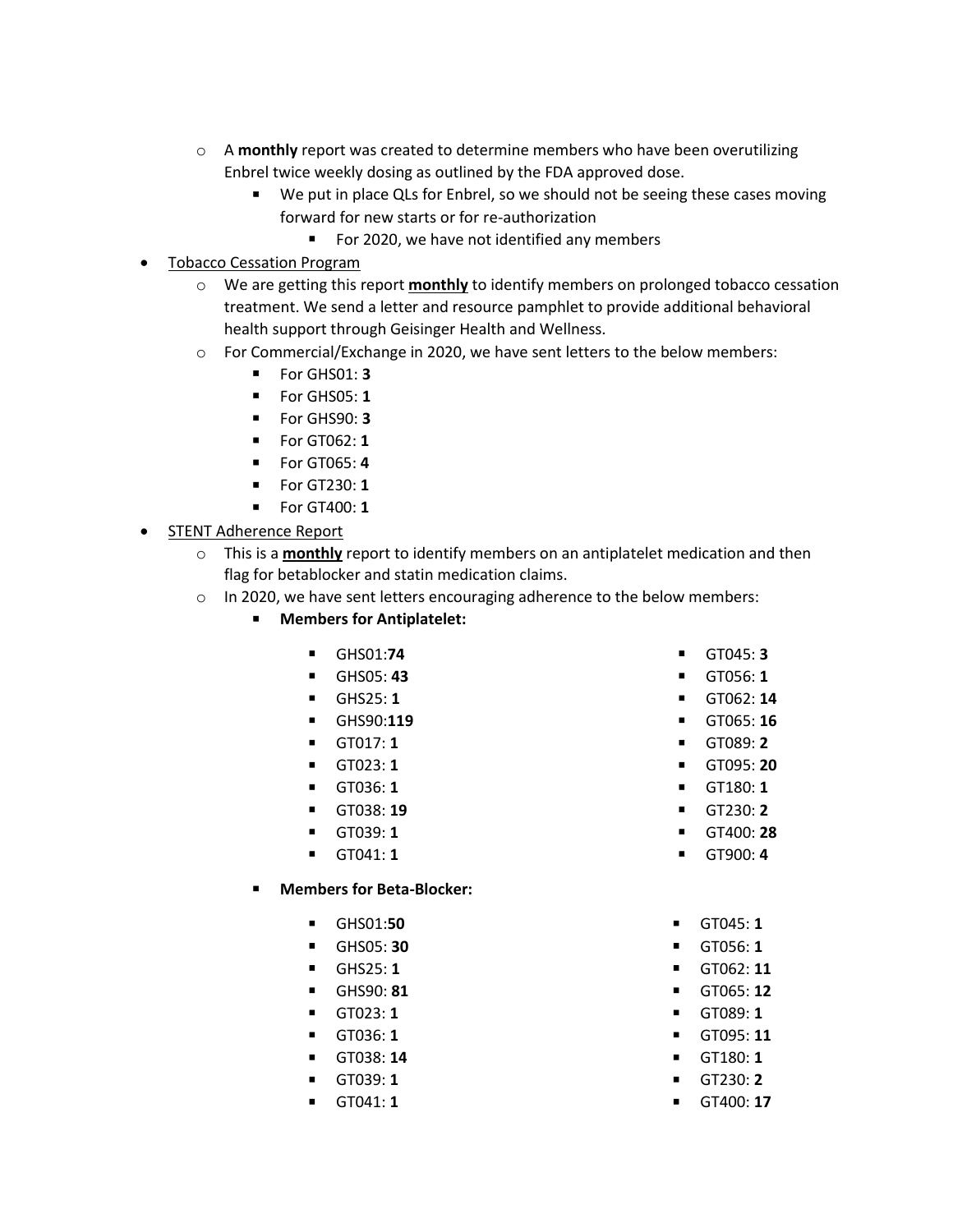- A **monthly** report was created to determine members who have been overutilizing Enbrel twice weekly dosing as outlined by the FDA approved dose.
  - We put in place QLs for Enbrel, so we should not be seeing these cases moving forward for new starts or for re-authorization
    - For 2020, we have not identified any members

- <u>Tobacco Cessation Program</u>
  - We are getting this report <u>**monthly**</u> to identify members on prolonged tobacco cessation treatment. We send a letter and resource pamphlet to provide additional behavioral health support through Geisinger Health and Wellness.
  - For Commercial/Exchange in 2020, we have sent letters to the below members:
    - For GHS01: **3**
    - For GHS05: **1**
    - For GHS90: **3**
    - For GT062: **1**
    - For GT065: **4**
    - For GT230: **1**
    - For GT400: **1**

- <u>STENT Adherence Report</u>
  - This is a <u>**monthly**</u> report to identify members on an antiplatelet medication and then flag for betablocker and statin medication claims.
  - In 2020, we have sent letters encouraging adherence to the below members:
    - **Members for Antiplatelet:**
      - GHS01:**74**
      - GHS05: **43**
      - GHS25: **1**
      - GHS90:**119**
      - GT017: **1**
      - GT023: **1**
      - GT036: **1**
      - GT038: **19**
      - GT039: **1**
      - GT041: **1**
      - GT045: **3**
      - GT056: **1**
      - GT062: **14**
      - GT065: **16**
      - GT089: **2**
      - GT095: **20**
      - GT180: **1**
      - GT230: **2**
      - GT400: **28**
      - GT900: **4**
    - **Members for Beta-Blocker:**
      - GHS01:**50**
      - GHS05: **30**
      - GHS25: **1**
      - GHS90: **81**
      - GT023: **1**
      - GT036: **1**
      - GT038: **14**
      - GT039: **1**
      - GT041: **1**
      - GT045: **1**
      - GT056: **1**
      - GT062: **11**
      - GT065: **12**
      - GT089: **1**
      - GT095: **11**
      - GT180: **1**
      - GT230: **2**
      - GT400: **17**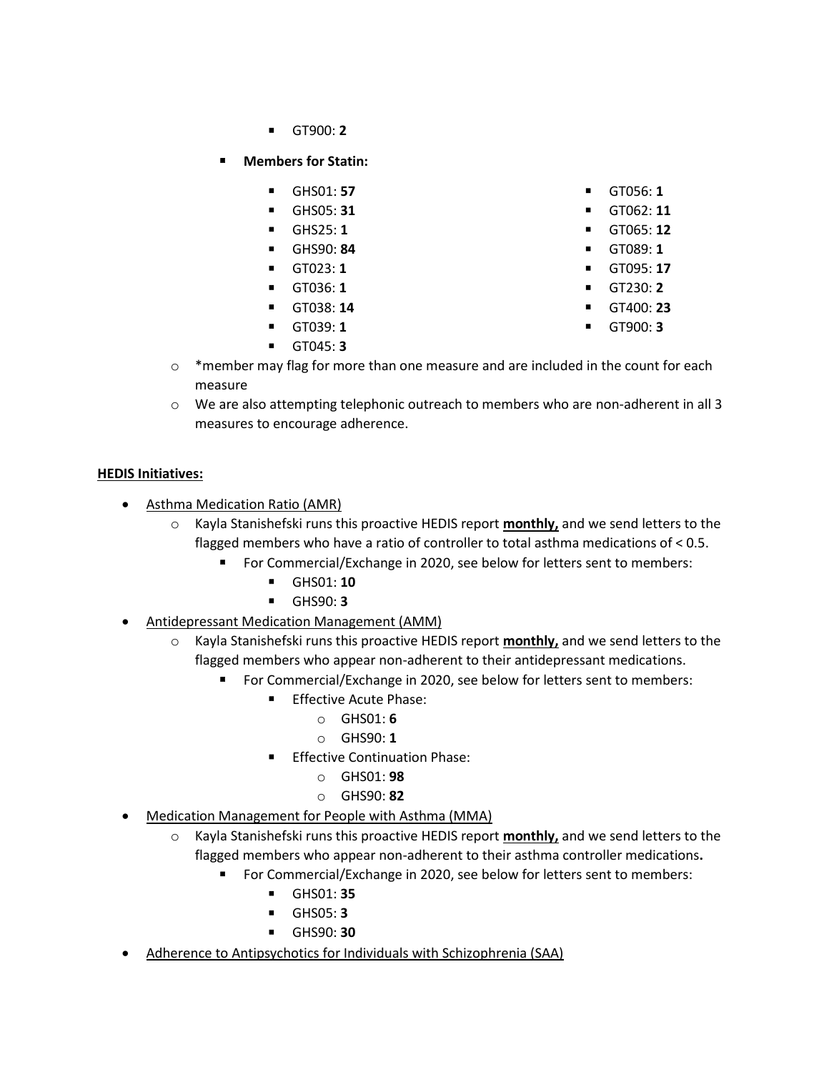- GT900: **2**
- **Members for Statin:**
  - GHS01: **57**
  - GHS05: **31**
  - GHS25: **1**
  - GHS90: **84**
  - GT023: **1**
  - GT036: **1**
  - GT038: **14**
  - GT039: **1**
  - GT045: **3**
  - GT056: **1**
  - GT062: **11**
  - GT065: **12**
  - GT089: **1**
  - GT095: **17**
  - GT230: **2**
  - GT400: **23**
  - GT900: **3**
- *member may flag for more than one measure and are included in the count for each measure
- We are also attempting telephonic outreach to members who are non-adherent in all 3 measures to encourage adherence.

**<u>HEDIS Initiatives:</u>**

- <u>Asthma Medication Ratio (AMR)</u>
  - Kayla Stanishefski runs this proactive HEDIS report **<u>monthly,</u>** and we send letters to the flagged members who have a ratio of controller to total asthma medications of < 0.5.
    - For Commercial/Exchange in 2020, see below for letters sent to members:
      - GHS01: **10**
      - GHS90: **3**
- <u>Antidepressant Medication Management (AMM)</u>
  - Kayla Stanishefski runs this proactive HEDIS report **<u>monthly,</u>** and we send letters to the flagged members who appear non-adherent to their antidepressant medications.
    - For Commercial/Exchange in 2020, see below for letters sent to members:
      - Effective Acute Phase:
        - GHS01: **6**
        - GHS90: **1**
      - Effective Continuation Phase:
        - GHS01: **98**
        - GHS90: **82**
- <u>Medication Management for People with Asthma (MMA)</u>
  - Kayla Stanishefski runs this proactive HEDIS report **<u>monthly,</u>** and we send letters to the flagged members who appear non-adherent to their asthma controller medications**.**
    - For Commercial/Exchange in 2020, see below for letters sent to members:
      - GHS01: **35**
      - GHS05: **3**
      - GHS90: **30**
- <u>Adherence to Antipsychotics for Individuals with Schizophrenia (SAA)</u>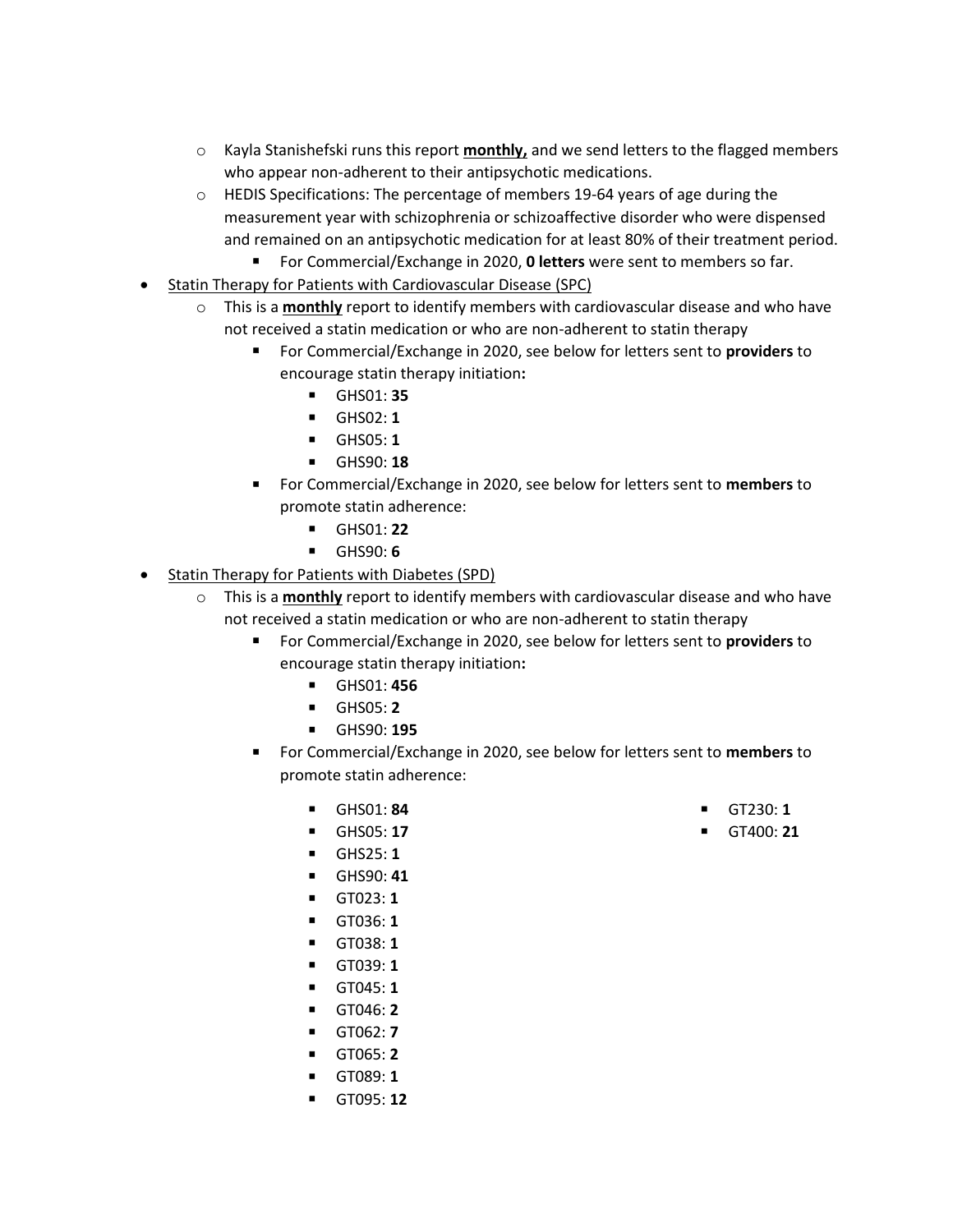- Kayla Stanishefski runs this report **monthly,** and we send letters to the flagged members who appear non-adherent to their antipsychotic medications.
- HEDIS Specifications: The percentage of members 19-64 years of age during the measurement year with schizophrenia or schizoaffective disorder who were dispensed and remained on an antipsychotic medication for at least 80% of their treatment period.
    - For Commercial/Exchange in 2020, **0 letters** were sent to members so far.

- Statin Therapy for Patients with Cardiovascular Disease (SPC)
    - This is a **monthly** report to identify members with cardiovascular disease and who have not received a statin medication or who are non-adherent to statin therapy
        - For Commercial/Exchange in 2020, see below for letters sent to **providers** to encourage statin therapy initiation**:**
            - GHS01: **35**
            - GHS02: **1**
            - GHS05: **1**
            - GHS90: **18**
        - For Commercial/Exchange in 2020, see below for letters sent to **members** to promote statin adherence:
            - GHS01: **22**
            - GHS90: **6**
- Statin Therapy for Patients with Diabetes (SPD)
    - This is a **monthly** report to identify members with cardiovascular disease and who have not received a statin medication or who are non-adherent to statin therapy
        - For Commercial/Exchange in 2020, see below for letters sent to **providers** to encourage statin therapy initiation**:**
            - GHS01: **456**
            - GHS05: **2**
            - GHS90: **195**
        - For Commercial/Exchange in 2020, see below for letters sent to **members** to promote statin adherence:
            - GHS01: **84**
            - GHS05: **17**
            - GHS25: **1**
            - GHS90: **41**
            - GT023: **1**
            - GT036: **1**
            - GT038: **1**
            - GT039: **1**
            - GT045: **1**
            - GT046: **2**
            - GT062: **7**
            - GT065: **2**
            - GT089: **1**
            - GT095: **12**
            - GT230: **1**
            - GT400: **21**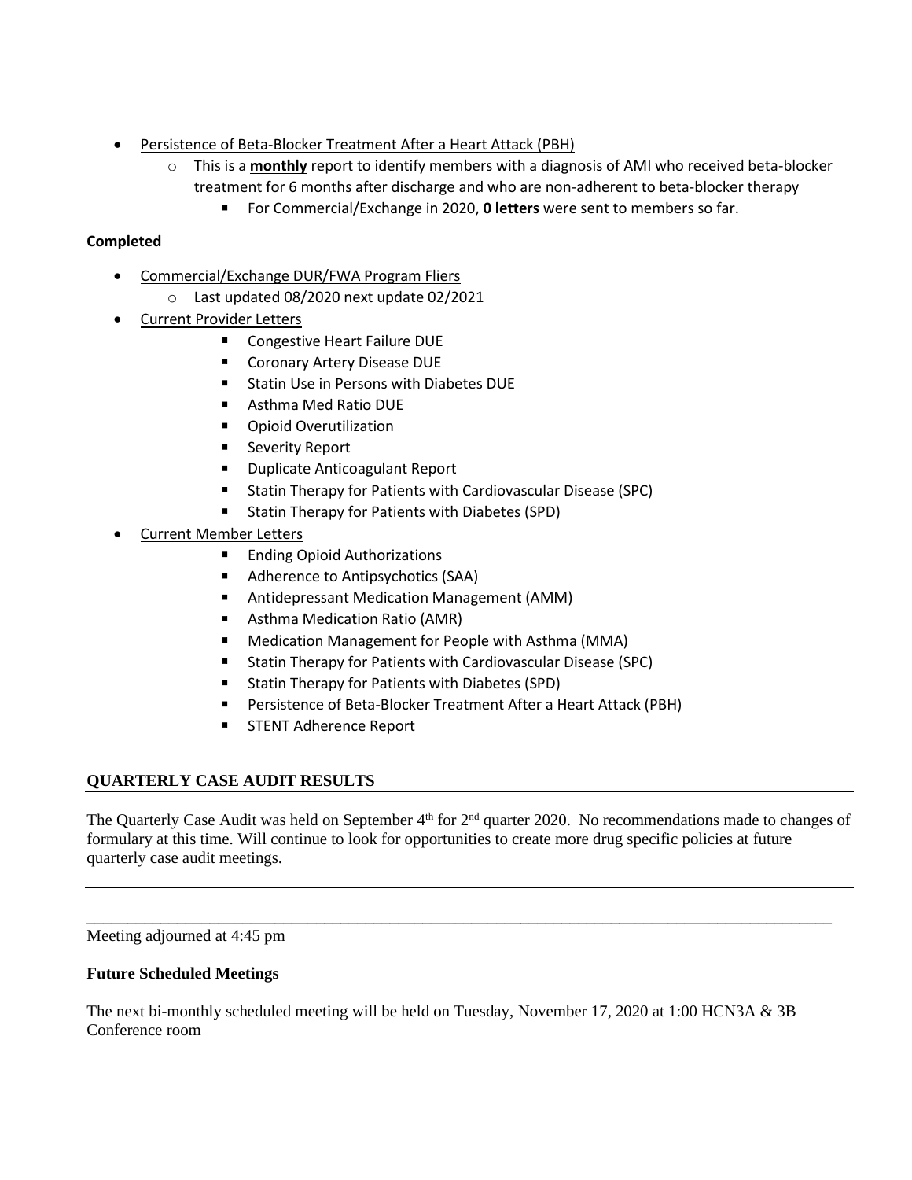- Persistence of Beta-Blocker Treatment After a Heart Attack (PBH)
    - This is a **monthly** report to identify members with a diagnosis of AMI who received beta-blocker treatment for 6 months after discharge and who are non-adherent to beta-blocker therapy
        - For Commercial/Exchange in 2020, **0 letters** were sent to members so far.

**Completed**

- Commercial/Exchange DUR/FWA Program Fliers
    - Last updated 08/2020 next update 02/2021
- Current Provider Letters
    - Congestive Heart Failure DUE
    - Coronary Artery Disease DUE
    - Statin Use in Persons with Diabetes DUE
    - Asthma Med Ratio DUE
    - Opioid Overutilization
    - Severity Report
    - Duplicate Anticoagulant Report
    - Statin Therapy for Patients with Cardiovascular Disease (SPC)
    - Statin Therapy for Patients with Diabetes (SPD)
- Current Member Letters
    - Ending Opioid Authorizations
    - Adherence to Antipsychotics (SAA)
    - Antidepressant Medication Management (AMM)
    - Asthma Medication Ratio (AMR)
    - Medication Management for People with Asthma (MMA)
    - Statin Therapy for Patients with Cardiovascular Disease (SPC)
    - Statin Therapy for Patients with Diabetes (SPD)
    - Persistence of Beta-Blocker Treatment After a Heart Attack (PBH)
    - STENT Adherence Report

## QUARTERLY CASE AUDIT RESULTS

The Quarterly Case Audit was held on September 4th for 2nd quarter 2020. No recommendations made to changes of formulary at this time. Will continue to look for opportunities to create more drug specific policies at future quarterly case audit meetings.

---

Meeting adjourned at 4:45 pm

**Future Scheduled Meetings**

The next bi-monthly scheduled meeting will be held on Tuesday, November 17, 2020 at 1:00 HCN3A & 3B Conference room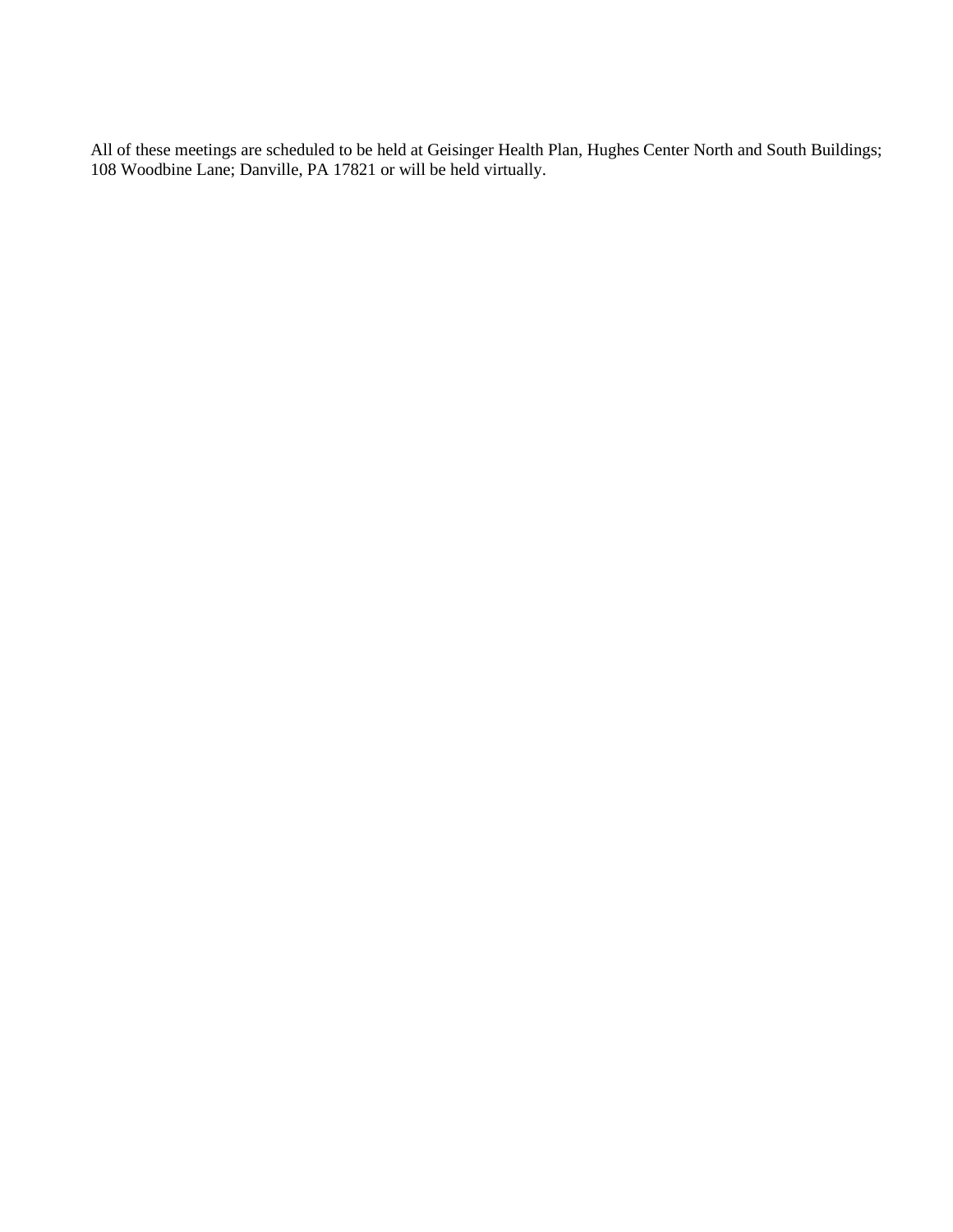All of these meetings are scheduled to be held at Geisinger Health Plan, Hughes Center North and South Buildings; 108 Woodbine Lane; Danville, PA 17821 or will be held virtually.